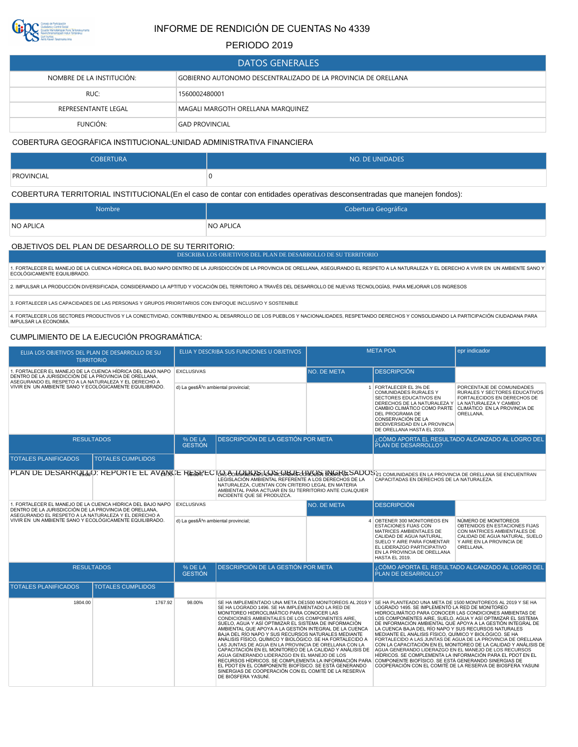# INFORME DE RENDICIÓN DE CUENTAS No 4339

## PERIODO 2019

| DATOS GENERALES | |
|---|---|
| NOMBRE DE LA INSTITUCIÓN: | GOBIERNO AUTONOMO DESCENTRALIZADO DE LA PROVINCIA DE ORELLANA |
| RUC: | 1560002480001 |
| REPRESENTANTE LEGAL | MAGALI MARGOTH ORELLANA MARQUINEZ |
| FUNCIÓN: | GAD PROVINCIAL |

### COBERTURA GEOGRÁFICA INSTITUCIONAL:UNIDAD ADMINISTRATIVA FINANCIERA

| COBERTURA | NO. DE UNIDADES |
|---|---|
| PROVINCIAL | 0 |

### COBERTURA TERRITORIAL INSTITUCIONAL(En el caso de contar con entidades operativas desconsentradas que manejen fondos):

| Nombre | Cobertura Geográfica |
|---|---|
| NO APLICA | NO APLICA |

### OBJETIVOS DEL PLAN DE DESARROLLO DE SU TERRITORIO:

| DESCRIBA LOS OBJETIVOS DEL PLAN DE DESARROLLO DE SU TERRITORIO |
|---|
| 1. FORTALECER EL MANEJO DE LA CUENCA HÍDRICA DEL BAJO NAPO DENTRO DE LA JURISDICCIÓN DE LA PROVINCIA DE ORELLANA, ASEGURANDO EL RESPETO A LA NATURALEZA Y EL DERECHO A VIVIR EN UN AMBIENTE SANO Y ECOLÓGICAMENTE EQUILIBRADO. |
| 2. IMPULSAR LA PRODUCCIÓN DIVERSIFICADA, CONSIDERANDO LA APTITUD Y VOCACIÓN DEL TERRITORIO A TRAVÉS DEL DESARROLLO DE NUEVAS TECNOLOGÍAS, PARA MEJORAR LOS INGRESOS |
| 3. FORTALECER LAS CAPACIDADES DE LAS PERSONAS Y GRUPOS PRIORITARIOS CON ENFOQUE INCLUSIVO Y SOSTENIBLE |
| 4. FORTALECER LOS SECTORES PRODUCTIVOS Y LA CONECTIVIDAD, CONTRIBUYENDO AL DESARROLLO DE LOS PUEBLOS Y NACIONALIDADES, RESPETANDO DERECHOS Y CONSOLIDANDO LA PARTICIPACIÓN CIUDADANA PARA IMPULSAR LA ECONOMÍA. |

### CUMPLIMIENTO DE LA EJECUCIÓN PROGRAMÁTICA:

| ELIJA LOS OBJETIVOS DEL PLAN DE DESARROLLO DE SU TERRITORIO | ELIJA Y DESCRIBA SUS FUNCIONES U OBJETIVOS | META POA | | epr indicador |
|---|---|---|---|---|
| 1. FORTALECER EL MANEJO DE LA CUENCA HÍDRICA DEL BAJO NAPO DENTRO DE LA JURISDICCIÓN DE LA PROVINCIA DE ORELLANA, ASEGURANDO EL RESPETO A LA NATURALEZA Y EL DERECHO A VIVIR EN UN AMBIENTE SANO Y ECOLÓGICAMENTE EQUILIBRADO. | EXCLUSIVAS | NO. DE META | DESCRIPCIÓN | |
| | d) La gestiÃ³n ambiental provincial; | 1 | FORTALECER EL 3% DE COMUNIDADES RURALES Y SECTORES EDUCATIVOS EN DERECHOS DE LA NATURALEZA Y CAMBIO CLIMÁTICO COMO PARTE DEL PROGRAMA DE CONSERVACIÓN DE LA BIODIVERSIDAD EN LA PROVINCIA DE ORELLANA HASTA EL 2019. | PORCENTAJE DE COMUNIDADES RURALES Y SECTORES EDUCATIVOS FORTALECIDOS EN DERECHOS DE LA NATURALEZA Y CAMBIO CLIMÁTICO EN LA PROVINCIA DE ORELLANA. |

| RESULTADOS | | % DE LA GESTIÓN | DESCRIPCIÓN DE LA GESTIÓN POR META | ¿CÓMO APORTA EL RESULTADO ALCANZADO AL LOGRO DEL PLAN DE DESARROLLO? |
|---|---|---|---|---|
| TOTALES PLANIFICADOS | TOTALES CUMPLIDOS | | | |
| 3.00 | 2.70 | 90.00% | LAS COMUNIDADES CAPACITADAS CONOCEN SOBRE LA LEGISLACIÓN AMBIENTAL REFERENTE A LOS DERECHOS DE LA NATURALEZA, CUENTAN CON CRITERIO LEGAL EN MATERIA AMBIENTAL PARA ACTUAR EN SU TERRITORIO ANTE CUALQUIER INCIDENTE QUE SE PRODUZCA. | 21 COMUNIDADES EN LA PROVINCIA DE ORELLANA SE ENCUENTRAN CAPACITADAS EN DERECHOS DE LA NATURALEZA. |

PLAN DE DESARROLLO: REPORTE EL AVANCE RESPECTO A TODOS LOS OBJETIVOS INGRESADOS

| ELIJA LOS OBJETIVOS DEL PLAN DE DESARROLLO DE SU TERRITORIO | ELIJA Y DESCRIBA SUS FUNCIONES U OBJETIVOS | META POA | | epr indicador |
|---|---|---|---|---|
| 1. FORTALECER EL MANEJO DE LA CUENCA HÍDRICA DEL BAJO NAPO DENTRO DE LA JURISDICCIÓN DE LA PROVINCIA DE ORELLANA, ASEGURANDO EL RESPETO A LA NATURALEZA Y EL DERECHO A VIVIR EN UN AMBIENTE SANO Y ECOLÓGICAMENTE EQUILIBRADO. | EXCLUSIVAS | NO. DE META | DESCRIPCIÓN | |
| | d) La gestiÃ³n ambiental provincial; | 4 | OBTENER 300 MONITOREOS EN ESTACIONES FIJAS CON MATRICES AMBIENTALES DE CALIDAD DE AGUA NATURAL, SUELO Y AIRE PARA FOMENTAR EL LIDERAZGO PARTICIPATIVO EN LA PROVINCIA DE ORELLANA HASTA EL 2019. | NÚMERO DE MONITOREOS OBTENIDOS EN ESTACIONES FIJAS CON MATRICES AMBIENTALES DE CALIDAD DE AGUA NATURAL, SUELO Y AIRE EN LA PROVINCIA DE ORELLANA. |

| RESULTADOS | | % DE LA GESTIÓN | DESCRIPCIÓN DE LA GESTIÓN POR META | ¿CÓMO APORTA EL RESULTADO ALCANZADO AL LOGRO DEL PLAN DE DESARROLLO? |
|---|---|---|---|---|
| TOTALES PLANIFICADOS | TOTALES CUMPLIDOS | | | |
| 1804.00 | 1767.92 | 98.00% | SE HA IMPLEMENTADO UNA META DE1500 MONITOREOS AL 2019 Y SE HA LOGRADO 1496. SE HA IMPLEMENTADO LA RED DE MONITOREO HIDROCLIMÁTICO PARA CONOCER LAS CONDICIONES AMBIENTALES DE LOS COMPONENTES AIRE, SUELO, AGUA Y ASÍ OPTIMIZAR EL SISTEMA DE INFORMACIÓN AMBIENTAL QUE APOYA A LA GESTIÓN INTEGRAL DE LA CUENCA BAJA DEL RÍO NAPO Y SUS RECURSOS NATURALES MEDIANTE ANÁLISIS FÍSICO, QUÍMICO Y BIOLÓGICO. SE HA FORTALECIDO A LAS JUNTAS DE AGUA EN LA PROVINCIA DE ORELLANA CON LA CAPACITACIÓN EN EL MONITOREO DE LA CALIDAD Y ANÁLISIS DE AGUA GENERANDO LIDERAZGO EN EL MANEJO DE LOS RECURSOS HÍDRICOS. SE COMPLEMENTA LA INFORMACIÓN PARA EL PDOT EN EL COMPONENTE BIOFÍSICO. SE ESTÁ GENERANDO SINERGIAS DE COOPERACIÓN CON EL COMITÉ DE LA RESERVA DE BIÓSFERA YASUNÍ. | SE HA PLANTEADO UNA META DE 1500 MONITOREOS AL 2019 Y SE HA LOGRADO 1495. SE IMPLEMENTÓ LA RED DE MONITOREO HIDROCLIMÁTICO PARA CONOCER LAS CONDICIONES AMBIENTAS DE LOS COMPONENTES AIRE, SUELO, AGUA Y ASÍ OPTIMIZAR EL SISTEMA DE INFORMACIÓN AMBIENTAL QUE APOYA A LA GESTIÓN INTEGRAL DE LA CUENCA BAJA DEL RÍO NAPO Y SUS RECURSOS NATURALES MEDIANTE EL ANÁLISIS FÍSICO, QUÍMICO Y BIOLÓGICO. SE HA FORTALECIDO A LAS JUNTAS DE AGUA DE LA PROVINCIA DE ORELLANA CON LA CAPACITACIÓN EN EL MONITOREO DE LA CALIDAD Y ANÁLISIS DE AGUA GENERANDO LIDERAZGO EN EL MANEJO DE LOS RECURSOS HÍDRICOS. SE COMPLEMENTA LA INFORMACIÓN PARA EL PDOT EN EL COMPONENTE BIOFÍSICO. SE ESTÁ GENERANDO SINERGIAS DE COOPERACIÓN CON EL COMITÉ DE LA RESERVA DE BIOSFERA YASUNI |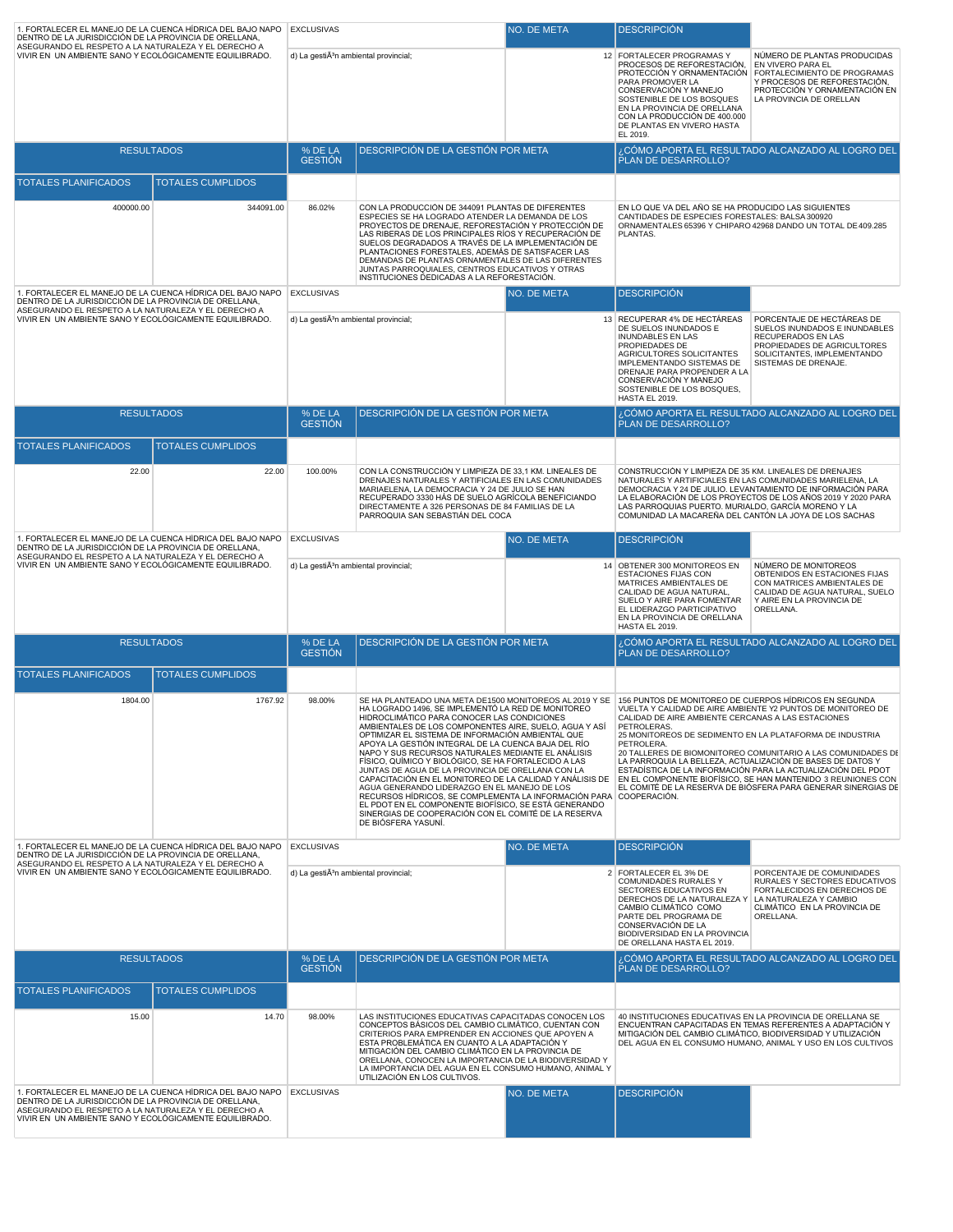| 1. FORTALECER EL MANEJO DE LA CUENCA HÍDRICA DEL BAJO NAPO DENTRO DE LA JURISDICCIÓN DE LA PROVINCIA DE ORELLANA, ASEGURANDO EL RESPETO A LA NATURALEZA Y EL DERECHO A VIVIR EN UN AMBIENTE SANO Y ECOLÓGICAMENTE EQUILIBRADO. | EXCLUSIVAS | NO. DE META | DESCRIPCIÓN | |
|---|---|---|---|---|
| | d) La gestiÃ³n ambiental provincial; | 12 | FORTALECER PROGRAMAS Y PROCESOS DE REFORESTACIÓN, PROTECCIÓN Y ORNAMENTACIÓN PARA PROMOVER LA CONSERVACIÓN Y MANEJO SOSTENIBLE DE LOS BOSQUES EN LA PROVINCIA DE ORELLANA CON LA PRODUCCIÓN DE 400.000 DE PLANTAS EN VIVERO HASTA EL 2019. | NÚMERO DE PLANTAS PRODUCIDAS EN VIVERO PARA EL FORTALECIMIENTO DE PROGRAMAS Y PROCESOS DE REFORESTACIÓN, PROTECCIÓN Y ORNAMENTACIÓN EN LA PROVINCIA DE ORELLAN |

| RESULTADOS | | % DE LA GESTIÓN | DESCRIPCIÓN DE LA GESTIÓN POR META | ¿CÓMO APORTA EL RESULTADO ALCANZADO AL LOGRO DEL PLAN DE DESARROLLO? |
|---|---|---|---|---|
| TOTALES PLANIFICADOS | TOTALES CUMPLIDOS | | | |
| 400000.00 | 344091.00 | 86.02% | CON LA PRODUCCIÓN DE 344091 PLANTAS DE DIFERENTES ESPECIES SE HA LOGRADO ATENDER LA DEMANDA DE LOS PROYECTOS DE DRENAJE, REFORESTACIÓN Y PROTECCIÓN DE LAS RIBERAS DE LOS PRINCIPALES RÍOS Y RECUPERACIÓN DE SUELOS DEGRADADOS A TRAVÉS DE LA IMPLEMENTACIÓN DE PLANTACIONES FORESTALES, ADEMÁS DE SATISFACER LAS DEMANDAS DE PLANTAS ORNAMENTALES DE LAS DIFERENTES JUNTAS PARROQUIALES, CENTROS EDUCATIVOS Y OTRAS INSTITUCIONES DEDICADAS A LA REFORESTACIÓN. | EN LO QUE VA DEL AÑO SE HA PRODUCIDO LAS SIGUIENTES CANTIDADES DE ESPECIES FORESTALES: BALSA 300920 ORNAMENTALES 65396 Y CHIPARO 42968 DANDO UN TOTAL DE 409.285 PLANTAS. |

| 1. FORTALECER EL MANEJO DE LA CUENCA HÍDRICA DEL BAJO NAPO DENTRO DE LA JURISDICCIÓN DE LA PROVINCIA DE ORELLANA, ASEGURANDO EL RESPETO A LA NATURALEZA Y EL DERECHO A VIVIR EN UN AMBIENTE SANO Y ECOLÓGICAMENTE EQUILIBRADO. | EXCLUSIVAS | NO. DE META | DESCRIPCIÓN | |
|---|---|---|---|---|
| | d) La gestiÃ³n ambiental provincial; | 13 | RECUPERAR 4% DE HECTÁREAS DE SUELOS INUNDADOS E INUNDABLES EN LAS PROPIEDADES DE AGRICULTORES SOLICITANTES IMPLEMENTANDO SISTEMAS DE DRENAJE PARA PROPENDER A LA CONSERVACIÓN Y MANEJO SOSTENIBLE DE LOS BOSQUES, HASTA EL 2019. | PORCENTAJE DE HECTÁREAS DE SUELOS INUNDADOS E INUNDABLES RECUPERADOS EN LAS PROPIEDADES DE AGRICULTORES SOLICITANTES, IMPLEMENTANDO SISTEMAS DE DRENAJE. |

| RESULTADOS | | % DE LA GESTIÓN | DESCRIPCIÓN DE LA GESTIÓN POR META | ¿CÓMO APORTA EL RESULTADO ALCANZADO AL LOGRO DEL PLAN DE DESARROLLO? |
|---|---|---|---|---|
| TOTALES PLANIFICADOS | TOTALES CUMPLIDOS | | | |
| 22.00 | 22.00 | 100.00% | CON LA CONSTRUCCIÓN Y LIMPIEZA DE 33,1 KM. LINEALES DE DRENAJES NATURALES Y ARTIFICIALES EN LAS COMUNIDADES MARIAELENA, LA DEMOCRACIA Y 24 DE JULIO SE HAN RECUPERADO 3330 HÁS DE SUELO AGRÍCOLA BENEFICIANDO DIRECTAMENTE A 326 PERSONAS DE 84 FAMILIAS DE LA PARROQUIA SAN SEBASTIÁN DEL COCA | CONSTRUCCIÓN Y LIMPIEZA DE 35 KM. LINEALES DE DRENAJES NATURALES Y ARTIFICIALES EN LAS COMUNIDADES MARIELENA, LA DEMOCRACIA Y 24 DE JULIO. LEVANTAMIENTO DE INFORMACIÓN PARA LA ELABORACIÓN DE LOS PROYECTOS DE LOS AÑOS 2019 Y 2020 PARA LAS PARROQUIAS PUERTO. MURIALDO, GARCÍA MORENO Y LA COMUNIDAD LA MACAREÑA DEL CANTÓN LA JOYA DE LOS SACHAS |

| 1. FORTALECER EL MANEJO DE LA CUENCA HÍDRICA DEL BAJO NAPO DENTRO DE LA JURISDICCIÓN DE LA PROVINCIA DE ORELLANA, ASEGURANDO EL RESPETO A LA NATURALEZA Y EL DERECHO A VIVIR EN UN AMBIENTE SANO Y ECOLÓGICAMENTE EQUILIBRADO. | EXCLUSIVAS | NO. DE META | DESCRIPCIÓN | |
|---|---|---|---|---|
| | d) La gestiÃ³n ambiental provincial; | 14 | OBTENER 300 MONITOREOS EN ESTACIONES FIJAS CON MATRICES AMBIENTALES DE CALIDAD DE AGUA NATURAL, SUELO Y AIRE PARA FOMENTAR EL LIDERAZGO PARTICIPATIVO EN LA PROVINCIA DE ORELLANA HASTA EL 2019. | NÚMERO DE MONITOREOS OBTENIDOS EN ESTACIONES FIJAS CON MATRICES AMBIENTALES DE CALIDAD DE AGUA NATURAL, SUELO Y AIRE EN LA PROVINCIA DE ORELLANA. |

| RESULTADOS | | % DE LA GESTIÓN | DESCRIPCIÓN DE LA GESTIÓN POR META | ¿CÓMO APORTA EL RESULTADO ALCANZADO AL LOGRO DEL PLAN DE DESARROLLO? |
|---|---|---|---|---|
| TOTALES PLANIFICADOS | TOTALES CUMPLIDOS | | | |
| 1804.00 | 1767.92 | 98.00% | SE HA PLANTEADO UNA META DE1500 MONITOREOS AL 2019 Y SE HA LOGRADO 1496, SE IMPLEMENTÓ LA RED DE MONITOREO HIDROCLIMÁTICO PARA CONOCER LAS CONDICIONES AMBIENTALES DE LOS COMPONENTES AIRE, SUELO, AGUA Y ASÍ OPTIMIZAR EL SISTEMA DE INFORMACIÓN AMBIENTAL QUE APOYA LA GESTIÓN INTEGRAL DE LA CUENCA BAJA DEL RÍO NAPO Y SUS RECURSOS NATURALES MEDIANTE EL ANÁLISIS FÍSICO, QUÍMICO Y BIOLÓGICO, SE HA FORTALECIDO A LAS JUNTAS DE AGUA DE LA PROVINCIA DE ORELLANA CON LA CAPACITACIÓN EN EL MONITOREO DE LA CALIDAD Y ANÁLISIS DE AGUA GENERANDO LIDERAZGO EN EL MANEJO DE LOS RECURSOS HÍDRICOS, SE COMPLEMENTA LA INFORMACIÓN PARA EL PDOT EN EL COMPONENTE BIOFÍSICO, SE ESTÁ GENERANDO SINERGIAS DE COOPERACIÓN CON EL COMITÉ DE LA RESERVA DE BIÓSFERA YASUNÍ. | 156 PUNTOS DE MONITOREO DE CUERPOS HÍDRICOS EN SEGUNDA VUELTA Y CALIDAD DE AIRE AMBIENTE Y2 PUNTOS DE MONITOREO DE CALIDAD DE AIRE AMBIENTE CERCANAS A LAS ESTACIONES PETROLERAS. 25 MONITOREOS DE SEDIMENTO EN LA PLATAFORMA DE INDUSTRIA PETROLERA. 20 TALLERES DE BIOMONITOREO COMUNITARIO A LAS COMUNIDADES DE LA PARROQUIA LA BELLEZA, ACTUALIZACIÓN DE BASES DE DATOS Y ESTADÍSTICA DE LA INFORMACIÓN PARA LA ACTUALIZACIÓN DEL PDOT EN EL COMPONENTE BIOFÍSICO, SE HAN MANTENIDO 3 REUNIONES CON EL COMITÉ DE LA RESERVA DE BIÓSFERA PARA GENERAR SINERGIAS DE COOPERACIÓN. |

| 1. FORTALECER EL MANEJO DE LA CUENCA HÍDRICA DEL BAJO NAPO DENTRO DE LA JURISDICCIÓN DE LA PROVINCIA DE ORELLANA, ASEGURANDO EL RESPETO A LA NATURALEZA Y EL DERECHO A VIVIR EN UN AMBIENTE SANO Y ECOLÓGICAMENTE EQUILIBRADO. | EXCLUSIVAS | NO. DE META | DESCRIPCIÓN | |
|---|---|---|---|---|
| | d) La gestiÃ³n ambiental provincial; | 2 | FORTALECER EL 3% DE COMUNIDADES RURALES Y SECTORES EDUCATIVOS EN DERECHOS DE LA NATURALEZA Y CAMBIO CLIMÁTICO COMO PARTE DEL PROGRAMA DE CONSERVACIÓN DE LA BIODIVERSIDAD EN LA PROVINCIA DE ORELLANA HASTA EL 2019. | PORCENTAJE DE COMUNIDADES RURALES Y SECTORES EDUCATIVOS FORTALECIDOS EN DERECHOS DE LA NATURALEZA Y CAMBIO CLIMÁTICO EN LA PROVINCIA DE ORELLANA. |

| RESULTADOS | | % DE LA GESTIÓN | DESCRIPCIÓN DE LA GESTIÓN POR META | ¿CÓMO APORTA EL RESULTADO ALCANZADO AL LOGRO DEL PLAN DE DESARROLLO? |
|---|---|---|---|---|
| TOTALES PLANIFICADOS | TOTALES CUMPLIDOS | | | |
| 15.00 | 14.70 | 98.00% | LAS INSTITUCIONES EDUCATIVAS CAPACITADAS CONOCEN LOS CONCEPTOS BÁSICOS DEL CAMBIO CLIMÁTICO, CUENTAN CON CRITERIOS PARA EMPRENDER EN ACCIONES QUE APOYEN A ESTA PROBLEMÁTICA EN CUANTO A LA ADAPTACIÓN Y MITIGACIÓN DEL CAMBIO CLIMÁTICO EN LA PROVINCIA DE ORELLANA, CONOCEN LA IMPORTANCIA DE LA BIODIVERSIDAD Y LA IMPORTANCIA DEL AGUA EN EL CONSUMO HUMANO, ANIMAL Y UTILIZACIÓN EN LOS CULTIVOS. | 40 INSTITUCIONES EDUCATIVAS EN LA PROVINCIA DE ORELLANA SE ENCUENTRAN CAPACITADAS EN TEMAS REFERENTES A ADAPTACIÓN Y MITIGACIÓN DEL CAMBIO CLIMÁTICO, BIODIVERSIDAD Y UTILIZACIÓN DEL AGUA EN EL CONSUMO HUMANO, ANIMAL Y USO EN LOS CULTIVOS |

| 1. FORTALECER EL MANEJO DE LA CUENCA HÍDRICA DEL BAJO NAPO DENTRO DE LA JURISDICCIÓN DE LA PROVINCIA DE ORELLANA, ASEGURANDO EL RESPETO A LA NATURALEZA Y EL DERECHO A VIVIR EN UN AMBIENTE SANO Y ECOLÓGICAMENTE EQUILIBRADO. | EXCLUSIVAS | NO. DE META | DESCRIPCIÓN | |
|---|---|---|---|---|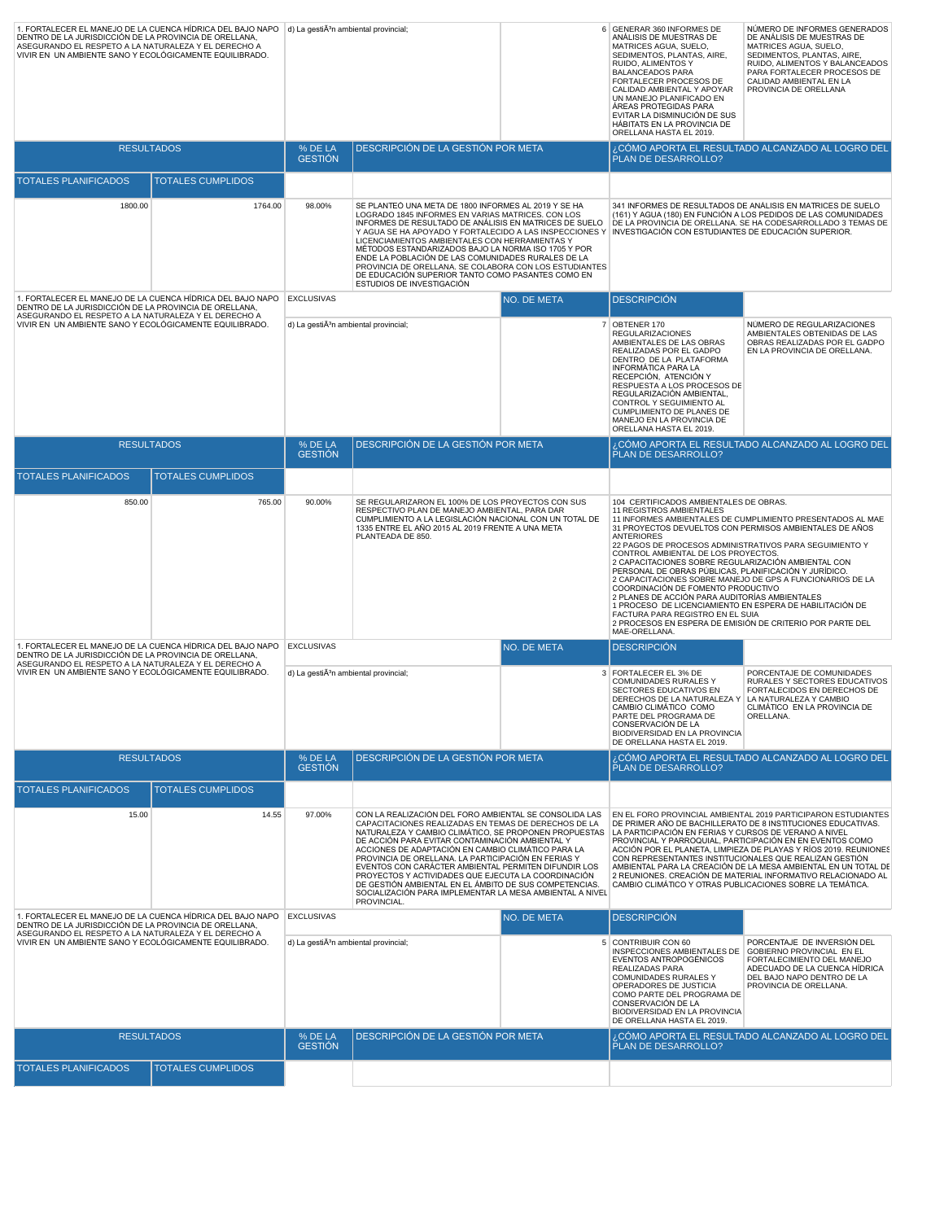| | | | | |
|---|---|---|---|---|
| 1. FORTALECER EL MANEJO DE LA CUENCA HÍDRICA DEL BAJO NAPO DENTRO DE LA JURISDICCIÓN DE LA PROVINCIA DE ORELLANA, ASEGURANDO EL RESPETO A LA NATURALEZA Y EL DERECHO A VIVIR EN UN AMBIENTE SANO Y ECOLÓGICAMENTE EQUILIBRADO. | d) La gestiÃ³n ambiental provincial; | 6 | GENERAR 360 INFORMES DE ANÁLISIS DE MUESTRAS DE MATRICES AGUA, SUELO, SEDIMENTOS, PLANTAS, AIRE, RUIDO, ALIMENTOS Y BALANCEADOS PARA FORTALECER PROCESOS DE CALIDAD AMBIENTAL Y APOYAR UN MANEJO PLANIFICADO EN ÁREAS PROTEGIDAS PARA EVITAR LA DISMINUCIÓN DE SUS HÁBITATS EN LA PROVINCIA DE ORELLANA HASTA EL 2019. | NÚMERO DE INFORMES GENERADOS DE ANÁLISIS DE MUESTRAS DE MATRICES AGUA, SUELO, SEDIMENTOS, PLANTAS, AIRE, RUIDO, ALIMENTOS Y BALANCEADOS PARA FORTALECER PROCESOS DE CALIDAD AMBIENTAL EN LA PROVINCIA DE ORELLANA |

| RESULTADOS | | % DE LA GESTIÓN | DESCRIPCIÓN DE LA GESTIÓN POR META | ¿CÓMO APORTA EL RESULTADO ALCANZADO AL LOGRO DEL PLAN DE DESARROLLO? |
|---|---|---|---|---|
| TOTALES PLANIFICADOS | TOTALES CUMPLIDOS | | | |
| 1800.00 | 1764.00 | 98.00% | SE PLANTEÓ UNA META DE 1800 INFORMES AL 2019 Y SE HA LOGRADO 1845 INFORMES EN VARIAS MATRICES. CON LOS INFORMES DE RESULTADO DE ANÁLISIS EN MATRICES DE SUELO Y AGUA SE HA APOYADO Y FORTALECIDO A LAS INSPECCIONES Y LICENCIAMIENTOS AMBIENTALES CON HERRAMIENTAS Y MÉTODOS ESTANDARIZADOS BAJO LA NORMA ISO 1705 Y POR ENDE LA POBLACIÓN DE LAS COMUNIDADES RURALES DE LA PROVINCIA DE ORELLANA. SE COLABORA CON LOS ESTUDIANTES DE EDUCACIÓN SUPERIOR TANTO COMO PASANTES COMO EN ESTUDIOS DE INVESTIGACIÓN | 341 INFORMES DE RESULTADOS DE ANÁLISIS EN MATRICES DE SUELO (161) Y AGUA (180) EN FUNCIÓN A LOS PEDIDOS DE LAS COMUNIDADES DE LA PROVINCIA DE ORELLANA. SE HA CODESARROLLADO 3 TEMAS DE INVESTIGACIÓN CON ESTUDIANTES DE EDUCACIÓN SUPERIOR. |

| | EXCLUSIVAS | NO. DE META | DESCRIPCIÓN | |
|---|---|---|---|---|
| 1. FORTALECER EL MANEJO DE LA CUENCA HÍDRICA DEL BAJO NAPO DENTRO DE LA JURISDICCIÓN DE LA PROVINCIA DE ORELLANA, ASEGURANDO EL RESPETO A LA NATURALEZA Y EL DERECHO A VIVIR EN UN AMBIENTE SANO Y ECOLÓGICAMENTE EQUILIBRADO. | d) La gestiÃ³n ambiental provincial; | 7 | OBTENER 170 REGULARIZACIONES AMBIENTALES DE LAS OBRAS REALIZADAS POR EL GADPO DENTRO DE LA PLATAFORMA INFORMÁTICA PARA LA RECEPCIÓN, ATENCIÓN Y RESPUESTA A LOS PROCESOS DE REGULARIZACIÓN AMBIENTAL, CONTROL Y SEGUIMIENTO AL CUMPLIMIENTO DE PLANES DE MANEJO EN LA PROVINCIA DE ORELLANA HASTA EL 2019. | NÚMERO DE REGULARIZACIONES AMBIENTALES OBTENIDAS DE LAS OBRAS REALIZADAS POR EL GADPO EN LA PROVINCIA DE ORELLANA. |

| RESULTADOS | | % DE LA GESTIÓN | DESCRIPCIÓN DE LA GESTIÓN POR META | ¿CÓMO APORTA EL RESULTADO ALCANZADO AL LOGRO DEL PLAN DE DESARROLLO? |
|---|---|---|---|---|
| TOTALES PLANIFICADOS | TOTALES CUMPLIDOS | | | |
| 850.00 | 765.00 | 90.00% | SE REGULARIZARON EL 100% DE LOS PROYECTOS CON SUS RESPECTIVO PLAN DE MANEJO AMBIENTAL, PARA DAR CUMPLIMIENTO A LA LEGISLACIÓN NACIONAL CON UN TOTAL DE 1335 ENTRE EL AÑO 2015 AL 2019 FRENTE A UNA META PLANTEADA DE 850. | 104 CERTIFICADOS AMBIENTALES DE OBRAS.<br>11 REGISTROS AMBIENTALES<br>11 INFORMES AMBIENTALES DE CUMPLIMIENTO PRESENTADOS AL MAE<br>31 PROYECTOS DEVUELTOS CON PERMISOS AMBIENTALES DE AÑOS ANTERIORES<br>22 PAGOS DE PROCESOS ADMINISTRATIVOS PARA SEGUIMIENTO Y CONTROL AMBIENTAL DE LOS PROYECTOS.<br>2 CAPACITACIONES SOBRE REGULARIZACIÓN AMBIENTAL CON PERSONAL DE OBRAS PÚBLICAS, PLANIFICACIÓN Y JURÍDICO.<br>2 CAPACITACIONES SOBRE MANEJO DE GPS A FUNCIONARIOS DE LA COORDINACIÓN DE FOMENTO PRODUCTIVO<br>2 PLANES DE ACCIÓN PARA AUDITORÍAS AMBIENTALES<br>1 PROCESO DE LICENCIAMIENTO EN ESPERA DE HABILITACIÓN DE FACTURA PARA REGISTRO EN EL SUIA<br>2 PROCESOS EN ESPERA DE EMISIÓN DE CRITERIO POR PARTE DEL MAE-ORELLANA. |

| | EXCLUSIVAS | NO. DE META | DESCRIPCIÓN | |
|---|---|---|---|---|
| 1. FORTALECER EL MANEJO DE LA CUENCA HÍDRICA DEL BAJO NAPO DENTRO DE LA JURISDICCIÓN DE LA PROVINCIA DE ORELLANA, ASEGURANDO EL RESPETO A LA NATURALEZA Y EL DERECHO A VIVIR EN UN AMBIENTE SANO Y ECOLÓGICAMENTE EQUILIBRADO. | d) La gestiÃ³n ambiental provincial; | 3 | FORTALECER EL 3% DE COMUNIDADES RURALES Y SECTORES EDUCATIVOS EN DERECHOS DE LA NATURALEZA Y CAMBIO CLIMÁTICO COMO PARTE DEL PROGRAMA DE CONSERVACIÓN DE LA BIODIVERSIDAD EN LA PROVINCIA DE ORELLANA HASTA EL 2019. | PORCENTAJE DE COMUNIDADES RURALES Y SECTORES EDUCATIVOS FORTALECIDOS EN DERECHOS DE LA NATURALEZA Y CAMBIO CLIMÁTICO EN LA PROVINCIA DE ORELLANA. |

| RESULTADOS | | % DE LA GESTIÓN | DESCRIPCIÓN DE LA GESTIÓN POR META | ¿CÓMO APORTA EL RESULTADO ALCANZADO AL LOGRO DEL PLAN DE DESARROLLO? |
|---|---|---|---|---|
| TOTALES PLANIFICADOS | TOTALES CUMPLIDOS | | | |
| 15.00 | 14.55 | 97.00% | CON LA REALIZACIÓN DEL FORO AMBIENTAL SE CONSOLIDA LAS CAPACITACIONES REALIZADAS EN TEMAS DE DERECHOS DE LA NATURALEZA Y CAMBIO CLIMÁTICO, SE PROPONEN PROPUESTAS DE ACCIÓN PARA EVITAR CONTAMINACIÓN AMBIENTAL Y ACCIONES DE ADAPTACIÓN EN CAMBIO CLIMÁTICO PARA LA PROVINCIA DE ORELLANA. LA PARTICIPACIÓN EN FERIAS Y EVENTOS CON CARÁCTER AMBIENTAL PERMITEN DIFUNDIR LOS PROYECTOS Y ACTIVIDADES QUE EJECUTA LA COORDINACIÓN DE GESTIÓN AMBIENTAL EN EL ÁMBITO DE SUS COMPETENCIAS. SOCIALIZACIÓN PARA IMPLEMENTAR LA MESA AMBIENTAL A NIVEL PROVINCIAL. | EN EL FORO PROVINCIAL AMBIENTAL 2019 PARTICIPARON ESTUDIANTES DE PRIMER AÑO DE BACHILLERATO DE 8 INSTITUCIONES EDUCATIVAS. LA PARTICIPACIÓN EN FERIAS Y CURSOS DE VERANO A NIVEL PROVINCIAL Y PARROQUIAL. PARTICIPACIÓN EN EN EVENTOS COMO ACCIÓN POR EL PLANETA, LIMPIEZA DE PLAYAS Y RÍOS 2019. REUNIONES CON REPRESENTANTES INSTITUCIONALES QUE REALIZAN GESTIÓN AMBIENTAL PARA LA CREACIÓN DE LA MESA AMBIENTAL EN UN TOTAL DE 2 REUNIONES. CREACIÓN DE MATERIAL INFORMATIVO RELACIONADO AL CAMBIO CLIMÁTICO Y OTRAS PUBLICACIONES SOBRE LA TEMÁTICA. |

| | EXCLUSIVAS | NO. DE META | DESCRIPCIÓN | |
|---|---|---|---|---|
| 1. FORTALECER EL MANEJO DE LA CUENCA HÍDRICA DEL BAJO NAPO DENTRO DE LA JURISDICCIÓN DE LA PROVINCIA DE ORELLANA, ASEGURANDO EL RESPETO A LA NATURALEZA Y EL DERECHO A VIVIR EN UN AMBIENTE SANO Y ECOLÓGICAMENTE EQUILIBRADO. | d) La gestiÃ³n ambiental provincial; | 5 | CONTRIBUIR CON 60 INSPECCIONES AMBIENTALES DE EVENTOS ANTROPOGÉNICOS REALIZADAS PARA COMUNIDADES RURALES Y OPERADORES DE JUSTICIA COMO PARTE DEL PROGRAMA DE CONSERVACIÓN DE LA BIODIVERSIDAD EN LA PROVINCIA DE ORELLANA HASTA EL 2019. | PORCENTAJE DE INVERSIÓN DEL GOBIERNO PROVINCIAL EN EL FORTALECIMIENTO DEL MANEJO ADECUADO DE LA CUENCA HÍDRICA DEL BAJO NAPO DENTRO DE LA PROVINCIA DE ORELLANA. |

| RESULTADOS | | % DE LA GESTIÓN | DESCRIPCIÓN DE LA GESTIÓN POR META | ¿CÓMO APORTA EL RESULTADO ALCANZADO AL LOGRO DEL PLAN DE DESARROLLO? |
|---|---|---|---|---|
| TOTALES PLANIFICADOS | TOTALES CUMPLIDOS | | | |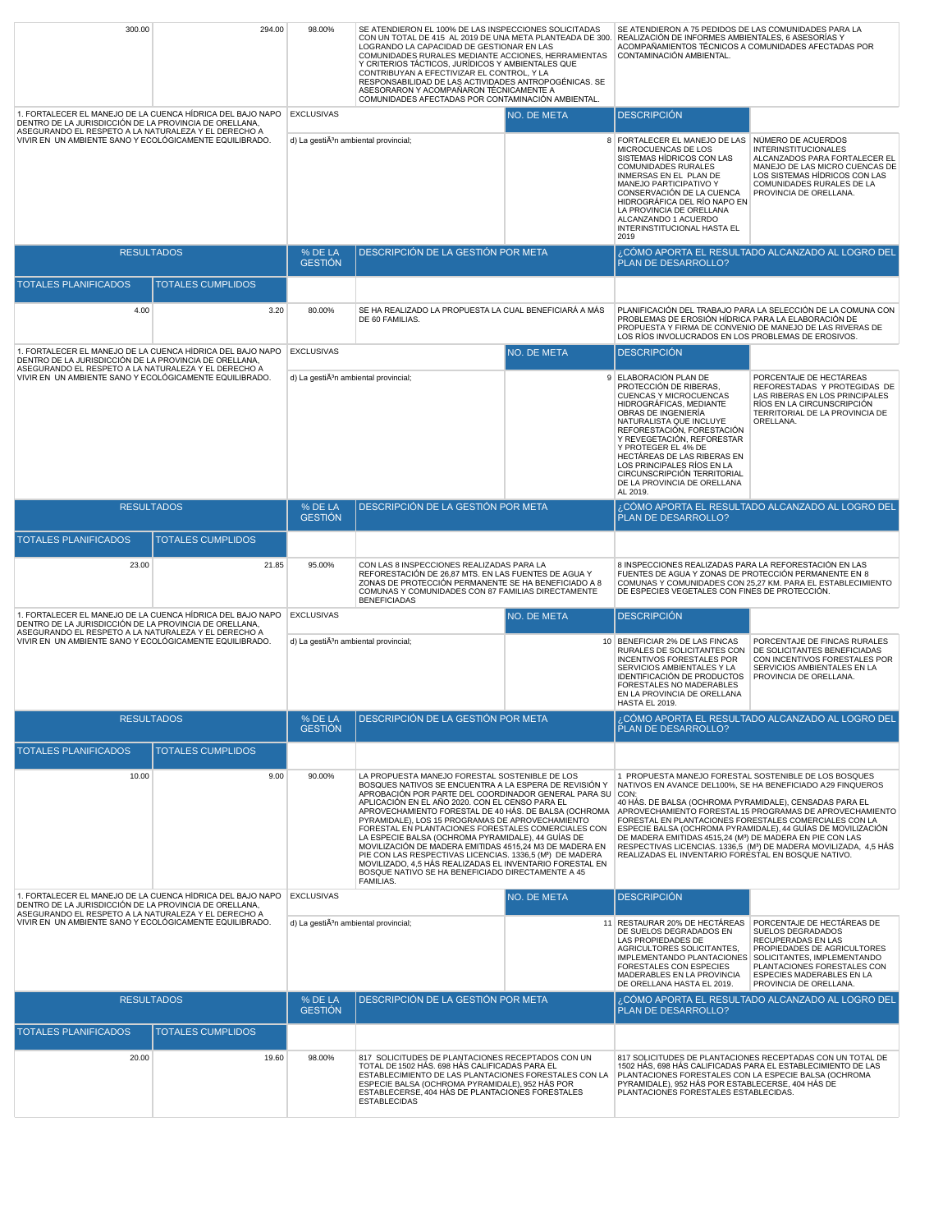| 300.00 | 294.00 | 98.00% | SE ATENDIERON EL 100% DE LAS INSPECCIONES SOLICITADAS CON UN TOTAL DE 415 AL 2019 DE UNA META PLANTEADA DE 300. LOGRANDO LA CAPACIDAD DE GESTIONAR EN LAS COMUNIDADES RURALES MEDIANTE ACCIONES, HERRAMIENTAS Y CRITERIOS TÁCTICOS, JURÍDICOS Y AMBIENTALES QUE CONTRIBUYAN A EFECTIVIZAR EL CONTROL, Y LA RESPONSABILIDAD DE LAS ACTIVIDADES ANTROPOGÉNICAS. SE ASESORARON Y ACOMPAÑARON TÉCNICAMENTE A COMUNIDADES AFECTADAS POR CONTAMINACIÓN AMBIENTAL. | SE ATENDIERON A 75 PEDIDOS DE LAS COMUNIDADES PARA LA REALIZACIÓN DE INFORMES AMBIENTALES, 6 ASESORÍAS Y ACOMPAÑAMIENTOS TÉCNICOS A COMUNIDADES AFECTADAS POR CONTAMINACIÓN AMBIENTAL. |
|---|---|---|---|---|

| 1. FORTALECER EL MANEJO DE LA CUENCA HÍDRICA DEL BAJO NAPO DENTRO DE LA JURISDICCIÓN DE LA PROVINCIA DE ORELLANA, ASEGURANDO EL RESPETO A LA NATURALEZA Y EL DERECHO A VIVIR EN UN AMBIENTE SANO Y ECOLÓGICAMENTE EQUILIBRADO. | EXCLUSIVAS | NO. DE META | DESCRIPCIÓN | |
|---|---|---|---|---|
| | d) La gestiÃ³n ambiental provincial; | 8 | FORTALECER EL MANEJO DE LAS MICROCUENCAS DE LOS SISTEMAS HÍDRICOS CON LAS COMUNIDADES RURALES INMERSAS EN EL PLAN DE MANEJO PARTICIPATIVO Y CONSERVACIÓN DE LA CUENCA HIDROGRÁFICA DEL RÍO NAPO EN LA PROVINCIA DE ORELLANA ALCANZANDO 1 ACUERDO INTERINSTITUCIONAL HASTA EL 2019 | NUMERO DE ACUERDOS INTERINSTITUCIONALES ALCANZADOS PARA FORTALECER EL MANEJO DE LAS MICRO CUENCAS DE LOS SISTEMAS HÍDRICOS CON LAS COMUNIDADES RURALES DE LA PROVINCIA DE ORELLANA. |

| RESULTADOS | | % DE LA GESTIÓN | DESCRIPCIÓN DE LA GESTIÓN POR META | ¿CÓMO APORTA EL RESULTADO ALCANZADO AL LOGRO DEL PLAN DE DESARROLLO? |
|---|---|---|---|---|
| TOTALES PLANIFICADOS | TOTALES CUMPLIDOS | | | |
| 4.00 | 3.20 | 80.00% | SE HA REALIZADO LA PROPUESTA LA CUAL BENEFICIARÁ A MÁS DE 60 FAMILIAS. | PLANIFICACIÓN DEL TRABAJO PARA LA SELECCIÓN DE LA COMUNA CON PROBLEMAS DE EROSIÓN HÍDRICA PARA LA ELABORACIÓN DE PROPUESTA Y FIRMA DE CONVENIO DE MANEJO DE LAS RIVERAS DE LOS RÍOS INVOLUCRADOS EN LOS PROBLEMAS DE EROSIVOS. |

| 1. FORTALECER EL MANEJO DE LA CUENCA HÍDRICA DEL BAJO NAPO DENTRO DE LA JURISDICCIÓN DE LA PROVINCIA DE ORELLANA, ASEGURANDO EL RESPETO A LA NATURALEZA Y EL DERECHO A VIVIR EN UN AMBIENTE SANO Y ECOLÓGICAMENTE EQUILIBRADO. | EXCLUSIVAS | NO. DE META | DESCRIPCIÓN | |
|---|---|---|---|---|
| | d) La gestiÃ³n ambiental provincial; | 9 | ELABORACIÓN PLAN DE PROTECCIÓN DE RIBERAS, CUENCAS Y MICROCUENCAS HIDROGRÁFICAS, MEDIANTE OBRAS DE INGENIERÍA NATURALISTA QUE INCLUYE REFORESTACIÓN, FORESTACIÓN Y REVEGETACIÓN, REFORESTAR Y PROTEGER EL 4% DE HECTÁREAS DE LAS RIBERAS EN LOS PRINCIPALES RÍOS EN LA CIRCUNSCRIPCIÓN TERRITORIAL DE LA PROVINCIA DE ORELLANA AL 2019. | PORCENTAJE DE HECTÁREAS REFORESTADAS Y PROTEGIDAS DE LAS RIBERAS EN LOS PRINCIPALES RÍOS EN LA CIRCUNSCRIPCIÓN TERRITORIAL DE LA PROVINCIA DE ORELLANA. |

| RESULTADOS | | % DE LA GESTIÓN | DESCRIPCIÓN DE LA GESTIÓN POR META | ¿CÓMO APORTA EL RESULTADO ALCANZADO AL LOGRO DEL PLAN DE DESARROLLO? |
|---|---|---|---|---|
| TOTALES PLANIFICADOS | TOTALES CUMPLIDOS | | | |
| 23.00 | 21.85 | 95.00% | CON LAS 8 INSPECCIONES REALIZADAS PARA LA REFORESTACIÓN DE 26,87 MTS. EN LAS FUENTES DE AGUA Y ZONAS DE PROTECCIÓN PERMANENTE SE HA BENEFICIADO A 8 COMUNAS Y COMUNIDADES CON 87 FAMILIAS DIRECTAMENTE BENEFICIADAS | 8 INSPECCIONES REALIZADAS PARA LA REFORESTACIÓN EN LAS FUENTES DE AGUA Y ZONAS DE PROTECCIÓN PERMANENTE EN 8 COMUNAS Y COMUNIDADES CON 25,27 KM. PARA EL ESTABLECIMIENTO DE ESPECIES VEGETALES CON FINES DE PROTECCIÓN. |

| 1. FORTALECER EL MANEJO DE LA CUENCA HÍDRICA DEL BAJO NAPO DENTRO DE LA JURISDICCIÓN DE LA PROVINCIA DE ORELLANA, ASEGURANDO EL RESPETO A LA NATURALEZA Y EL DERECHO A VIVIR EN UN AMBIENTE SANO Y ECOLÓGICAMENTE EQUILIBRADO. | EXCLUSIVAS | NO. DE META | DESCRIPCIÓN | |
|---|---|---|---|---|
| | d) La gestiÃ³n ambiental provincial; | 10 | BENEFICIAR 2% DE LAS FINCAS RURALES DE SOLICITANTES CON INCENTIVOS FORESTALES POR SERVICIOS AMBIENTALES Y LA IDENTIFICACIÓN DE PRODUCTOS FORESTALES NO MADERABLES EN LA PROVINCIA DE ORELLANA HASTA EL 2019. | PORCENTAJE DE FINCAS RURALES DE SOLICITANTES BENEFICIADAS CON INCENTIVOS FORESTALES POR SERVICIOS AMBIENTALES EN LA PROVINCIA DE ORELLANA. |

| RESULTADOS | | % DE LA GESTIÓN | DESCRIPCIÓN DE LA GESTIÓN POR META | ¿CÓMO APORTA EL RESULTADO ALCANZADO AL LOGRO DEL PLAN DE DESARROLLO? |
|---|---|---|---|---|
| TOTALES PLANIFICADOS | TOTALES CUMPLIDOS | | | |
| 10.00 | 9.00 | 90.00% | LA PROPUESTA MANEJO FORESTAL SOSTENIBLE DE LOS BOSQUES NATIVOS SE ENCUENTRA A LA ESPERA DE REVISIÓN Y APROBACIÓN POR PARTE DEL COORDINADOR GENERAL PARA SU APLICACIÓN EN EL AÑO 2020. CON EL CENSO PARA EL APROVECHAMIENTO FORESTAL DE 40 HÁS. DE BALSA (OCHROMA PYRAMIDALE), LOS 15 PROGRAMAS DE APROVECHAMIENTO FORESTAL EN PLANTACIONES FORESTALES COMERCIALES CON LA ESPECIE BALSA (OCHROMA PYRAMIDALE), 44 GUÍAS DE MOVILIZACIÓN DE MADERA EMITIDAS 4515,24 M3 DE MADERA EN PIE CON LAS RESPECTIVAS LICENCIAS. 1336,5 (M³) DE MADERA MOVILIZADO, 4,5 HÁS REALIZADAS EL INVENTARIO FORESTAL EN BOSQUE NATIVO SE HA BENEFICIADO DIRECTAMENTE A 45 FAMILIAS. | 1 PROPUESTA MANEJO FORESTAL SOSTENIBLE DE LOS BOSQUES NATIVOS EN AVANCE DEL100%, SE HA BENEFICIADO A29 FINQUEROS CON: 40 HÁS. DE BALSA (OCHROMA PYRAMIDALE), CENSADAS PARA EL APROVECHAMIENTO FORESTAL 15 PROGRAMAS DE APROVECHAMIENTO FORESTAL EN PLANTACIONES FORESTALES COMERCIALES CON LA ESPECIE BALSA (OCHROMA PYRAMIDALE), 44 GUÍAS DE MOVILIZACIÓN DE MADERA EMITIDAS 4515,24 (M³) DE MADERA EN PIE CON LAS RESPECTIVAS LICENCIAS. 1336,5 (M³) DE MADERA MOVILIZADA, 4,5 HÁS REALIZADAS EL INVENTARIO FORESTAL EN BOSQUE NATIVO. |

| 1. FORTALECER EL MANEJO DE LA CUENCA HÍDRICA DEL BAJO NAPO DENTRO DE LA JURISDICCIÓN DE LA PROVINCIA DE ORELLANA, ASEGURANDO EL RESPETO A LA NATURALEZA Y EL DERECHO A VIVIR EN UN AMBIENTE SANO Y ECOLÓGICAMENTE EQUILIBRADO. | EXCLUSIVAS | NO. DE META | DESCRIPCIÓN | |
|---|---|---|---|---|
| | d) La gestiÃ³n ambiental provincial; | 11 | RESTAURAR 20% DE HECTÁREAS DE SUELOS DEGRADADOS EN LAS PROPIEDADES DE AGRICULTORES SOLICITANTES, IMPLEMENTANDO PLANTACIONES FORESTALES CON ESPECIES MADERABLES EN LA PROVINCIA DE ORELLANA HASTA EL 2019. | PORCENTAJE DE HECTÁREAS DE SUELOS DEGRADADOS RECUPERADAS EN LAS PROPIEDADES DE AGRICULTORES SOLICITANTES, IMPLEMENTANDO PLANTACIONES FORESTALES CON ESPECIES MADERABLES EN LA PROVINCIA DE ORELLANA. |

| RESULTADOS | | % DE LA GESTIÓN | DESCRIPCIÓN DE LA GESTIÓN POR META | ¿CÓMO APORTA EL RESULTADO ALCANZADO AL LOGRO DEL PLAN DE DESARROLLO? |
|---|---|---|---|---|
| TOTALES PLANIFICADOS | TOTALES CUMPLIDOS | | | |
| 20.00 | 19.60 | 98.00% | 817 SOLICITUDES DE PLANTACIONES RECEPTADOS CON UN TOTAL DE 1502 HÁS. 698 HÁS CALIFICADAS PARA EL ESTABLECIMIENTO DE LAS PLANTACIONES FORESTALES CON LA ESPECIE BALSA (OCHROMA PYRAMIDALE), 952 HÁS POR ESTABLECERSE, 404 HÁS DE PLANTACIONES FORESTALES ESTABLECIDAS | 817 SOLICITUDES DE PLANTACIONES RECEPTADAS CON UN TOTAL DE 1502 HÁS, 698 HÁS CALIFICADAS PARA EL ESTABLECIMIENTO DE LAS PLANTACIONES FORESTALES CON LA ESPECIE BALSA (OCHROMA PYRAMIDALE), 952 HÁS POR ESTABLECERSE, 404 HÁS DE PLANTACIONES FORESTALES ESTABLECIDAS. |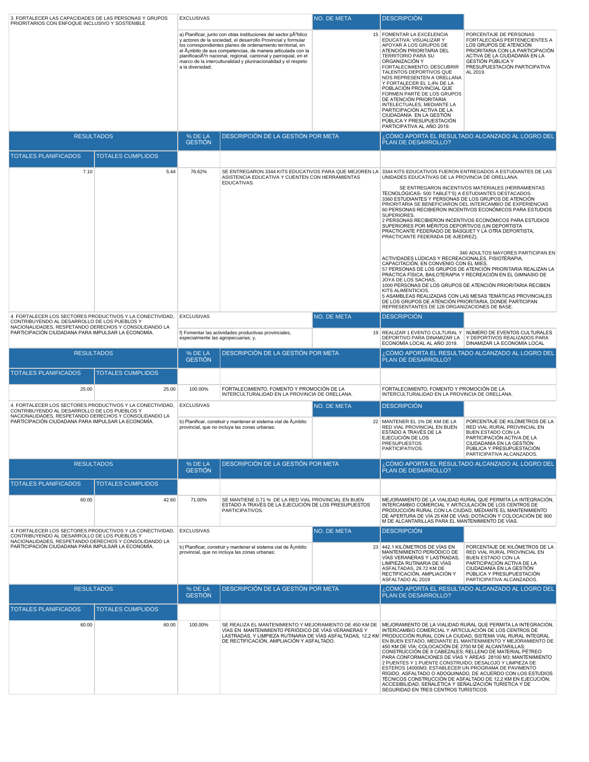| 3. FORTALECER LAS CAPACIDADES DE LAS PERSONAS Y GRUPOS PRIORITARIOS CON ENFOQUE INCLUSIVO Y SOSTENIBLE | | EXCLUSIVAS | | NO. DE META | DESCRIPCIÓN | |
|---|---|---|---|---|---|---|
| | | a) Planificar, junto con otras instituciones del sector pÃºblico y actores de la sociedad, el desarrollo Provincial y formular los correspondientes planes de ordenamiento territorial, en el Ã¡mbito de sus competencias, de manera articulada con la planificaciÃ³n nacional, regional, cantonal y parroquial, en el marco de la interculturalidad y plurinacionalidad y el respeto a la diversidad; | | 15 | FOMENTAR LA EXCELENCIA EDUCATIVA; VISUALIZAR Y APOYAR A LOS GRUPOS DE ATENCIÓN PRIORITARIA DEL TERRITORIO PARA SU ORGANIZACIÓN Y FORTALECIMIENTO; DESCUBRIR TALENTOS DEPORTIVOS QUE NOS REPRESENTEN A ORELLANA Y FORTALECER EL 1,4% DE LA POBLACIÓN PROVINCIAL QUE FORMEN PARTE DE LOS GRUPOS DE ATENCIÓN PRIORITARIA INTELECTUALES, MEDIANTE LA PARTICIPACIÓN ACTIVA DE LA CIUDADANÍA EN LA GESTIÓN PÚBLICA Y PRESUPUESTACIÓN PARTICIPATIVA AL AÑO 2019. | PORCENTAJE DE PERSONAS FORTALECIDAS PERTENECIENTES A LOS GRUPOS DE ATENCIÓN PRIORITARIA CON LA PARTICIPACIÓN ACTIVA DE LA CIUDADANÍA EN LA GESTIÓN PÚBLICA Y PRESUPUESTACIÓN PARTICIPATIVA AL 2019. |
| RESULTADOS | | % DE LA GESTIÓN | DESCRIPCIÓN DE LA GESTIÓN POR META | | ¿CÓMO APORTA EL RESULTADO ALCANZADO AL LOGRO DEL PLAN DE DESARROLLO? | |
| TOTALES PLANIFICADOS | TOTALES CUMPLIDOS | | | | | |
| 7.10 | 5.44 | 76.62% | SE ENTREGARON 3344 KITS EDUCATIVOS PARA QUE MEJOREN LA ASISTENCIA EDUCATIVA Y CUENTEN CON HERRAMIENTAS EDUCATIVAS. | | 3344 KITS EDUCATIVOS FUERON ENTREGADOS A ESTUDIANTES DE LAS UNIDADES EDUCATIVAS DE LA PROVINCIA DE ORELLANA. SE ENTREGARON INCENTIVOS MATERIALES (HERRAMIENTAS TECNOLÓGICAS- 500 TABLET'S) A ESTUDIANTES DESTACADOS. 3360 ESTUDIANTES Y PERSONAS DE LOS GRUPOS DE ATENCIÓN PRIORITARIA SE BENEFICIARON DEL INTERCAMBIO DE EXPERIENCIAS 60 PERSONAS RECIBIERON INCENTIVOS ECONÓMICOS PARA ESTUDIOS SUPERIORES. 2 PERSONAS RECIBIERON INCENTIVOS ECONÓMICOS PARA ESTUDIOS SUPERIORES POR MÉRITOS DEPORTIVOS (UN DEPORTISTA PRACTICANTE FEDERADO DE BÁSQUET Y LA OTRA DEPORTISTA, PRACTICANTE FEDERADA DE AJEDREZ). 340 ADULTOS MAYORES PARTICIPAN EN ACTIVIDADES LÚDICAS Y RECREACIONALES, FISIOTERAPIA, CAPACITACIÓN, EN CONVENIO CON EL MIES. 57 PERSONAS DE LOS GRUPOS DE ATENCIÓN PRIORITARIA REALIZAN LA PRÁCTICA FÍSICA, BAILOTERAPIA Y RECREACIÓN EN EL GIMNASIO DE JOYA DE LOS SACHAS. 1000 PERSONAS DE LOS GRUPOS DE ATENCIÓN PRIORITARIA RECIBEN KITS ALIMENTICIOS. 5 ASAMBLEAS REALIZADAS CON LAS MESAS TEMÁTICAS PROVINCIALES DE LOS GRUPOS DE ATENCIÓN PRIORITARIA, DONDE PARTICIPAN REPRESENTANTES DE 128 ORGANIZACIONES DE BASE. | |
| 4. FORTALECER LOS SECTORES PRODUCTIVOS Y LA CONECTIVIDAD, CONTRIBUYENDO AL DESARROLLO DE LOS PUEBLOS Y NACIONALIDADES, RESPETANDO DERECHOS Y CONSOLIDANDO LA PARTICIPACIÓN CIUDADANA PARA IMPULSAR LA ECONOMÍA. | | EXCLUSIVAS | | NO. DE META | DESCRIPCIÓN | |
| | | f) Fomentar las actividades productivas provinciales, especialmente las agropecuarias; y, | | 19 | REALIZAR 1 EVENTO CULTURAL Y DEPORTIVO PARA DINAMIZAR LA ECONOMÍA LOCAL AL AÑO 2019. | NÚMERO DE EVENTOS CULTURALES Y DEPORTIVOS REALIZADOS PARA DINAMIZAR LA ECONOMÍA LOCAL |
| RESULTADOS | | % DE LA GESTIÓN | DESCRIPCIÓN DE LA GESTIÓN POR META | | ¿CÓMO APORTA EL RESULTADO ALCANZADO AL LOGRO DEL PLAN DE DESARROLLO? | |
| TOTALES PLANIFICADOS | TOTALES CUMPLIDOS | | | | | |
| 25.00 | 25.00 | 100.00% | FORTALECIMIENTO, FOMENTO Y PROMOCIÓN DE LA INTERCULTURALIDAD EN LA PROVINCIA DE ORELLANA. | | FORTALECIMIENTO, FOMENTO Y PROMOCIÓN DE LA INTERCULTURALIDAD EN LA PROVINCIA DE ORELLANA. | |
| 4. FORTALECER LOS SECTORES PRODUCTIVOS Y LA CONECTIVIDAD, CONTRIBUYENDO AL DESARROLLO DE LOS PUEBLOS Y NACIONALIDADES, RESPETANDO DERECHOS Y CONSOLIDANDO LA PARTICIPACIÓN CIUDADANA PARA IMPULSAR LA ECONOMÍA. | | EXCLUSIVAS | | NO. DE META | DESCRIPCIÓN | |
| | | b) Planificar, construir y mantener el sistema vial de Ã¡mbito provincial, que no incluya las zonas urbanas; | | 22 | MANTENER EL 1% DE KM DE LA RED VIAL PROVINCIAL EN BUEN ESTADO A TRAVÉS DE LA EJECUCIÓN DE LOS PRESUPUESTOS PARTICIPATIVOS. | PORCENTAJE DE KILÓMETROS DE LA RED VIAL RURAL PROVINCIAL EN BUEN ESTADO CON LA PARTICIPACIÓN ACTIVA DE LA CIUDADANÍA EN LA GESTIÓN PÚBLICA Y PRESUPUESTACIÓN PARTICIPATIVA ALCANZADOS. |
| RESULTADOS | | % DE LA GESTIÓN | DESCRIPCIÓN DE LA GESTIÓN POR META | | ¿CÓMO APORTA EL RESULTADO ALCANZADO AL LOGRO DEL PLAN DE DESARROLLO? | |
| TOTALES PLANIFICADOS | TOTALES CUMPLIDOS | | | | | |
| 60.00 | 42.60 | 71.00% | SE MANTIENE 0,71 % DE LA RED VIAL PROVINCIAL EN BUEN ESTADO A TRAVÉS DE LA EJECUCIÓN DE LOS PRESUPUESTOS PARTICIPATIVOS. | | MEJORAMIENTO DE LA VIALIDAD RURAL QUE PERMITA LA INTEGRACIÓN, INTERCAMBIO COMERCIAL Y ARTICULACIÓN DE LOS CENTROS DE PRODUCCIÓN RURAL CON LA CIUDAD, MEDIANTE EL MANTENIMIENTO DE APERTURA DE VÍA 25 KM DE VÍAS; DOTACIÓN Y COLOCACIÓN DE 900 M DE ALCANTARILLAS PARA EL MANTENIMIENTO DE VÍAS. | |
| 4. FORTALECER LOS SECTORES PRODUCTIVOS Y LA CONECTIVIDAD, CONTRIBUYENDO AL DESARROLLO DE LOS PUEBLOS Y NACIONALIDADES, RESPETANDO DERECHOS Y CONSOLIDANDO LA PARTICIPACIÓN CIUDADANA PARA IMPULSAR LA ECONOMÍA. | | EXCLUSIVAS | | NO. DE META | DESCRIPCIÓN | |
| | | b) Planificar, construir y mantener el sistema vial de Ã¡mbito provincial, que no incluya las zonas urbanas; | | 23 | 442.1 KILÓMETROS DE VÍAS EN MANTENIMIENTO PERIÓDICO DE VÍAS VERANERAS Y LASTRADAS, LIMPIEZA RUTINARIA DE VÍAS ASFALTADAS, 29.72 KM DE RECTIFICACIÓN, AMPLIACIÓN Y ASFALTADO AL 2019 | PORCENTAJE DE KILÓMETROS DE LA RED VIAL RURAL PROVINCIAL EN BUEN ESTADO CON LA PARTICIPACIÓN ACTIVA DE LA CIUDADANÍA EN LA GESTIÓN PÚBLICA Y PRESUPUESTACIÓN PARTICIPATIVA ALCANZADOS. |
| RESULTADOS | | % DE LA GESTIÓN | DESCRIPCIÓN DE LA GESTIÓN POR META | | ¿CÓMO APORTA EL RESULTADO ALCANZADO AL LOGRO DEL PLAN DE DESARROLLO? | |
| TOTALES PLANIFICADOS | TOTALES CUMPLIDOS | | | | | |
| 60.00 | 60.00 | 100.00% | SE REALIZA EL MANTENIMIENTO Y MEJORAMIENTO DE 450 KM DE VÍAS EN MANTENIMIENTO PERIÓDICO DE VÍAS VERANERAS Y LASTRADAS, Y LIMPIEZA RUTINARIA DE VÍAS ASFALTADAS, 12,2 KM DE RECTIFICACIÓN, AMPLIACIÓN Y ASFALTADO. | | MEJORAMIENTO DE LA VIALIDAD RURAL QUE PERMITA LA INTEGRACIÓN, INTERCAMBIO COMERCIAL Y ARTICULACIÓN DE LOS CENTROS DE PRODUCCIÓN RURAL CON LA CIUDAD, SISTEMA VIAL RURAL INTEGRAL EN BUEN ESTADO, MEDIANTE EL MANTENIMIENTO Y MEJORAMIENTO DE 450 KM DE VÍA; COLOCACIÓN DE 2700 M DE ALCANTARILLAS; CONSTRUCCIÓN DE 8 CABEZALES; RELLENO DE MATERIAL PÉTREO PARA CONFORMACIONES DE VÍAS Y ÁREAS 28100 M3; MANTENIMIENTO 2 PUENTES Y 1 PUENTE CONSTRUIDO; DESALOJO Y LIMPIEZA DE ESTEROS 14000M3; ESTABLECER UN PROGRAMA DE PAVIMENTO RÍGIDO, ASFALTADO O ADOQUINADO, DE ACUERDO CON LOS ESTUDIOS TÉCNICOS CONSTRUCCIÓN DE ASFALTADO DE 12,2 KM EN EJECUCIÓN; ACCESIBILIDAD, SEÑALÉTICA Y SEÑALIZACIÓN TURÍSTICA Y DE SEGURIDAD EN TRES CENTROS TURÍSTICOS. | |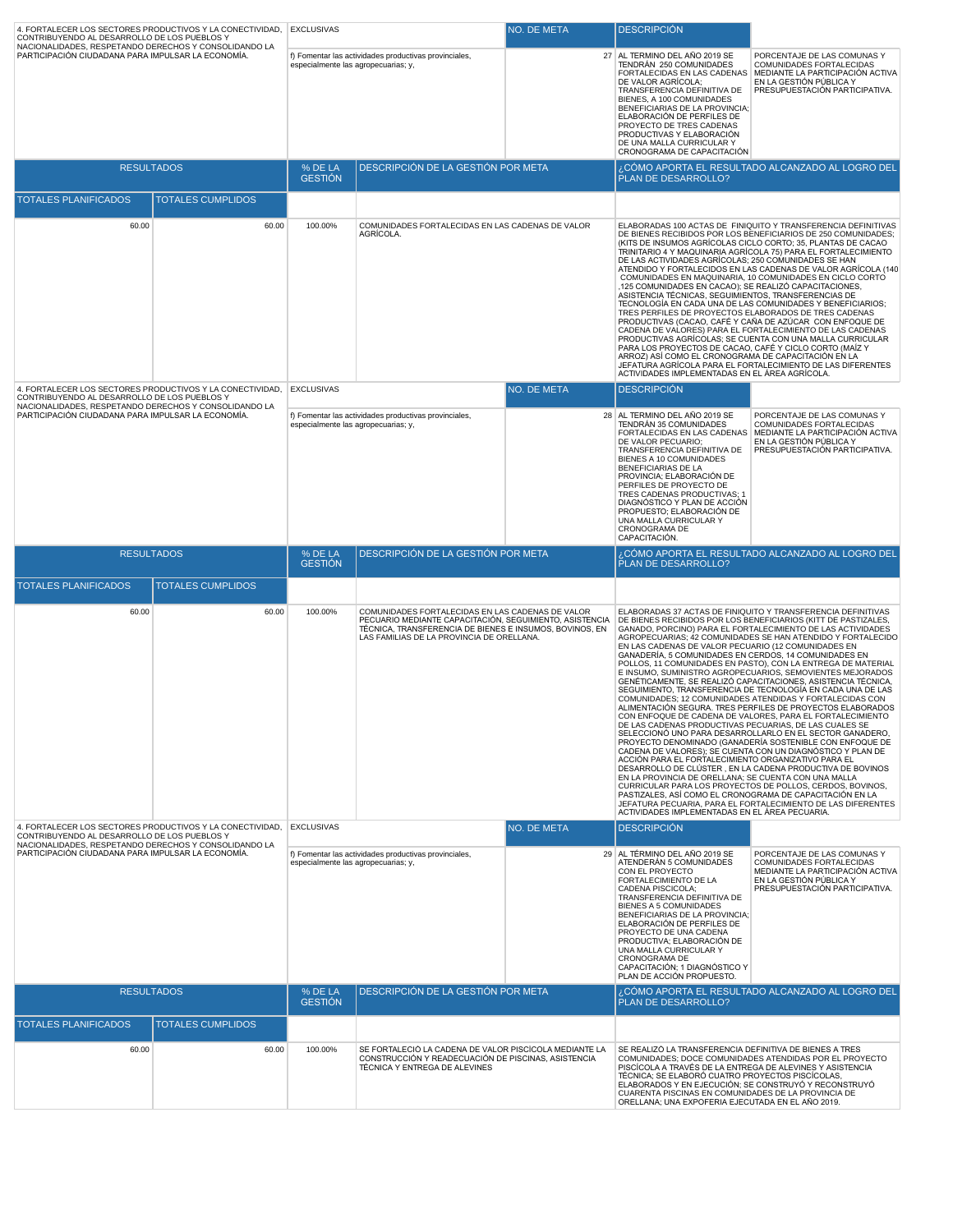| 4. FORTALECER LOS SECTORES PRODUCTIVOS Y LA CONECTIVIDAD, CONTRIBUYENDO AL DESARROLLO DE LOS PUEBLOS Y NACIONALIDADES, RESPETANDO DERECHOS Y CONSOLIDANDO LA PARTICIPACIÓN CIUDADANA PARA IMPULSAR LA ECONOMÍA. | EXCLUSIVAS | NO. DE META | DESCRIPCIÓN | |
|---|---|---|---|---|
| | f) Fomentar las actividades productivas provinciales, especialmente las agropecuarias; y, | 27 | AL TERMINO DEL AÑO 2019 SE TENDRÁN 250 COMUNIDADES FORTALECIDAS EN LAS CADENAS DE VALOR AGRÍCOLA; TRANSFERENCIA DEFINITIVA DE BIENES, A 100 COMUNIDADES BENEFICIARIAS DE LA PROVINCIA; ELABORACIÓN DE PERFILES DE PROYECTO DE TRES CADENAS PRODUCTIVAS Y ELABORACIÓN DE UNA MALLA CURRICULAR Y CRONOGRAMA DE CAPACITACIÓN | PORCENTAJE DE LAS COMUNAS Y COMUNIDADES FORTALECIDAS MEDIANTE LA PARTICIPACIÓN ACTIVA EN LA GESTIÓN PÚBLICA Y PRESUPUESTACIÓN PARTICIPATIVA. |

| RESULTADOS | | % DE LA GESTIÓN | DESCRIPCIÓN DE LA GESTIÓN POR META | ¿CÓMO APORTA EL RESULTADO ALCANZADO AL LOGRO DEL PLAN DE DESARROLLO? |
|---|---|---|---|---|
| TOTALES PLANIFICADOS | TOTALES CUMPLIDOS | | | |
| 60.00 | 60.00 | 100.00% | COMUNIDADES FORTALECIDAS EN LAS CADENAS DE VALOR AGRÍCOLA. | ELABORADAS 100 ACTAS DE FINIQUITO Y TRANSFERENCIA DEFINITIVAS DE BIENES RECIBIDOS POR LOS BENEFICIARIOS DE 250 COMUNIDADES; (KITS DE INSUMOS AGRÍCOLAS CICLO CORTO; 35, PLANTAS DE CACAO TRINITARIO 4 Y MAQUINARIA AGRÍCOLA 75) PARA EL FORTALECIMIENTO DE LAS ACTIVIDADES AGRÍCOLAS; 250 COMUNIDADES SE HAN ATENDIDO Y FORTALECIDOS EN LAS CADENAS DE VALOR AGRÍCOLA (140 COMUNIDADES EN MAQUINARIA, 10 COMUNIDADES EN CICLO CORTO ,125 COMUNIDADES EN CACAO); SE REALIZÓ CAPACITACIONES, ASISTENCIA TÉCNICAS, SEGUIMIENTOS, TRANSFERENCIAS DE TECNOLOGÍA EN CADA UNA DE LAS COMUNIDADES Y BENEFICIARIOS; TRES PERFILES DE PROYECTOS ELABORADOS DE TRES CADENAS PRODUCTIVAS (CACAO, CAFÉ Y CAÑA DE AZÚCAR CON ENFOQUE DE CADENA DE VALORES) PARA EL FORTALECIMIENTO DE LAS CADENAS PRODUCTIVAS AGRÍCOLAS; SE CUENTA CON UNA MALLA CURRICULAR PARA LOS PROYECTOS DE CACAO, CAFÉ Y CICLO CORTO (MAÍZ Y ARROZ) ASÍ COMO EL CRONOGRAMA DE CAPACITACIÓN EN LA JEFATURA AGRÍCOLA PARA EL FORTALECIMIENTO DE LAS DIFERENTES ACTIVIDADES IMPLEMENTADAS EN EL ÁREA AGRÍCOLA. |

| 4. FORTALECER LOS SECTORES PRODUCTIVOS Y LA CONECTIVIDAD, CONTRIBUYENDO AL DESARROLLO DE LOS PUEBLOS Y NACIONALIDADES, RESPETANDO DERECHOS Y CONSOLIDANDO LA PARTICIPACIÓN CIUDADANA PARA IMPULSAR LA ECONOMÍA. | EXCLUSIVAS | NO. DE META | DESCRIPCIÓN | |
|---|---|---|---|---|
| | f) Fomentar las actividades productivas provinciales, especialmente las agropecuarias; y, | 28 | AL TERMINO DEL AÑO 2019 SE TENDRÁN 35 COMUNIDADES FORTALECIDAS EN LAS CADENAS DE VALOR PECUARIO; TRANSFERENCIA DEFINITIVA DE BIENES A 10 COMUNIDADES BENEFICIARIAS DE LA PROVINCIA; ELABORACIÓN DE PERFILES DE PROYECTO DE TRES CADENAS PRODUCTIVAS; 1 DIAGNÓSTICO Y PLAN DE ACCIÓN PROPUESTO; ELABORACIÓN DE UNA MALLA CURRICULAR Y CRONOGRAMA DE CAPACITACIÓN. | PORCENTAJE DE LAS COMUNAS Y COMUNIDADES FORTALECIDAS MEDIANTE LA PARTICIPACIÓN ACTIVA EN LA GESTIÓN PÚBLICA Y PRESUPUESTACIÓN PARTICIPATIVA. |

| RESULTADOS | | % DE LA GESTIÓN | DESCRIPCIÓN DE LA GESTIÓN POR META | ¿CÓMO APORTA EL RESULTADO ALCANZADO AL LOGRO DEL PLAN DE DESARROLLO? |
|---|---|---|---|---|
| TOTALES PLANIFICADOS | TOTALES CUMPLIDOS | | | |
| 60.00 | 60.00 | 100.00% | COMUNIDADES FORTALECIDAS EN LAS CADENAS DE VALOR PECUARIO MEDIANTE CAPACITACIÓN, SEGUIMIENTO, ASISTENCIA TÉCNICA, TRANSFERENCIA DE BIENES E INSUMOS, BOVINOS, EN LAS FAMILIAS DE LA PROVINCIA DE ORELLANA. | ELABORADAS 37 ACTAS DE FINIQUITO Y TRANSFERENCIA DEFINITIVAS DE BIENES RECIBIDOS POR LOS BENEFICIARIOS (KITT DE PASTIZALES, GANADO, PORCINO) PARA EL FORTALECIMIENTO DE LAS ACTIVIDADES AGROPECUARIAS; 42 COMUNIDADES SE HAN ATENDIDO Y FORTALECIDO EN LAS CADENAS DE VALOR PECUARIO (12 COMUNIDADES EN GANADERÍA, 5 COMUNIDADES EN CERDOS, 14 COMUNIDADES EN POLLOS, 11 COMUNIDADES EN PASTO), CON LA ENTREGA DE MATERIAL E INSUMO, SUMINISTRO AGROPECUARIOS, SEMOVIENTES MEJORADOS GENÉTICAMENTE, SE REALIZÓ CAPACITACIONES, ASISTENCIA TÉCNICA, SEGUIMIENTO, TRANSFERENCIA DE TECNOLOGÍA EN CADA UNA DE LAS COMUNIDADES; 12 COMUNIDADES ATENDIDAS Y FORTALECIDAS CON ALIMENTACIÓN SEGURA. TRES PERFILES DE PROYECTOS ELABORADOS CON ENFOQUE DE CADENA DE VALORES, PARA EL FORTALECIMIENTO DE LAS CADENAS PRODUCTIVAS PECUARIAS, DE LAS CUALES SE SELECCIONÓ UNO PARA DESARROLLARLO EN EL SECTOR GANADERO, PROYECTO DENOMINADO (GANADERÍA SOSTENIBLE CON ENFOQUE DE CADENA DE VALORES); SE CUENTA CON UN DIAGNÓSTICO Y PLAN DE ACCIÓN PARA EL FORTALECIMIENTO ORGANIZATIVO PARA EL DESARROLLO DE CLÚSTER , EN LA CADENA PRODUCTIVA DE BOVINOS EN LA PROVINCIA DE ORELLANA; SE CUENTA CON UNA MALLA CURRICULAR PARA LOS PROYECTOS DE POLLOS, CERDOS, BOVINOS, PASTIZALES, ASÍ COMO EL CRONOGRAMA DE CAPACITACIÓN EN LA JEFATURA PECUARIA, PARA EL FORTALECIMIENTO DE LAS DIFERENTES ACTIVIDADES IMPLEMENTADAS EN EL ÁREA PECUARIA. |

| 4. FORTALECER LOS SECTORES PRODUCTIVOS Y LA CONECTIVIDAD, CONTRIBUYENDO AL DESARROLLO DE LOS PUEBLOS Y NACIONALIDADES, RESPETANDO DERECHOS Y CONSOLIDANDO LA PARTICIPACIÓN CIUDADANA PARA IMPULSAR LA ECONOMÍA. | EXCLUSIVAS | NO. DE META | DESCRIPCIÓN | |
|---|---|---|---|---|
| | f) Fomentar las actividades productivas provinciales, especialmente las agropecuarias; y, | 29 | AL TÉRMINO DEL AÑO 2019 SE ATENDERÁN 5 COMUNIDADES CON EL PROYECTO FORTALECIMIENTO DE LA CADENA PISCICOLA; TRANSFERENCIA DEFINITIVA DE BIENES A 5 COMUNIDADES BENEFICIARIAS DE LA PROVINCIA; ELABORACIÓN DE PERFILES DE PROYECTO DE UNA CADENA PRODUCTIVA; ELABORACIÓN DE UNA MALLA CURRICULAR Y CRONOGRAMA DE CAPACITACIÓN; 1 DIAGNÓSTICO Y PLAN DE ACCIÓN PROPUESTO. | PORCENTAJE DE LAS COMUNAS Y COMUNIDADES FORTALECIDAS MEDIANTE LA PARTICIPACIÓN ACTIVA EN LA GESTIÓN PÚBLICA Y PRESUPUESTACIÓN PARTICIPATIVA. |

| RESULTADOS | | % DE LA GESTIÓN | DESCRIPCIÓN DE LA GESTIÓN POR META | ¿CÓMO APORTA EL RESULTADO ALCANZADO AL LOGRO DEL PLAN DE DESARROLLO? |
|---|---|---|---|---|
| TOTALES PLANIFICADOS | TOTALES CUMPLIDOS | | | |
| 60.00 | 60.00 | 100.00% | SE FORTALECIÓ LA CADENA DE VALOR PISCÍCOLA MEDIANTE CONSTRUCCIÓN Y READECUACIÓN DE PISCINAS, ASISTENCIA TÉCNICA Y ENTREGA DE ALEVINES | SE REALIZÓ LA TRANSFERENCIA DEFINITIVA DE BIENES A TRES COMUNIDADES; DOCE COMUNIDADES ATENDIDAS POR EL PROYECTO PISCÍCOLA A TRAVÉS DE LA ENTREGA DE ALEVINES Y ASISTENCIA TÉCNICA; SE ELABORÓ CUATRO PROYECTOS PISCÍCOLAS, ELABORADOS Y EN EJECUCIÓN; SE CONSTRUYÓ Y RECONSTRUYÓ CUARENTA PISCINAS EN COMUNIDADES DE LA PROVINCIA DE ORELLANA; UNA EXPOFERIA EJECUTADA EN EL AÑO 2019. |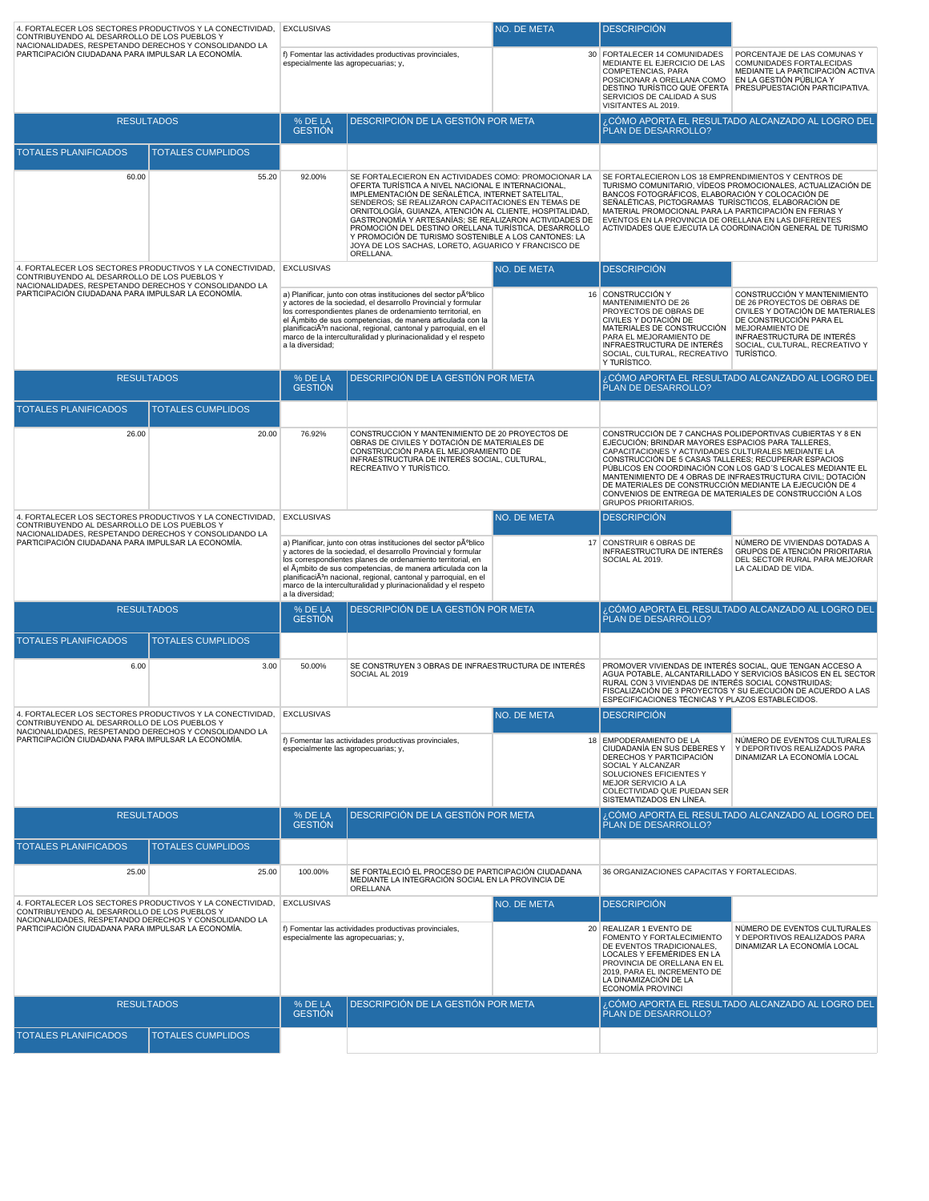| 4. FORTALECER LOS SECTORES PRODUCTIVOS Y LA CONECTIVIDAD, CONTRIBUYENDO AL DESARROLLO DE LOS PUEBLOS Y NACIONALIDADES, RESPETANDO DERECHOS Y CONSOLIDANDO LA PARTICIPACIÓN CIUDADANA PARA IMPULSAR LA ECONOMÍA. | | EXCLUSIVAS | | NO. DE META | DESCRIPCIÓN | |
|---|---|---|---|---|---|---|
| | | f) Fomentar las actividades productivas provinciales, especialmente las agropecuarias; y, | | 30 | FORTALECER 14 COMUNIDADES MEDIANTE EL EJERCICIO DE LAS COMPETENCIAS, PARA POSICIONAR A ORELLANA COMO DESTINO TURÍSTICO QUE OFERTA SERVICIOS DE CALIDAD A SUS VISITANTES AL 2019. | PORCENTAJE DE LAS COMUNAS Y COMUNIDADES FORTALECIDAS MEDIANTE LA PARTICIPACIÓN ACTIVA EN LA GESTIÓN PÚBLICA Y PRESUPUESTACIÓN PARTICIPATIVA. |
| RESULTADOS | | % DE LA GESTIÓN | DESCRIPCIÓN DE LA GESTIÓN POR META | | ¿CÓMO APORTA EL RESULTADO ALCANZADO AL LOGRO DEL PLAN DE DESARROLLO? | |
| TOTALES PLANIFICADOS | TOTALES CUMPLIDOS | | | | | |
| 60.00 | 55.20 | 92.00% | SE FORTALECIERON EN ACTIVIDADES COMO: PROMOCIONAR LA OFERTA TURÍSTICA A NIVEL NACIONAL E INTERNACIONAL, IMPLEMENTACIÓN DE SEÑALÉTICA, INTERNET SATELITAL, SENDEROS; SE REALIZARON CAPACITACIONES EN TEMAS DE ORNITOLOGÍA, GUIANZA, ATENCIÓN AL CLIENTE, HOSPITALIDAD, GASTRONOMÍA Y ARTESANÍAS; SE REALIZARON ACTIVIDADES DE PROMOCIÓN DEL DESTINO ORELLANA TURÍSTICA, DESARROLLO Y PROMOCIÓN DE TURISMO SOSTENIBLE A LOS CANTONES: LA JOYA DE LOS SACHAS, LORETO, AGUARICO Y FRANCISCO DE ORELLANA. | | SE FORTALECIERON LOS 18 EMPRENDIMIENTOS Y CENTROS DE TURISMO COMUNITARIO, VÍDEOS PROMOCIONALES, ACTUALIZACIÓN DE BANCOS FOTOGRÁFICOS, ELABORACIÓN Y COLOCACIÓN DE SEÑALÉTICAS, PICTOGRAMAS TURÍSCTICOS, ELABORACIÓN DE MATERIAL PROMOCIONAL PARA LA PARTICIPACIÓN EN FERIAS Y EVENTOS EN LA PROVINCIA DE ORELLANA EN LAS DIFERENTES ACTIVIDADES QUE EJECUTA LA COORDINACIÓN GENERAL DE TURISMO | |

| 4. FORTALECER LOS SECTORES PRODUCTIVOS Y LA CONECTIVIDAD, CONTRIBUYENDO AL DESARROLLO DE LOS PUEBLOS Y NACIONALIDADES, RESPETANDO DERECHOS Y CONSOLIDANDO LA PARTICIPACIÓN CIUDADANA PARA IMPULSAR LA ECONOMÍA. | | EXCLUSIVAS | | NO. DE META | DESCRIPCIÓN | |
|---|---|---|---|---|---|---|
| | | a) Planificar, junto con otras instituciones del sector pÃºblico y actores de la sociedad, el desarrollo Provincial y formular los correspondientes planes de ordenamiento territorial, en el Ã¡mbito de sus competencias, de manera articulada con la planificaciÃ³n nacional, regional, cantonal y parroquial, en el marco de la interculturalidad y plurinacionalidad y el respeto a la diversidad; | | 16 | CONSTRUCCIÓN Y MANTENIMIENTO DE 26 PROYECTOS DE OBRAS DE CIVILES Y DOTACIÓN DE MATERIALES DE CONSTRUCCIÓN PARA EL MEJORAMIENTO DE INFRAESTRUCTURA DE INTERÉS SOCIAL, CULTURAL, RECREATIVO Y TURÍSTICO. | CONSTRUCCIÓN Y MANTENIMIENTO DE 26 PROYECTOS DE OBRAS DE CIVILES Y DOTACIÓN DE MATERIALES DE CONSTRUCCIÓN PARA EL MEJORAMIENTO DE INFRAESTRUCTURA DE INTERÉS SOCIAL, CULTURAL, RECREATIVO Y TURÍSTICO. |
| RESULTADOS | | % DE LA GESTIÓN | DESCRIPCIÓN DE LA GESTIÓN POR META | | ¿CÓMO APORTA EL RESULTADO ALCANZADO AL LOGRO DEL PLAN DE DESARROLLO? | |
| TOTALES PLANIFICADOS | TOTALES CUMPLIDOS | | | | | |
| 26.00 | 20.00 | 76.92% | CONSTRUCCIÓN Y MANTENIMIENTO DE 20 PROYECTOS DE OBRAS DE CIVILES Y DOTACIÓN DE MATERIALES DE CONSTRUCCIÓN PARA EL MEJORAMIENTO DE INFRAESTRUCTURA DE INTERÉS SOCIAL, CULTURAL, RECREATIVO Y TURÍSTICO. | | CONSTRUCCIÓN DE 7 CANCHAS POLIDEPORTIVAS CUBIERTAS Y 8 EN EJECUCIÓN; BRINDAR MAYORES ESPACIOS PARA TALLERES, CAPACITACIONES Y ACTIVIDADES CULTURALES MEDIANTE LA CONSTRUCCIÓN DE 5 CASAS TALLERES; RECUPERAR ESPACIOS PÚBLICOS EN COORDINACIÓN CON LOS GAD´S LOCALES MEDIANTE EL MANTENIMIENTO DE 4 OBRAS DE INFRAESTRUCTURA CIVIL; DOTACIÓN DE MATERIALES DE CONSTRUCCIÓN MEDIANTE LA EJECUCIÓN DE 4 CONVENIOS DE ENTREGA DE MATERIALES DE CONSTRUCCIÓN A LOS GRUPOS PRIORITARIOS. | |

| 4. FORTALECER LOS SECTORES PRODUCTIVOS Y LA CONECTIVIDAD, CONTRIBUYENDO AL DESARROLLO DE LOS PUEBLOS Y NACIONALIDADES, RESPETANDO DERECHOS Y CONSOLIDANDO LA PARTICIPACIÓN CIUDADANA PARA IMPULSAR LA ECONOMÍA. | | EXCLUSIVAS | | NO. DE META | DESCRIPCIÓN | |
|---|---|---|---|---|---|---|
| | | a) Planificar, junto con otras instituciones del sector pÃºblico y actores de la sociedad, el desarrollo Provincial y formular los correspondientes planes de ordenamiento territorial, en el Ã¡mbito de sus competencias, de manera articulada con la planificaciÃ³n nacional, regional, cantonal y parroquial, en el marco de la interculturalidad y plurinacionalidad y el respeto a la diversidad; | | 17 | CONSTRUIR 6 OBRAS DE INFRAESTRUCTURA DE INTERÉS SOCIAL AL 2019. | NÚMERO DE VIVIENDAS DOTADAS A GRUPOS DE ATENCIÓN PRIORITARIA DEL SECTOR RURAL PARA MEJORAR LA CALIDAD DE VIDA. |
| RESULTADOS | | % DE LA GESTIÓN | DESCRIPCIÓN DE LA GESTIÓN POR META | | ¿CÓMO APORTA EL RESULTADO ALCANZADO AL LOGRO DEL PLAN DE DESARROLLO? | |
| TOTALES PLANIFICADOS | TOTALES CUMPLIDOS | | | | | |
| 6.00 | 3.00 | 50.00% | SE CONSTRUYEN 3 OBRAS DE INFRAESTRUCTURA DE INTERÉS SOCIAL AL 2019 | | PROMOVER VIVIENDAS DE INTERÉS SOCIAL, QUE TENGAN ACCESO A AGUA POTABLE, ALCANTARILLADO Y SERVICIOS BÁSICOS EN EL SECTOR RURAL CON 3 VIVIENDAS DE INTERÉS SOCIAL CONSTRUIDAS; FISCALIZACIÓN DE 3 PROYECTOS Y SU EJECUCIÓN DE ACUERDO A LAS ESPECIFICACIONES TÉCNICAS Y PLAZOS ESTABLECIDOS. | |

| 4. FORTALECER LOS SECTORES PRODUCTIVOS Y LA CONECTIVIDAD, CONTRIBUYENDO AL DESARROLLO DE LOS PUEBLOS Y NACIONALIDADES, RESPETANDO DERECHOS Y CONSOLIDANDO LA PARTICIPACIÓN CIUDADANA PARA IMPULSAR LA ECONOMÍA. | | EXCLUSIVAS | | NO. DE META | DESCRIPCIÓN | |
|---|---|---|---|---|---|---|
| | | f) Fomentar las actividades productivas provinciales, especialmente las agropecuarias; y, | | 18 | EMPODERAMIENTO DE LA CIUDADANÍA EN SUS DEBERES Y DERECHOS Y PARTICIPACIÓN SOCIAL Y ALCANZAR SOLUCIONES EFICIENTES Y MEJOR SERVICIO A LA COLECTIVIDAD QUE PUEDAN SER SISTEMATIZADOS EN LÍNEA. | NÚMERO DE EVENTOS CULTURALES Y DEPORTIVOS REALIZADOS PARA DINAMIZAR LA ECONOMÍA LOCAL |
| RESULTADOS | | % DE LA GESTIÓN | DESCRIPCIÓN DE LA GESTIÓN POR META | | ¿CÓMO APORTA EL RESULTADO ALCANZADO AL LOGRO DEL PLAN DE DESARROLLO? | |
| TOTALES PLANIFICADOS | TOTALES CUMPLIDOS | | | | | |
| 25.00 | 25.00 | 100.00% | SE FORTALECIÓ EL PROCESO DE PARTICIPACIÓN CIUDADANA MEDIANTE LA INTEGRACIÓN SOCIAL EN LA PROVINCIA DE ORELLANA | | 36 ORGANIZACIONES CAPACITAS Y FORTALECIDAS. | |

| 4. FORTALECER LOS SECTORES PRODUCTIVOS Y LA CONECTIVIDAD, CONTRIBUYENDO AL DESARROLLO DE LOS PUEBLOS Y NACIONALIDADES, RESPETANDO DERECHOS Y CONSOLIDANDO LA PARTICIPACIÓN CIUDADANA PARA IMPULSAR LA ECONOMÍA. | | EXCLUSIVAS | | NO. DE META | DESCRIPCIÓN | |
|---|---|---|---|---|---|---|
| | | f) Fomentar las actividades productivas provinciales, especialmente las agropecuarias; y, | | 20 | REALIZAR 1 EVENTO DE FOMENTO Y FORTALECIMIENTO DE EVENTOS TRADICIONALES, LOCALES Y EFEMÉRIDES EN LA PROVINCIA DE ORELLANA EN EL 2019, PARA EL INCREMENTO DE LA DINAMIZACIÓN DE LA ECONOMÍA PROVINCI | NÚMERO DE EVENTOS CULTURALES Y DEPORTIVOS REALIZADOS PARA DINAMIZAR LA ECONOMÍA LOCAL |
| RESULTADOS | | % DE LA GESTIÓN | DESCRIPCIÓN DE LA GESTIÓN POR META | | ¿CÓMO APORTA EL RESULTADO ALCANZADO AL LOGRO DEL PLAN DE DESARROLLO? | |
| TOTALES PLANIFICADOS | TOTALES CUMPLIDOS | | | | | |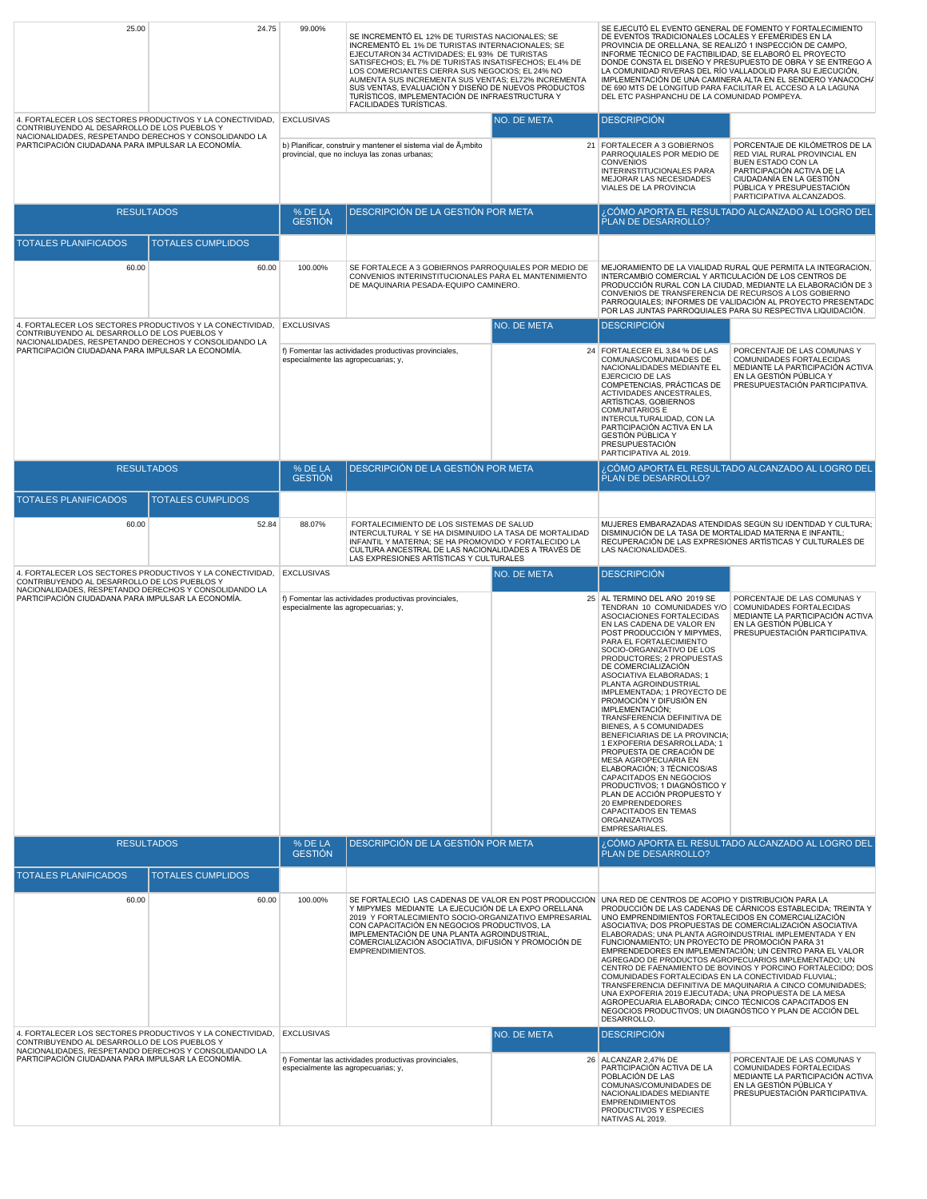| TOTALES PLANIFICADOS | TOTALES CUMPLIDOS | % DE LA GESTIÓN | DESCRIPCIÓN DE LA GESTIÓN POR META | ¿CÓMO APORTA EL RESULTADO ALCANZADO AL LOGRO DEL PLAN DE DESARROLLO? |
|---|---|---|---|---|
| 25.00 | 24.75 | 99.00% | SE INCREMENTÓ EL 12% DE TURISTAS NACIONALES; SE INCREMENTÓ EL 1% DE TURISTAS INTERNACIONALES; SE EJECUTARON 34 ACTIVIDADES; EL 93% DE TURISTAS SATISFECHOS; EL 7% DE TURISTAS INSATISFECHOS; EL4% DE LOS COMERCIANTES CIERRA SUS NEGOCIOS; EL 24% NO AUMENTA SUS INCREMENTA SUS VENTAS; EL72% INCREMENTA SUS VENTAS, EVALUACIÓN Y DISEÑO DE NUEVOS PRODUCTOS TURÍSTICOS, IMPLEMENTACIÓN DE INFRAESTRUCTURA Y FACILIDADES TURÍSTICAS. | SE EJECUTÓ EL EVENTO GENERAL DE FOMENTO Y FORTALECIMIENTO DE EVENTOS TRADICIONALES LOCALES Y EFEMÉRIDES EN LA PROVINCIA DE ORELLANA, SE REALIZÓ 1 INSPECCIÓN DE CAMPO, INFORME TÉCNICO DE FACTIBILIDAD, SE ELABORÓ EL PROYECTO DONDE CONSTA EL DISEÑO Y PRESUPUESTO DE OBRA Y SE ENTREGO A LA COMUNIDAD RIVERAS DEL RÍO VALLADOLID PARA SU EJECUCIÓN, IMPLEMENTACIÓN DE UNA CAMINERA ALTA EN EL SENDERO YANACOCHA DE 690 MTS DE LONGITUD PARA FACILITAR EL ACCESO A LA LAGUNA DEL ETC PASHPANCHU DE LA COMUNIDAD POMPEYA. |

| OBJETIVO | EXCLUSIVAS | NO. DE META | DESCRIPCIÓN | |
|---|---|---|---|---|
| 4. FORTALECER LOS SECTORES PRODUCTIVOS Y LA CONECTIVIDAD, CONTRIBUYENDO AL DESARROLLO DE LOS PUEBLOS Y NACIONALIDADES, RESPETANDO DERECHOS Y CONSOLIDANDO LA PARTICIPACIÓN CIUDADANA PARA IMPULSAR LA ECONOMÍA. | b) Planificar, construir y mantener el sistema vial de Ã¡mbito provincial, que no incluya las zonas urbanas; | 21 | FORTALECER A 3 GOBIERNOS PARROQUIALES POR MEDIO DE CONVENIOS INTERINSTITUCIONALES PARA MEJORAR LAS NECESIDADES VIALES DE LA PROVINCIA | PORCENTAJE DE KILÓMETROS DE LA RED VIAL RURAL PROVINCIAL EN BUEN ESTADO CON LA PARTICIPACIÓN ACTIVA DE LA CIUDADANÍA EN LA GESTIÓN PÚBLICA Y PRESUPUESTACIÓN PARTICIPATIVA ALCANZADOS. |

| TOTALES PLANIFICADOS | TOTALES CUMPLIDOS | % DE LA GESTIÓN | DESCRIPCIÓN DE LA GESTIÓN POR META | ¿CÓMO APORTA EL RESULTADO ALCANZADO AL LOGRO DEL PLAN DE DESARROLLO? |
|---|---|---|---|---|
| 60.00 | 60.00 | 100.00% | SE FORTALECE A 3 GOBIERNOS PARROQUIALES POR MEDIO DE CONVENIOS INTERINSTITUCIONALES PARA EL MANTENIMIENTO DE MAQUINARIA PESADA-EQUIPO CAMINERO. | MEJORAMIENTO DE LA VIALIDAD RURAL QUE PERMITA LA INTEGRACIÓN, INTERCAMBIO COMERCIAL Y ARTICULACIÓN DE LOS CENTROS DE PRODUCCIÓN RURAL CON LA CIUDAD, MEDIANTE LA ELABORACIÓN DE 3 CONVENIOS DE TRANSFERENCIA DE RECURSOS A LOS GOBIERNO PARROQUIALES; INFORMES DE VALIDACIÓN AL PROYECTO PRESENTADO POR LAS JUNTAS PARROQUIALES PARA SU RESPECTIVA LIQUIDACIÓN. |

| OBJETIVO | EXCLUSIVAS | NO. DE META | DESCRIPCIÓN | |
|---|---|---|---|---|
| 4. FORTALECER LOS SECTORES PRODUCTIVOS Y LA CONECTIVIDAD, CONTRIBUYENDO AL DESARROLLO DE LOS PUEBLOS Y NACIONALIDADES, RESPETANDO DERECHOS Y CONSOLIDANDO LA PARTICIPACIÓN CIUDADANA PARA IMPULSAR LA ECONOMÍA. | f) Fomentar las actividades productivas provinciales, especialmente las agropecuarias; y, | 24 | FORTALECER EL 3,84 % DE LAS COMUNAS/COMUNIDADES DE NACIONALIDADES MEDIANTE EL EJERCICIO DE LAS COMPETENCIAS, PRÁCTICAS DE ACTIVIDADES ANCESTRALES, ARTÍSTICAS, GOBIERNOS COMUNITARIOS E INTERCULTURALIDAD, CON LA PARTICIPACIÓN ACTIVA EN LA GESTIÓN PÚBLICA Y PRESUPUESTACIÓN PARTICIPATIVA AL 2019. | PORCENTAJE DE LAS COMUNAS Y COMUNIDADES FORTALECIDAS MEDIANTE LA PARTICIPACIÓN ACTIVA EN LA GESTIÓN PÚBLICA Y PRESUPUESTACIÓN PARTICIPATIVA. |

| TOTALES PLANIFICADOS | TOTALES CUMPLIDOS | % DE LA GESTIÓN | DESCRIPCIÓN DE LA GESTIÓN POR META | ¿CÓMO APORTA EL RESULTADO ALCANZADO AL LOGRO DEL PLAN DE DESARROLLO? |
|---|---|---|---|---|
| 60.00 | 52.84 | 88.07% | FORTALECIMIENTO DE LOS SISTEMAS DE SALUD INTERCULTURAL Y SE HA DISMINUIDO LA TASA DE MORTALIDAD INFANTIL Y MATERNA; SE HA PROMOVIDO Y FORTALECIDO LA CULTURA ANCESTRAL DE LAS NACIONALIDADES A TRAVÉS DE LAS EXPRESIONES ARTÍSTICAS Y CULTURALES | MUJERES EMBARAZADAS ATENDIDAS SEGÚN SU IDENTIDAD Y CULTURA; DISMINUCIÓN DE LA TASA DE MORTALIDAD MATERNA E INFANTIL; RECUPERACIÓN DE LAS EXPRESIONES ARTÍSTICAS Y CULTURALES DE LAS NACIONALIDADES. |

| OBJETIVO | EXCLUSIVAS | NO. DE META | DESCRIPCIÓN | |
|---|---|---|---|---|
| 4. FORTALECER LOS SECTORES PRODUCTIVOS Y LA CONECTIVIDAD, CONTRIBUYENDO AL DESARROLLO DE LOS PUEBLOS Y NACIONALIDADES, RESPETANDO DERECHOS Y CONSOLIDANDO LA PARTICIPACIÓN CIUDADANA PARA IMPULSAR LA ECONOMÍA. | f) Fomentar las actividades productivas provinciales, especialmente las agropecuarias; y, | 25 | AL TERMINO DEL AÑO 2019 SE TENDRAN 10 COMUNIDADES Y/O ASOCIACIONES FORTALECIDAS EN LAS CADENA DE VALOR EN POST PRODUCCIÓN Y MIPYMES, PARA EL FORTALECIMIENTO SOCIO-ORGANIZATIVO DE LOS PRODUCTORES; 2 PROPUESTAS DE COMERCIALIZACIÓN ASOCIATIVA ELABORADAS; 1 PLANTA AGROINDUSTRIAL IMPLEMENTADA; 1 PROYECTO DE PROMOCIÓN Y DIFUSIÓN EN IMPLEMENTACIÓN; TRANSFERENCIA DEFINITIVA DE BIENES, A 5 COMUNIDADES BENEFICIARIAS DE LA PROVINCIA; 1 EXPOFERIA DESARROLLADA; 1 PROPUESTA DE CREACIÓN DE MESA AGROPECUARIA EN ELABORACIÓN; 3 TÉCNICOS/AS CAPACITADOS EN NEGOCIOS PRODUCTIVOS; 1 DIAGNÓSTICO Y PLAN DE ACCIÓN PROPUESTO Y 20 EMPRENDEDORES CAPACITADOS EN TEMAS ORGANIZATIVOS EMPRESARIALES. | PORCENTAJE DE LAS COMUNAS Y COMUNIDADES FORTALECIDAS MEDIANTE LA PARTICIPACIÓN ACTIVA EN LA GESTIÓN PÚBLICA Y PRESUPUESTACIÓN PARTICIPATIVA. |

| TOTALES PLANIFICADOS | TOTALES CUMPLIDOS | % DE LA GESTIÓN | DESCRIPCIÓN DE LA GESTIÓN POR META | ¿CÓMO APORTA EL RESULTADO ALCANZADO AL LOGRO DEL PLAN DE DESARROLLO? |
|---|---|---|---|---|
| 60.00 | 60.00 | 100.00% | SE FORTALECIÓ LAS CADENAS DE VALOR EN POST PRODUCCIÓN Y MIPYMES MEDIANTE LA EJECUCIÓN DE LA EXPO ORELLANA 2019 Y FORTALECIMIENTO SOCIO-ORGANIZATIVO EMPRESARIAL CON CAPACITACIÓN EN NEGOCIOS PRODUCTIVOS, LA IMPLEMENTACIÓN DE UNA PLANTA AGROINDUSTRIAL, COMERCIALIZACIÓN ASOCIATIVA, DIFUSIÓN Y PROMOCIÓN DE EMPRENDIMIENTOS. | UNA RED DE CENTROS DE ACOPIO Y DISTRIBUCIÓN PARA LA PRODUCCIÓN DE LAS CADENAS DE CÁRNICOS ESTABLECIDA; TREINTA Y UNO EMPRENDIMIENTOS FORTALECIDOS EN COMERCIALIZACIÓN ASOCIATIVA; DOS PROPUESTAS DE COMERCIALIZACIÓN ASOCIATIVA ELABORADAS; UNA PLANTA AGROINDUSTRIAL IMPLEMENTADA Y EN FUNCIONAMIENTO; UN PROYECTO DE PROMOCIÓN PARA 31 EMPRENDEDORES EN IMPLEMENTACIÓN; UN CENTRO PARA EL VALOR AGREGADO DE PRODUCTOS AGROPECUARIOS IMPLEMENTADO; UN CENTRO DE FAENAMIENTO DE BOVINOS Y PORCINO FORTALECIDO; DOS COMUNIDADES FORTALECIDAS EN LA CONECTIVIDAD FLUVIAL; TRANSFERENCIA DEFINITIVA DE MAQUINARIA A CINCO COMUNIDADES; UNA EXPOFERIA 2019 EJECUTADA; UNA PROPUESTA DE LA MESA AGROPECUARIA ELABORADA; CINCO TÉCNICOS CAPACITADOS EN NEGOCIOS PRODUCTIVOS; UN DIAGNÓSTICO Y PLAN DE ACCIÓN DEL DESARROLLO. |

| OBJETIVO | EXCLUSIVAS | NO. DE META | DESCRIPCIÓN | |
|---|---|---|---|---|
| 4. FORTALECER LOS SECTORES PRODUCTIVOS Y LA CONECTIVIDAD, CONTRIBUYENDO AL DESARROLLO DE LOS PUEBLOS Y NACIONALIDADES, RESPETANDO DERECHOS Y CONSOLIDANDO LA PARTICIPACIÓN CIUDADANA PARA IMPULSAR LA ECONOMÍA. | f) Fomentar las actividades productivas provinciales, especialmente las agropecuarias; y, | 26 | ALCANZAR 2,47% DE PARTICIPACIÓN ACTIVA DE LA POBLACIÓN DE LAS COMUNAS/COMUNIDADES DE NACIONALIDADES MEDIANTE EMPRENDIMIENTOS PRODUCTIVOS Y ESPECIES NATIVAS AL 2019. | PORCENTAJE DE LAS COMUNAS Y COMUNIDADES FORTALECIDAS MEDIANTE LA PARTICIPACIÓN ACTIVA EN LA GESTIÓN PÚBLICA Y PRESUPUESTACIÓN PARTICIPATIVA. |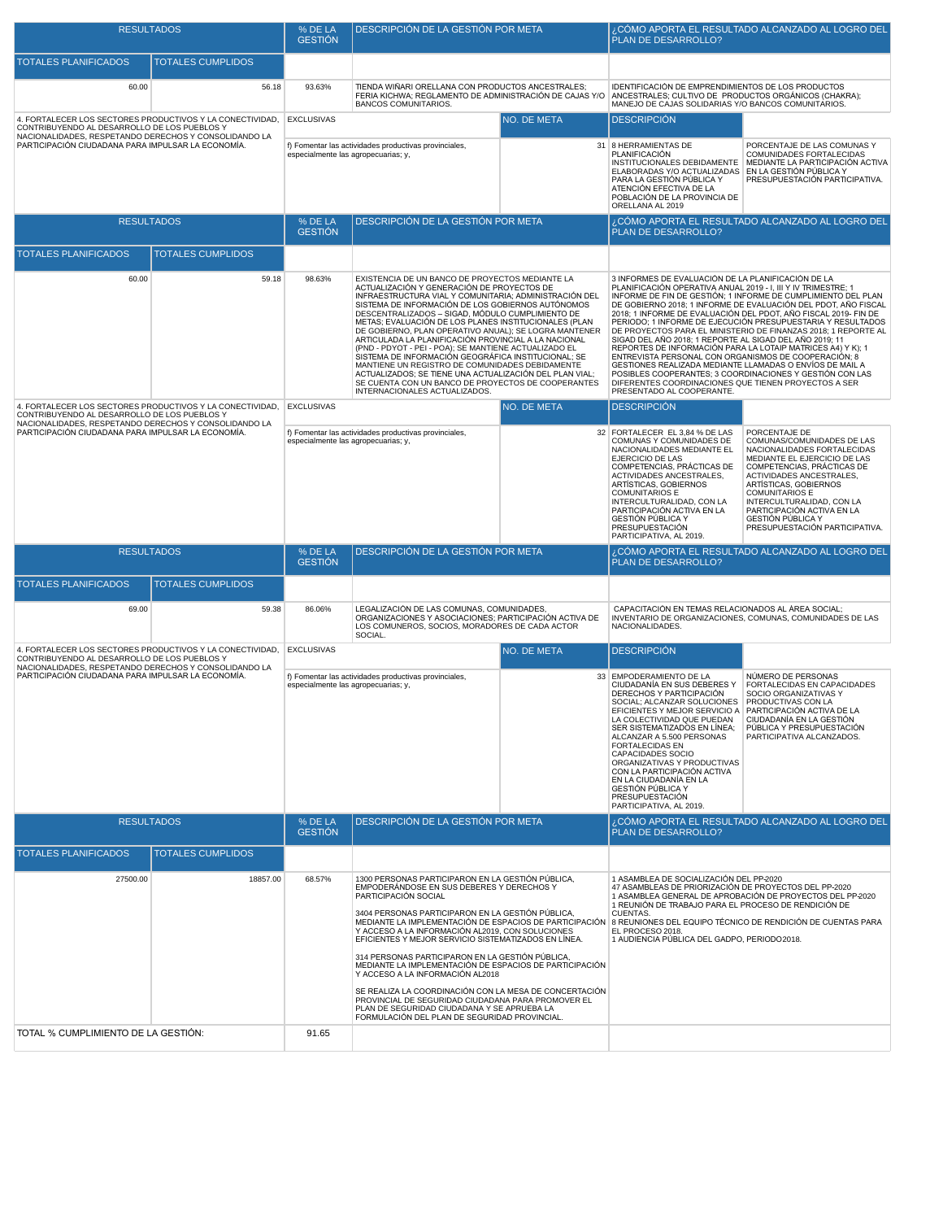| RESULTADOS | | % DE LA GESTIÓN | DESCRIPCIÓN DE LA GESTIÓN POR META | ¿CÓMO APORTA EL RESULTADO ALCANZADO AL LOGRO DEL PLAN DE DESARROLLO? |
|---|---|---|---|---|
| TOTALES PLANIFICADOS | TOTALES CUMPLIDOS | | | |
| 60.00 | 56.18 | 93.63% | TIENDA WIÑARI ORELLANA CON PRODUCTOS ANCESTRALES; FERIA KICHWA; REGLAMENTO DE ADMINISTRACIÓN DE CAJAS Y/O BANCOS COMUNITARIOS. | IDENTIFICACIÓN DE EMPRENDIMIENTOS DE LOS PRODUCTOS ANCESTRALES; CULTIVO DE PRODUCTOS ORGÁNICOS (CHAKRA); MANEJO DE CAJAS SOLIDARIAS Y/O BANCOS COMUNITARIOS. |

| 4. FORTALECER LOS SECTORES PRODUCTIVOS Y LA CONECTIVIDAD, CONTRIBUYENDO AL DESARROLLO DE LOS PUEBLOS Y NACIONALIDADES, RESPETANDO DERECHOS Y CONSOLIDANDO LA PARTICIPACIÓN CIUDADANA PARA IMPULSAR LA ECONOMÍA. | EXCLUSIVAS | NO. DE META | DESCRIPCIÓN | |
|---|---|---|---|---|
| | f) Fomentar las actividades productivas provinciales, especialmente las agropecuarias; y, | 31 | 8 HERRAMIENTAS DE PLANIFICACIÓN INSTITUCIONALES DEBIDAMENTE ELABORADAS Y/O ACTUALIZADAS PARA LA GESTIÓN PÚBLICA Y ATENCIÓN EFECTIVA DE LA POBLACIÓN DE LA PROVINCIA DE ORELLANA AL 2019 | PORCENTAJE DE LAS COMUNAS Y COMUNIDADES FORTALECIDAS MEDIANTE LA PARTICIPACIÓN ACTIVA EN LA GESTIÓN PÚBLICA Y PRESUPUESTACIÓN PARTICIPATIVA. |

| RESULTADOS | | % DE LA GESTIÓN | DESCRIPCIÓN DE LA GESTIÓN POR META | ¿CÓMO APORTA EL RESULTADO ALCANZADO AL LOGRO DEL PLAN DE DESARROLLO? |
|---|---|---|---|---|
| TOTALES PLANIFICADOS | TOTALES CUMPLIDOS | | | |
| 60.00 | 59.18 | 98.63% | EXISTENCIA DE UN BANCO DE PROYECTOS MEDIANTE LA ACTUALIZACIÓN Y GENERACIÓN DE PROYECTOS DE INFRAESTRUCTURA VIAL Y COMUNITARIA; ADMINISTRACIÓN DEL SISTEMA DE INFORMACIÓN DE LOS GOBIERNOS AUTÓNOMOS DESCENTRALIZADOS – SIGAD, MÓDULO CUMPLIMIENTO DE METAS; EVALUACIÓN DE LOS PLANES INSTITUCIONALES (PLAN DE GOBIERNO, PLAN OPERATIVO ANUAL); SE LOGRA MANTENER ARTICULADA LA PLANIFICACIÓN PROVINCIAL A LA NACIONAL (PND - PDYOT - PEI - POA); SE MANTIENE ACTUALIZADO EL SISTEMA DE INFORMACIÓN GEOGRÁFICA INSTITUCIONAL; SE MANTIENE UN REGISTRO DE COMUNIDADES DEBIDAMENTE ACTUALIZADOS; SE TIENE UNA ACTUALIZACIÓN DEL PLAN VIAL; SE CUENTA CON UN BANCO DE PROYECTOS DE COOPERANTES INTERNACIONALES ACTUALIZADOS. | 3 INFORMES DE EVALUACIÓN DE LA PLANIFICACIÓN DE LA PLANIFICACIÓN OPERATIVA ANUAL 2019 - I, III Y IV TRIMESTRE; 1 INFORME DE FIN DE GESTIÓN; 1 INFORME DE CUMPLIMIENTO DEL PLAN DE GOBIERNO 2018; 1 INFORME DE EVALUACIÓN DEL PDOT, AÑO FISCAL 2018; 1 INFORME DE EVALUACIÓN DEL PDOT, AÑO FISCAL 2019- FIN DE PERIODO; 1 INFORME DE EJECUCIÓN PRESUPUESTARIA Y RESULTADOS DE PROYECTOS PARA EL MINISTERIO DE FINANZAS 2018; 1 REPORTE AL SIGAD DEL AÑO 2018; 1 REPORTE AL SIGAD DEL AÑO 2019; 11 REPORTES DE INFORMACIÓN PARA LA LOTAIP MATRICES A4) Y K); 1 ENTREVISTA PERSONAL CON ORGANISMOS DE COOPERACIÓN; 8 GESTIONES REALIZADA MEDIANTE LLAMADAS O ENVÍOS DE MAIL A POSIBLES COOPERANTES; 3 COORDINACIONES Y GESTIÓN CON LAS DIFERENTES COORDINACIONES QUE TIENEN PROYECTOS A SER PRESENTADO AL COOPERANTE. |

| 4. FORTALECER LOS SECTORES PRODUCTIVOS Y LA CONECTIVIDAD, CONTRIBUYENDO AL DESARROLLO DE LOS PUEBLOS Y NACIONALIDADES, RESPETANDO DERECHOS Y CONSOLIDANDO LA PARTICIPACIÓN CIUDADANA PARA IMPULSAR LA ECONOMÍA. | EXCLUSIVAS | NO. DE META | DESCRIPCIÓN | |
|---|---|---|---|---|
| | f) Fomentar las actividades productivas provinciales, especialmente las agropecuarias; y, | 32 | FORTALECER EL 3.84 % DE LAS COMUNAS Y COMUNIDADES DE NACIONALIDADES MEDIANTE EL EJERCICIO DE LAS COMPETENCIAS, PRÁCTICAS DE ACTIVIDADES ANCESTRALES, ARTÍSTICAS, GOBIERNOS COMUNITARIOS E INTERCULTURALIDAD, CON LA PARTICIPACIÓN ACTIVA EN LA GESTIÓN PÚBLICA Y PRESUPUESTACIÓN PARTICIPATIVA, AL 2019. | PORCENTAJE DE COMUNAS/COMUNIDADES DE LAS NACIONALIDADES FORTALECIDAS MEDIANTE EL EJERCICIO DE LAS COMPETENCIAS, PRÁCTICAS DE ACTIVIDADES ANCESTRALES, ARTÍSTICAS, GOBIERNOS COMUNITARIOS E INTERCULTURALIDAD, CON LA PARTICIPACIÓN ACTIVA EN LA GESTIÓN PÚBLICA Y PRESUPUESTACIÓN PARTICIPATIVA. |

| RESULTADOS | | % DE LA GESTIÓN | DESCRIPCIÓN DE LA GESTIÓN POR META | ¿CÓMO APORTA EL RESULTADO ALCANZADO AL LOGRO DEL PLAN DE DESARROLLO? |
|---|---|---|---|---|
| TOTALES PLANIFICADOS | TOTALES CUMPLIDOS | | | |
| 69.00 | 59.38 | 86.06% | LEGALIZACIÓN DE LAS COMUNAS, COMUNIDADES, ORGANIZACIONES Y ASOCIACIONES; PARTICIPACIÓN ACTIVA DE LOS COMUNEROS, SOCIOS, MORADORES DE CADA ACTOR SOCIAL. | CAPACITACIÓN EN TEMAS RELACIONADOS AL ÁREA SOCIAL; INVENTARIO DE ORGANIZACIONES, COMUNAS, COMUNIDADES DE LAS NACIONALIDADES. |

| 4. FORTALECER LOS SECTORES PRODUCTIVOS Y LA CONECTIVIDAD, CONTRIBUYENDO AL DESARROLLO DE LOS PUEBLOS Y NACIONALIDADES, RESPETANDO DERECHOS Y CONSOLIDANDO LA PARTICIPACIÓN CIUDADANA PARA IMPULSAR LA ECONOMÍA. | EXCLUSIVAS | NO. DE META | DESCRIPCIÓN | |
|---|---|---|---|---|
| | f) Fomentar las actividades productivas provinciales, especialmente las agropecuarias; y, | 33 | EMPODERAMIENTO DE LA CIUDADANÍA EN SUS DEBERES Y DERECHOS Y PARTICIPACIÓN SOCIAL; ALCANZAR SOLUCIONES EFICIENTES Y MEJOR SERVICIO A LA COLECTIVIDAD QUE PUEDAN SER SISTEMATIZADOS EN LÍNEA; ALCANZAR A 5.500 PERSONAS FORTALECIDAS EN CAPACIDADES SOCIO ORGANIZATIVAS Y PRODUCTIVAS CON LA PARTICIPACIÓN ACTIVA EN LA CIUDADANÍA EN LA GESTIÓN PÚBLICA Y PRESUPUESTACIÓN PARTICIPATIVA, AL 2019. | NÚMERO DE PERSONAS FORTALECIDAS EN CAPACIDADES SOCIO ORGANIZATIVAS Y PRODUCTIVAS CON LA PARTICIPACIÓN ACTIVA DE LA CIUDADANÍA EN LA GESTIÓN PÚBLICA Y PRESUPUESTACIÓN PARTICIPATIVA ALCANZADOS. |

| RESULTADOS | | % DE LA GESTIÓN | DESCRIPCIÓN DE LA GESTIÓN POR META | ¿CÓMO APORTA EL RESULTADO ALCANZADO AL LOGRO DEL PLAN DE DESARROLLO? |
|---|---|---|---|---|
| TOTALES PLANIFICADOS | TOTALES CUMPLIDOS | | | |
| 27500.00 | 18857.00 | 68.57% | 1300 PERSONAS PARTICIPARON EN LA GESTIÓN PÚBLICA, EMPODERÁNDOSE EN SUS DEBERES Y DERECHOS Y PARTICIPACIÓN SOCIAL<br><br>3404 PERSONAS PARTICIPARON EN LA GESTIÓN PÚBLICA, MEDIANTE LA IMPLEMENTACIÓN DE ESPACIOS DE PARTICIPACIÓN Y ACCESO A LA INFORMACIÓN AL2019, CON SOLUCIONES EFICIENTES Y MEJOR SERVICIO SISTEMATIZADOS EN LÍNEA.<br><br>314 PERSONAS PARTICIPARON EN LA GESTIÓN PÚBLICA, MEDIANTE LA IMPLEMENTACIÓN DE ESPACIOS DE PARTICIPACIÓN Y ACCESO A LA INFORMACIÓN AL2018<br><br>SE REALIZA LA COORDINACIÓN CON LA MESA DE CONCERTACIÓN PROVINCIAL DE SEGURIDAD CIUDADANA PARA PROMOVER EL PLAN DE SEGURIDAD CIUDADANA Y SE APRUEBA LA FORMULACIÓN DEL PLAN DE SEGURIDAD PROVINCIAL. | 1 ASAMBLEA DE SOCIALIZACIÓN DEL PP-2020<br>47 ASAMBLEAS DE PRIORIZACIÓN DE PROYECTOS DEL PP-2020<br>1 ASAMBLEA GENERAL DE APROBACIÓN DE PROYECTOS DEL PP-2020<br>1 REUNIÓN DE TRABAJO PARA EL PROCESO DE RENDICIÓN DE CUENTAS.<br>8 REUNIONES DEL EQUIPO TÉCNICO DE RENDICIÓN DE CUENTAS PARA EL PROCESO 2018.<br>1 AUDIENCIA PÚBLICA DEL GADPO, PERIODO2018. |

| TOTAL % CUMPLIMIENTO DE LA GESTIÓN: | 91.65 | |
|---|---|---|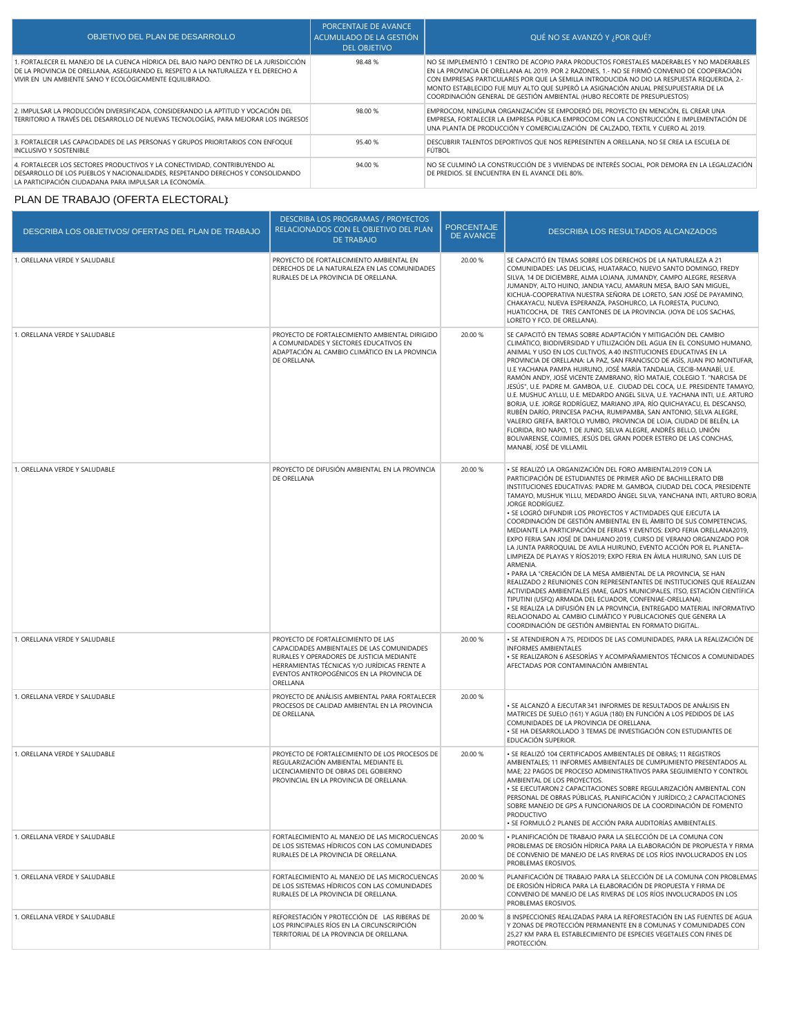| OBJETIVO DEL PLAN DE DESARROLLO | PORCENTAJE DE AVANCE ACUMULADO DE LA GESTIÓN DEL OBJETIVO | QUÉ NO SE AVANZÓ Y ¿POR QUÉ? |
|---|---|---|
| 1. FORTALECER EL MANEJO DE LA CUENCA HÍDRICA DEL BAJO NAPO DENTRO DE LA JURISDICCIÓN DE LA PROVINCIA DE ORELLANA, ASEGURANDO EL RESPETO A LA NATURALEZA Y EL DERECHO A VIVIR EN UN AMBIENTE SANO Y ECOLÓGICAMENTE EQUILIBRADO. | 98.48 % | NO SE IMPLEMENTÓ 1 CENTRO DE ACOPIO PARA PRODUCTOS FORESTALES MADERABLES Y NO MADERABLES EN LA PROVINCIA DE ORELLANA AL 2019. POR 2 RAZONES, 1.- NO SE FIRMÓ CONVENIO DE COOPERACIÓN CON EMPRESAS PARTICULARES POR QUE LA SEMILLA INTRODUCIDA NO DIO LA RESPUESTA REQUERIDA, 2.- MONTO ESTABLECIDO FUE MUY ALTO QUE SUPERÓ LA ASIGNACIÓN ANUAL PRESUPUESTARIA DE LA COORDINACIÓN GENERAL DE GESTIÓN AMBIENTAL (HUBO RECORTE DE PRESUPUESTOS) |
| 2. IMPULSAR LA PRODUCCIÓN DIVERSIFICADA, CONSIDERANDO LA APTITUD Y VOCACIÓN DEL TERRITORIO A TRAVÉS DEL DESARROLLO DE NUEVAS TECNOLOGÍAS, PARA MEJORAR LOS INGRESOS | 98.00 % | EMPROCOM, NINGUNA ORGANIZACIÓN SE EMPODERÓ DEL PROYECTO EN MENCIÓN, EL CREAR UNA EMPRESA, FORTALECER LA EMPRESA PÚBLICA EMPROCOM CON LA CONSTRUCCIÓN E IMPLEMENTACIÓN DE UNA PLANTA DE PRODUCCIÓN Y COMERCIALIZACIÓN DE CALZADO, TEXTIL Y CUERO AL 2019. |
| 3. FORTALECER LAS CAPACIDADES DE LAS PERSONAS Y GRUPOS PRIORITARIOS CON ENFOQUE INCLUSIVO Y SOSTENIBLE | 95.40 % | DESCUBRIR TALENTOS DEPORTIVOS QUE NOS REPRESENTEN A ORELLANA, NO SE CREA LA ESCUELA DE FÚTBOL |
| 4. FORTALECER LOS SECTORES PRODUCTIVOS Y LA CONECTIVIDAD, CONTRIBUYENDO AL DESARROLLO DE LOS PUEBLOS Y NACIONALIDADES, RESPETANDO DERECHOS Y CONSOLIDANDO LA PARTICIPACIÓN CIUDADANA PARA IMPULSAR LA ECONOMÍA. | 94.00 % | NO SE CULMINÓ LA CONSTRUCCIÓN DE 3 VIVIENDAS DE INTERÉS SOCIAL, POR DEMORA EN LA LEGALIZACIÓN DE PREDIOS. SE ENCUENTRA EN EL AVANCE DEL 80%. |

PLAN DE TRABAJO (OFERTA ELECTORAL):

| DESCRIBA LOS OBJETIVOS/ OFERTAS DEL PLAN DE TRABAJO | DESCRIBA LOS PROGRAMAS / PROYECTOS RELACIONADOS CON EL OBJETIVO DEL PLAN DE TRABAJO | PORCENTAJE DE AVANCE | DESCRIBA LOS RESULTADOS ALCANZADOS |
|---|---|---|---|
| 1. ORELLANA VERDE Y SALUDABLE | PROYECTO DE FORTALECIMIENTO AMBIENTAL EN DERECHOS DE LA NATURALEZA EN LAS COMUNIDADES RURALES DE LA PROVINCIA DE ORELLANA. | 20.00 % | SE CAPACITÓ EN TEMAS SOBRE LOS DERECHOS DE LA NATURALEZA A 21 COMUNIDADES: LAS DELICIAS, HUATARACO, NUEVO SANTO DOMINGO, FREDY SILVA, 14 DE DICIEMBRE, ALMA LOJANA, JUMANDY, CAMPO ALEGRE, RESERVA JUMANDY, ALTO HUINO, JANDIA YACU, AMARUN MESA, BAJO SAN MIGUEL, KICHUA-COOPERATIVA NUESTRA SEÑORA DE LORETO, SAN JOSÉ DE PAYAMINO, CHAKAYACU, NUEVA ESPERANZA, PASOHURCO, LA FLORESTA, PUCUNO, HUATICOCHA, DE TRES CANTONES DE LA PROVINCIA. (JOYA DE LOS SACHAS, LORETO Y FCO. DE ORELLANA). |
| 1. ORELLANA VERDE Y SALUDABLE | PROYECTO DE FORTALECIMIENTO AMBIENTAL DIRIGIDO A COMUNIDADES Y SECTORES EDUCATIVOS EN ADAPTACIÓN AL CAMBIO CLIMÁTICO EN LA PROVINCIA DE ORELLANA. | 20.00 % | SE CAPACITÓ EN TEMAS SOBRE ADAPTACIÓN Y MITIGACIÓN DEL CAMBIO CLIMÁTICO, BIODIVERSIDAD Y UTILIZACIÓN DEL AGUA EN EL CONSUMO HUMANO, ANIMAL Y USO EN LOS CULTIVOS, A 40 INSTITUCIONES EDUCATIVAS EN LA PROVINCIA DE ORELLANA: LA PAZ, SAN FRANCISCO DE ASÍS, JUAN PIO MONTUFAR, U.E YACHANA PAMPA HUIRUNO, JOSÉ MARÍA TANDALIA, CECIB-MANABÍ, U.E. RAMÓN ANDY, JOSÉ VICENTE ZAMBRANO, RÍO MATAJE, COLEGIO T. "NARCISA DE JESÚS", U.E. PADRE M. GAMBOA, U.E. CIUDAD DEL COCA, U.E. PRESIDENTE TAMAYO, U.E. MUSHUC AYLLU, U.E. MEDARDO ANGEL SILVA, U.E. YACHANA INTI, U.E. ARTURO BORJA, U.E. JORGE RODRÍGUEZ, MARIANO JIPA, RÍO QUICHAYACU, EL DESCANSO, RUBÉN DARÍO, PRINCESA PACHA, RUMIPAMBA, SAN ANTONIO, SELVA ALEGRE, VALERIO GREFA, BARTOLO YUMBO, PROVINCIA DE LOJA, CIUDAD DE BELÉN, LA FLORIDA, RIO NAPO, 1 DE JUNIO, SELVA ALEGRE, ANDRÉS BELLO, UNIÓN BOLIVARENSE, COJIMIES, JESÚS DEL GRAN PODER ESTERO DE LAS CONCHAS, MANABÍ, JOSÉ DE VILLAMIL |
| 1. ORELLANA VERDE Y SALUDABLE | PROYECTO DE DIFUSIÓN AMBIENTAL EN LA PROVINCIA DE ORELLANA | 20.00 % | • SE REALIZÓ LA ORGANIZACIÓN DEL FORO AMBIENTAL 2019 CON LA PARTICIPACIÓN DE ESTUDIANTES DE PRIMER AÑO DE BACHILLERATO DE INSTITUCIONES EDUCATIVAS: PADRE M. GAMBOA, CIUDAD DEL COCA, PRESIDENTE TAMAYO, MUSHUK YILLU, MEDARDO ÁNGEL SILVA, YANCHANA INTI, ARTURO BORJA JORGE RODRÍGUEZ. • SE LOGRÓ DIFUNDIR LOS PROYECTOS Y ACTIVIDADES QUE EJECUTA LA COORDINACIÓN DE GESTIÓN AMBIENTAL EN EL ÁMBITO DE SUS COMPETENCIAS, MEDIANTE LA PARTICIPACIÓN DE FERIAS Y EVENTOS: EXPO FERIA ORELLANA 2019, EXPO FERIA SAN JOSÉ DE DAHUANO 2019, CURSO DE VERANO ORGANIZADO POR LA JUNTA PARROQUIAL DE AVILA HUIRUNO, EVENTO ACCIÓN POR EL PLANETA– LIMPIEZA DE PLAYAS Y RÍOS 2019; EXPO FERIA EN ÁVILA HUIRUNO, SAN LUIS DE ARMENIA. • PARA LA "CREACIÓN DE LA MESA AMBIENTAL DE LA PROVINCIA, SE HAN REALIZADO 2 REUNIONES CON REPRESENTANTES DE INSTITUCIONES QUE REALIZAN ACTIVIDADES AMBIENTALES (MAE, GAD'S MUNICIPALES, ITSO, ESTACIÓN CIENTÍFICA TIPUTINI (USFQ) ARMADA DEL ECUADOR, CONFENIAE-ORELLANA). • SE REALIZA LA DIFUSIÓN EN LA PROVINCIA, ENTREGADO MATERIAL INFORMATIVO RELACIONADO AL CAMBIO CLIMÁTICO Y PUBLICACIONES QUE GENERA LA COORDINACIÓN DE GESTIÓN AMBIENTAL EN FORMATO DIGITAL. |
| 1. ORELLANA VERDE Y SALUDABLE | PROYECTO DE FORTALECIMIENTO DE LAS CAPACIDADES AMBIENTALES DE LAS COMUNIDADES RURALES Y OPERADORES DE JUSTICIA MEDIANTE HERRAMIENTAS TÉCNICAS Y/O JURÍDICAS FRENTE A EVENTOS ANTROPOGÉNICOS EN LA PROVINCIA DE ORELLANA | 20.00 % | • SE ATENDIERON A 75, PEDIDOS DE LAS COMUNIDADES, PARA LA REALIZACIÓN DE INFORMES AMBIENTALES • SE REALIZARON 6 ASESORÍAS Y ACOMPAÑAMIENTOS TÉCNICOS A COMUNIDADES AFECTADAS POR CONTAMINACIÓN AMBIENTAL |
| 1. ORELLANA VERDE Y SALUDABLE | PROYECTO DE ANÁLISIS AMBIENTAL PARA FORTALECER PROCESOS DE CALIDAD AMBIENTAL EN LA PROVINCIA DE ORELLANA. | 20.00 % | • SE ALCANZÓ A EJECUTAR 341 INFORMES DE RESULTADOS DE ANÁLISIS EN MATRICES DE SUELO (161) Y AGUA (180) EN FUNCIÓN A LOS PEDIDOS DE LAS COMUNIDADES DE LA PROVINCIA DE ORELLANA. • SE HA DESARROLLADO 3 TEMAS DE INVESTIGACIÓN CON ESTUDIANTES DE EDUCACIÓN SUPERIOR. |
| 1. ORELLANA VERDE Y SALUDABLE | PROYECTO DE FORTALECIMIENTO DE LOS PROCESOS DE REGULARIZACIÓN AMBIENTAL MEDIANTE EL LICENCIAMIENTO DE OBRAS DEL GOBIERNO PROVINCIAL EN LA PROVINCIA DE ORELLANA. | 20.00 % | • SE REALIZÓ 104 CERTIFICADOS AMBIENTALES DE OBRAS; 11 REGISTROS AMBIENTALES; 11 INFORMES AMBIENTALES DE CUMPLIMIENTO PRESENTADOS AL MAE; 22 PAGOS DE PROCESO ADMINISTRATIVOS PARA SEGUIMIENTO Y CONTROL AMBIENTAL DE LOS PROYECTOS. • SE EJECUTARON 2 CAPACITACIONES SOBRE REGULARIZACIÓN AMBIENTAL CON PERSONAL DE OBRAS PÚBLICAS, PLANIFICACIÓN Y JURÍDICO; 2 CAPACITACIONES SOBRE MANEJO DE GPS A FUNCIONARIOS DE LA COORDINACIÓN DE FOMENTO PRODUCTIVO • SE FORMULÓ 2 PLANES DE ACCIÓN PARA AUDITORÍAS AMBIENTALES. |
| 1. ORELLANA VERDE Y SALUDABLE | FORTALECIMIENTO AL MANEJO DE LAS MICROCUENCAS DE LOS SISTEMAS HÍDRICOS CON LAS COMUNIDADES RURALES DE LA PROVINCIA DE ORELLANA. | 20.00 % | • PLANIFICACIÓN DE TRABAJO PARA LA SELECCIÓN DE LA COMUNA CON PROBLEMAS DE EROSIÓN HÍDRICA PARA LA ELABORACIÓN DE PROPUESTA Y FIRMA DE CONVENIO DE MANEJO DE LAS RIVERAS DE LOS RÍOS INVOLUCRADOS EN LOS PROBLEMAS EROSIVOS. |
| 1. ORELLANA VERDE Y SALUDABLE | FORTALECIMIENTO AL MANEJO DE LAS MICROCUENCAS DE LOS SISTEMAS HÍDRICOS CON LAS COMUNIDADES RURALES DE LA PROVINCIA DE ORELLANA. | 20.00 % | PLANIFICACIÓN DE TRABAJO PARA LA SELECCIÓN DE LA COMUNA CON PROBLEMAS DE EROSIÓN HÍDRICA PARA LA ELABORACIÓN DE PROPUESTA Y FIRMA DE CONVENIO DE MANEJO DE LAS RIVERAS DE LOS RÍOS INVOLUCRADOS EN LOS PROBLEMAS EROSIVOS. |
| 1. ORELLANA VERDE Y SALUDABLE | REFORESTACIÓN Y PROTECCIÓN DE LAS RIBERAS DE LOS PRINCIPALES RÍOS EN LA CIRCUNSCRIPCIÓN TERRITORIAL DE LA PROVINCIA DE ORELLANA. | 20.00 % | 8 INSPECCIONES REALIZADAS PARA LA REFORESTACIÓN EN LAS FUENTES DE AGUA Y ZONAS DE PROTECCIÓN PERMANENTE EN 8 COMUNAS Y COMUNIDADES CON 25,27 KM PARA EL ESTABLECIMIENTO DE ESPECIES VEGETALES CON FINES DE PROTECCIÓN. |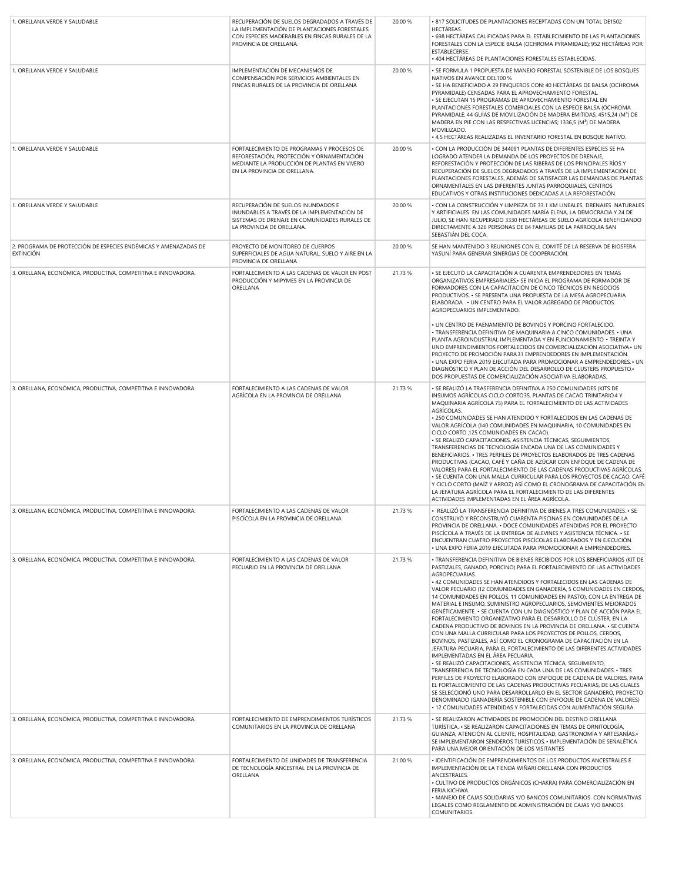| | | | |
|---|---|---|---|
| 1. ORELLANA VERDE Y SALUDABLE | RECUPERACIÓN DE SUELOS DEGRADADOS A TRAVÉS DE LA IMPLEMENTACIÓN DE PLANTACIONES FORESTALES CON ESPECIES MADERABLES EN FINCAS RURALES DE LA PROVINCIA DE ORELLANA. | 20.00 % | • 817 SOLICITUDES DE PLANTACIONES RECEPTADAS CON UN TOTAL DE1502 HECTÁREAS.<br>• 698 HECTÁREAS CALIFICADAS PARA EL ESTABLECIMIENTO DE LAS PLANTACIONES FORESTALES CON LA ESPECIE BALSA (OCHROMA PYRAMIDALE); 952 HECTÁREAS POR ESTABLECERSE.<br>• 404 HECTÁREAS DE PLANTACIONES FORESTALES ESTABLECIDAS. |
| 1. ORELLANA VERDE Y SALUDABLE | IMPLEMENTACIÓN DE MECANISMOS DE COMPENSACIÓN POR SERVICIOS AMBIENTALES EN FINCAS RURALES DE LA PROVINCIA DE ORELLANA | 20.00 % | • SE FORMULA 1 PROPUESTA DE MANEJO FORESTAL SOSTENIBLE DE LOS BOSQUES NATIVOS EN AVANCE DEL100 %<br>• SE HA BENEFICIADO A 29 FINQUEROS CON: 40 HECTÁREAS DE BALSA (OCHROMA PYRAMIDALE) CENSADAS PARA EL APROVECHAMIENTO FORESTAL.<br>• SE EJECUTAN 15 PROGRAMAS DE APROVECHAMIENTO FORESTAL EN PLANTACIONES FORESTALES COMERCIALES CON LA ESPECIE BALSA (OCHROMA PYRAMIDALE; 44 GUÍAS DE MOVILIZACIÓN DE MADERA EMITIDAS; 4515,24 ($M^3$) DE MADERA EN PIE CON LAS RESPECTIVAS LICENCIAS; 1336,5 ($M^3$) DE MADERA MOVILIZADO.<br>• 4,5 HECTÁREAS REALIZADAS EL INVENTARIO FORESTAL EN BOSQUE NATIVO. |
| 1. ORELLANA VERDE Y SALUDABLE | FORTALECIMIENTO DE PROGRAMAS Y PROCESOS DE REFORESTACIÓN, PROTECCIÓN Y ORNAMENTACIÓN MEDIANTE LA PRODUCCIÓN DE PLANTAS EN VIVERO EN LA PROVINCIA DE ORELLANA. | 20.00 % | • CON LA PRODUCCIÓN DE 344091 PLANTAS DE DIFERENTES ESPECIES SE HA LOGRADO ATENDER LA DEMANDA DE LOS PROYECTOS DE DRENAJE, REFORESTACIÓN Y PROTECCIÓN DE LAS RIBERAS DE LOS PRINCIPALES RÍOS Y RECUPERACIÓN DE SUELOS DEGRADADOS A TRAVÉS DE LA IMPLEMENTACIÓN DE PLANTACIONES FORESTALES, ADEMÁS DE SATISFACER LAS DEMANDAS DE PLANTAS ORNAMENTALES EN LAS DIFERENTES JUNTAS PARROQUIALES, CENTROS EDUCATIVOS Y OTRAS INSTITUCIONES DEDICADAS A LA REFORESTACIÓN. |
| 1. ORELLANA VERDE Y SALUDABLE | RECUPERACIÓN DE SUELOS INUNDADOS E INUNDABLES A TRAVÉS DE LA IMPLEMENTACIÓN DE SISTEMAS DE DRENAJE EN COMUNIDADES RURALES DE LA PROVINCIA DE ORELLANA. | 20.00 % | • CON LA CONSTRUCCIÓN Y LIMPIEZA DE 33.1 KM LINEALES DRENAJES NATURALES Y ARTIFICIALES EN LAS COMUNIDADES MARÍA ELENA, LA DEMOCRACIA Y 24 DE JULIO, SE HAN RECUPERADO 3330 HECTÁREAS DE SUELO AGRÍCOLA BENEFICIANDO DIRECTAMENTE A 326 PERSONAS DE 84 FAMILIAS DE LA PARROQUIA SAN SEBASTIÁN DEL COCA. |
| 2. PROGRAMA DE PROTECCIÓN DE ESPECIES ENDÉMICAS Y AMENAZADAS DE EXTINCIÓN | PROYECTO DE MONITOREO DE CUERPOS SUPERFICIALES DE AGUA NATURAL, SUELO Y AIRE EN LA PROVINCIA DE ORELLANA | 20.00 % | SE HAN MANTENIDO 3 REUNIONES CON EL COMITÉ DE LA RESERVA DE BIOSFERA YASUNÍ PARA GENERAR SINERGIAS DE COOPERACIÓN. |
| 3. ORELLANA, ECONÓMICA, PRODUCTIVA, COMPETITIVA E INNOVADORA. | FORTALECIMIENTO A LAS CADENAS DE VALOR EN POST PRODUCCIÓN Y MIPYMES EN LA PROVINCIA DE ORELLANA | 21.73 % | • SE EJECUTÓ LA CAPACITACIÓN A CUARENTA EMPRENDEDORES EN TEMAS ORGANIZATIVOS EMPRESARIALES.• SE INICIA EL PROGRAMA DE FORMADOR DE FORMADORES CON LA CAPACITACIÓN DE CINCO TÉCNICOS EN NEGOCIOS PRODUCTIVOS. • SE PRESENTA UNA PROPUESTA DE LA MESA AGROPECUARIA ELABORADA. • UN CENTRO PARA EL VALOR AGREGADO DE PRODUCTOS AGROPECUARIOS IMPLEMENTADO.<br><br>• UN CENTRO DE FAENAMIENTO DE BOVINOS Y PORCINO FORTALECIDO. • TRANSFERENCIA DEFINITIVA DE MAQUINARIA A CINCO COMUNIDADES. • UNA PLANTA AGROINDUSTRIAL IMPLEMENTADA Y EN FUNCIONAMIENTO • TREINTA Y UNO EMPRENDIMIENTOS FORTALECIDOS EN COMERCIALIZACIÓN ASOCIATIVA.• UN PROYECTO DE PROMOCIÓN PARA31 EMPRENDEDORES EN IMPLEMENTACIÓN.<br>• UNA EXPO FERIA 2019 EJECUTADA PARA PROMOCIONAR A EMPRENDEDORES. • UN DIAGNÓSTICO Y PLAN DE ACCIÓN DEL DESARROLLO DE CLUSTERS PROPUESTO.• DOS PROPUESTAS DE COMERCIALIZACIÓN ASOCIATIVA ELABORADAS. |
| 3. ORELLANA, ECONÓMICA, PRODUCTIVA, COMPETITIVA E INNOVADORA. | FORTALECIMIENTO A LAS CADENAS DE VALOR AGRÍCOLA EN LA PROVINCIA DE ORELLANA | 21.73 % | • SE REALIZÓ LA TRASFERENCIA DEFINITIVA A 250 COMUNIDADES (KITS DE INSUMOS AGRÍCOLAS CICLO CORTO35, PLANTAS DE CACAO TRINITARIO4 Y MAQUINARIA AGRÍCOLA 75) PARA EL FORTALECIMIENTO DE LAS ACTIVIDADES AGRÍCOLAS.<br>• 250 COMUNIDADES SE HAN ATENDIDO Y FORTALECIDOS EN LAS CADENAS DE VALOR AGRÍCOLA (140 COMUNIDADES EN MAQUINARIA, 10 COMUNIDADES EN CICLO CORTO ,125 COMUNIDADES EN CACAO).<br>• SE REALIZÓ CAPACITACIONES, ASISTENCIA TÉCNICAS, SEGUIMIENTOS, TRANSFERENCIAS DE TECNOLOGÍA ENCADA UNA DE LAS COMUNIDADES Y BENEFICIARIOS. • TRES PERFILES DE PROYECTOS ELABORADOS DE TRES CADENAS PRODUCTIVAS (CACAO, CAFÉ Y CAÑA DE AZÚCAR CON ENFOQUE DE CADENA DE VALORES) PARA EL FORTALECIMIENTO DE LAS CADENAS PRODUCTIVAS AGRÍCOLAS.<br>• SE CUENTA CON UNA MALLA CURRICULAR PARA LOS PROYECTOS DE CACAO, CAFÉ Y CICLO CORTO (MAÍZ Y ARROZ) ASÍ COMO EL CRONOGRAMA DE CAPACITACIÓN EN LA JEFATURA AGRÍCOLA PARA EL FORTALECIMIENTO DE LAS DIFERENTES ACTIVIDADES IMPLEMENTADAS EN EL ÁREA AGRÍCOLA. |
| 3. ORELLANA, ECONÓMICA, PRODUCTIVA, COMPETITIVA E INNOVADORA. | FORTALECIMIENTO A LAS CADENAS DE VALOR PISCÍCOLA EN LA PROVINCIA DE ORELLANA | 21.73 % | • REALIZÓ LA TRANSFERENCIA DEFINITIVA DE BIENES A TRES COMUNIDADES. • SE CONSTRUYÓ Y RECONSTRUYÓ CUARENTA PISCINAS EN COMUNIDADES DE LA PROVINCIA DE ORELLANA. • DOCE COMUNIDADES ATENDIDAS POR EL PROYECTO PISCÍCOLA A TRAVÉS DE LA ENTREGA DE ALEVINES Y ASISTENCIA TÉCNICA. • SE ENCUENTRAN CUATRO PROYECTOS PISCÍCOLAS ELABORADOS Y EN EJECUCIÓN.<br>• UNA EXPO FERIA 2019 EJECUTADA PARA PROMOCIONAR A EMPRENDEDORES. |
| 3. ORELLANA, ECONÓMICA, PRODUCTIVA, COMPETITIVA E INNOVADORA. | FORTALECIMIENTO A LAS CADENAS DE VALOR PECUARIO EN LA PROVINCIA DE ORELLANA | 21.73 % | • TRANSFERENCIA DEFINITIVA DE BIENES RECIBIDOS POR LOS BENEFICIARIOS (KIT DE PASTIZALES, GANADO, PORCINO) PARA EL FORTALECIMIENTO DE LAS ACTIVIDADES AGROPECUARIAS.<br>• 42 COMUNIDADES SE HAN ATENDIDOS Y FORTALECIDOS EN LAS CADENAS DE VALOR PECUARIO (12 COMUNIDADES EN GANADERÍA, 5 COMUNIDADES EN CERDOS, 14 COMUNIDADES EN POLLOS, 11 COMUNIDADES EN PASTO), CON LA ENTREGA DE MATERIAL E INSUMO, SUMINISTRO AGROPECUARIOS, SEMOVIENTES MEJORADOS GENÉTICAMENTE. • SE CUENTA CON UN DIAGNÓSTICO Y PLAN DE ACCIÓN PARA EL FORTALECIMIENTO ORGANIZATIVO PARA EL DESARROLLO DE CLÚSTER, EN LA CADENA PRODUCTIVO DE BOVINOS EN LA PROVINCIA DE ORELLANA. • SE CUENTA CON UNA MALLA CURRICULAR PARA LOS PROYECTOS DE POLLOS, CERDOS, BOVINOS, PASTIZALES, ASÍ COMO EL CRONOGRAMA DE CAPACITACIÓN EN LA JEFATURA PECUARIA, PARA EL FORTALECIMIENTO DE LAS DIFERENTES ACTIVIDADES IMPLEMENTADAS EN EL ÁREA PECUARIA.<br>• SE REALIZÓ CAPACITACIONES, ASISTENCIA TÉCNICA, SEGUIMIENTO, TRANSFERENCIA DE TECNOLOGÍA EN CADA UNA DE LAS COMUNIDADES.• TRES PERFILES DE PROYECTO ELABORADO CON ENFOQUE DE CADENA DE VALORES, PARA EL FORTALECIMIENTO DE LAS CADENAS PRODUCTIVAS PECUARIAS, DE LAS CUALES SE SELECCIONÓ UNO PARA DESARROLLARLO EN EL SECTOR GANADERO, PROYECTO DENOMINADO (GANADERÍA SOSTENIBLE CON ENFOQUE DE CADENA DE VALORES)<br>• 12 COMUNIDADES ATENDIDAS Y FORTALECIDAS CON ALIMENTACIÓN SEGURA |
| 3. ORELLANA, ECONÓMICA, PRODUCTIVA, COMPETITIVA E INNOVADORA. | FORTALECIMIENTO DE EMPRENDIMIENTOS TURÍSTICOS COMUNITARIOS EN LA PROVINCIA DE ORELLANA | 21.73 % | • SE REALIZARON ACTIVIDADES DE PROMOCIÓN DEL DESTINO ORELLANA TURÍSTICA. • SE REALIZARON CAPACITACIONES EN TEMAS DE ORNITOLOGÍA, GUIANZA, ATENCIÓN AL CLIENTE, HOSPITALIDAD, GASTRONOMÍA Y ARTESANÍAS.• SE IMPLEMENTARON SENDEROS TURÍSTICOS.• IMPLEMENTACIÓN DE SEÑALÉTICA PARA UNA MEJOR ORIENTACIÓN DE LOS VISITANTES |
| 3. ORELLANA, ECONÓMICA, PRODUCTIVA, COMPETITIVA E INNOVADORA. | FORTALECIMIENTO DE UNIDADES DE TRANSFERENCIA DE TECNOLOGÍA ANCESTRAL EN LA PROVINCIA DE ORELLANA | 21.00 % | • IDENTIFICACIÓN DE EMPRENDIMIENTOS DE LOS PRODUCTOS ANCESTRALES E IMPLEMENTACIÓN DE LA TIENDA WIÑARI ORELLANA CON PRODUCTOS ANCESTRALES.<br>• CULTIVO DE PRODUCTOS ORGÁNICOS (CHAKRA) PARA COMERCIALIZACIÓN EN FERIA KICHWA.<br>• MANEJO DE CAJAS SOLIDARIAS Y/O BANCOS COMUNITARIOS CON NORMATIVAS LEGALES COMO REGLAMENTO DE ADMINISTRACIÓN DE CAJAS Y/O BANCOS COMUNITARIOS. |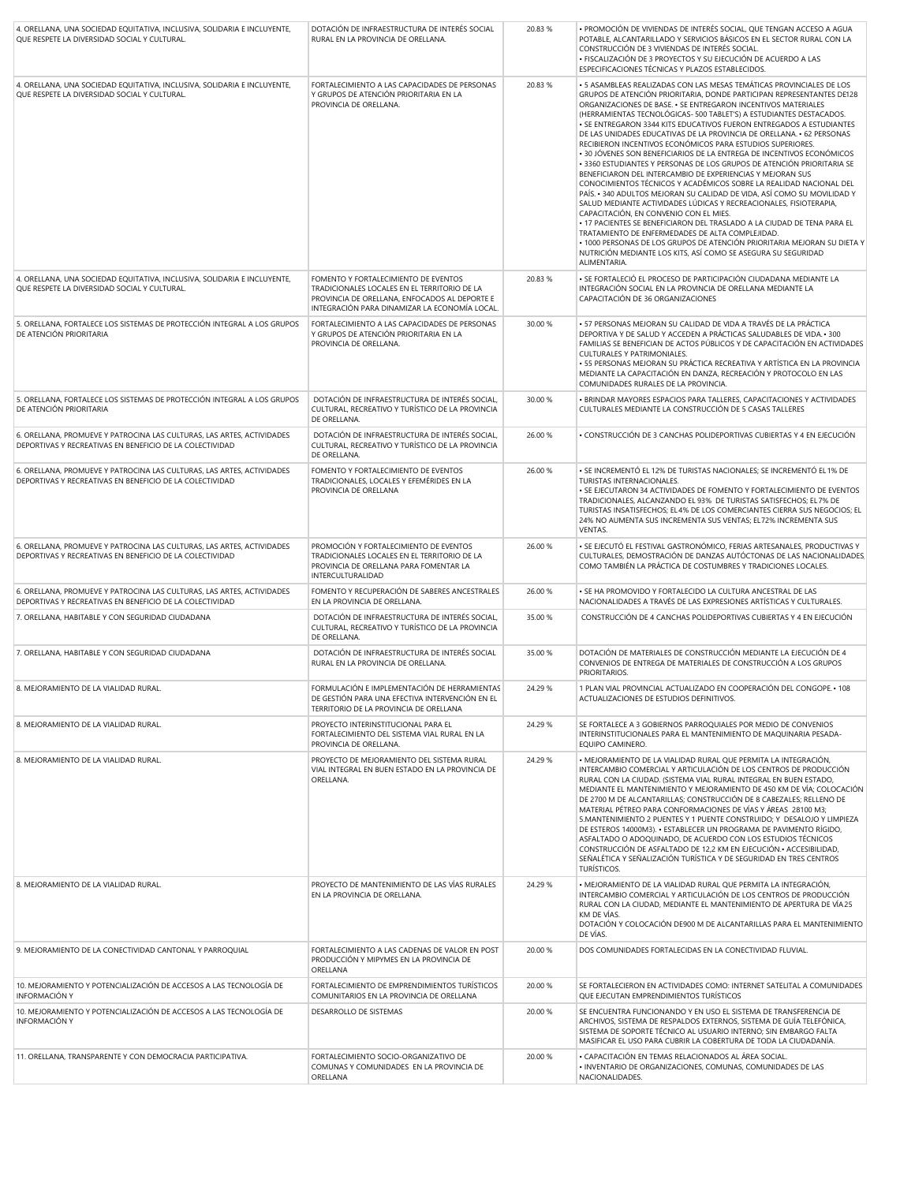| | | | |
|---|---|---|---|
| 4. ORELLANA, UNA SOCIEDAD EQUITATIVA, INCLUSIVA, SOLIDARIA E INCLUYENTE, QUE RESPETE LA DIVERSIDAD SOCIAL Y CULTURAL. | DOTACIÓN DE INFRAESTRUCTURA DE INTERÉS SOCIAL RURAL EN LA PROVINCIA DE ORELLANA. | 20.83 % | • PROMOCIÓN DE VIVIENDAS DE INTERÉS SOCIAL, QUE TENGAN ACCESO A AGUA POTABLE, ALCANTARILLADO Y SERVICIOS BÁSICOS EN EL SECTOR RURAL CON LA CONSTRUCCIÓN DE 3 VIVIENDAS DE INTERÉS SOCIAL. • FISCALIZACIÓN DE 3 PROYECTOS Y SU EJECUCIÓN DE ACUERDO A LAS ESPECIFICACIONES TÉCNICAS Y PLAZOS ESTABLECIDOS. |
| 4. ORELLANA, UNA SOCIEDAD EQUITATIVA, INCLUSIVA, SOLIDARIA E INCLUYENTE, QUE RESPETE LA DIVERSIDAD SOCIAL Y CULTURAL. | FORTALECIMIENTO A LAS CAPACIDADES DE PERSONAS Y GRUPOS DE ATENCIÓN PRIORITARIA EN LA PROVINCIA DE ORELLANA. | 20.83 % | • 5 ASAMBLEAS REALIZADAS CON LAS MESAS TEMÁTICAS PROVINCIALES DE LOS GRUPOS DE ATENCIÓN PRIORITARIA, DONDE PARTICIPAN REPRESENTANTES DE128 ORGANIZACIONES DE BASE. • SE ENTREGARON INCENTIVOS MATERIALES (HERRAMIENTAS TECNOLÓGICAS- 500 TABLET'S) A ESTUDIANTES DESTACADOS. • SE ENTREGARON 3344 KITS EDUCATIVOS FUERON ENTREGADOS A ESTUDIANTES DE LAS UNIDADES EDUCATIVAS DE LA PROVINCIA DE ORELLANA. • 62 PERSONAS RECIBIERON INCENTIVOS ECONÓMICOS PARA ESTUDIOS SUPERIORES. • 30 JÓVENES SON BENEFICIARIOS DE LA ENTREGA DE INCENTIVOS ECONÓMICOS • 3360 ESTUDIANTES Y PERSONAS DE LOS GRUPOS DE ATENCIÓN PRIORITARIA SE BENEFICIARON DEL INTERCAMBIO DE EXPERIENCIAS Y MEJORAN SUS CONOCIMIENTOS TÉCNICOS Y ACADÉMICOS SOBRE LA REALIDAD NACIONAL DEL PAÍS. • 340 ADULTOS MEJORAN SU CALIDAD DE VIDA, ASÍ COMO SU MOVILIDAD Y SALUD MEDIANTE ACTIVIDADES LÚDICAS Y RECREACIONALES, FISIOTERAPIA, CAPACITACIÓN, EN CONVENIO CON EL MIES. • 17 PACIENTES SE BENEFICIARON DEL TRASLADO A LA CIUDAD DE TENA PARA EL TRATAMIENTO DE ENFERMEDADES DE ALTA COMPLEJIDAD. • 1000 PERSONAS DE LOS GRUPOS DE ATENCIÓN PRIORITARIA MEJORAN SU DIETA Y NUTRICIÓN MEDIANTE LOS KITS, ASÍ COMO SE ASEGURA SU SEGURIDAD ALIMENTARIA. |
| 4. ORELLANA, UNA SOCIEDAD EQUITATIVA, INCLUSIVA, SOLIDARIA E INCLUYENTE, QUE RESPETE LA DIVERSIDAD SOCIAL Y CULTURAL. | FOMENTO Y FORTALECIMIENTO DE EVENTOS TRADICIONALES LOCALES EN EL TERRITORIO DE LA PROVINCIA DE ORELLANA, ENFOCADOS AL DEPORTE E INTEGRACIÓN PARA DINAMIZAR LA ECONOMÍA LOCAL. | 20.83 % | • SE FORTALECIÓ EL PROCESO DE PARTICIPACIÓN CIUDADANA MEDIANTE LA INTEGRACIÓN SOCIAL EN LA PROVINCIA DE ORELLANA MEDIANTE LA CAPACITACIÓN DE 36 ORGANIZACIONES |
| 5. ORELLANA, FORTALECE LOS SISTEMAS DE PROTECCIÓN INTEGRAL A LOS GRUPOS DE ATENCIÓN PRIORITARIA | FORTALECIMIENTO A LAS CAPACIDADES DE PERSONAS Y GRUPOS DE ATENCIÓN PRIORITARIA EN LA PROVINCIA DE ORELLANA. | 30.00 % | • 57 PERSONAS MEJORAN SU CALIDAD DE VIDA A TRAVÉS DE LA PRÁCTICA DEPORTIVA Y DE SALUD Y ACCEDEN A PRÁCTICAS SALUDABLES DE VIDA. • 300 FAMILIAS SE BENEFICIAN DE ACTOS PÚBLICOS Y DE CAPACITACIÓN EN ACTIVIDADES CULTURALES Y PATRIMONIALES. • 55 PERSONAS MEJORAN SU PRÁCTICA RECREATIVA Y ARTÍSTICA EN LA PROVINCIA MEDIANTE LA CAPACITACIÓN EN DANZA, RECREACIÓN Y PROTOCOLO EN LAS COMUNIDADES RURALES DE LA PROVINCIA. |
| 5. ORELLANA, FORTALECE LOS SISTEMAS DE PROTECCIÓN INTEGRAL A LOS GRUPOS DE ATENCIÓN PRIORITARIA | DOTACIÓN DE INFRAESTRUCTURA DE INTERÉS SOCIAL, CULTURAL, RECREATIVO Y TURÍSTICO DE LA PROVINCIA DE ORELLANA. | 30.00 % | • BRINDAR MAYORES ESPACIOS PARA TALLERES, CAPACITACIONES Y ACTIVIDADES CULTURALES MEDIANTE LA CONSTRUCCIÓN DE 5 CASAS TALLERES |
| 6. ORELLANA, PROMUEVE Y PATROCINA LAS CULTURAS, LAS ARTES, ACTIVIDADES DEPORTIVAS Y RECREATIVAS EN BENEFICIO DE LA COLECTIVIDAD | DOTACIÓN DE INFRAESTRUCTURA DE INTERÉS SOCIAL, CULTURAL, RECREATIVO Y TURÍSTICO DE LA PROVINCIA DE ORELLANA. | 26.00 % | • CONSTRUCCIÓN DE 3 CANCHAS POLIDEPORTIVAS CUBIERTAS Y 4 EN EJECUCIÓN |
| 6. ORELLANA, PROMUEVE Y PATROCINA LAS CULTURAS, LAS ARTES, ACTIVIDADES DEPORTIVAS Y RECREATIVAS EN BENEFICIO DE LA COLECTIVIDAD | FOMENTO Y FORTALECIMIENTO DE EVENTOS TRADICIONALES, LOCALES Y EFEMÉRIDES EN LA PROVINCIA DE ORELLANA | 26.00 % | • SE INCREMENTÓ EL 12% DE TURISTAS NACIONALES; SE INCREMENTÓ EL 1% DE TURISTAS INTERNACIONALES. • SE EJECUTARON 34 ACTIVIDADES DE FOMENTO Y FORTALECIMIENTO DE EVENTOS TRADICIONALES, ALCANZANDO EL 93% DE TURISTAS SATISFECHOS; EL 7% DE TURISTAS INSATISFECHOS; EL 4% DE LOS COMERCIANTES CIERRA SUS NEGOCIOS; EL 24% NO AUMENTA SUS INCREMENTA SUS VENTAS; EL 72% INCREMENTA SUS VENTAS. |
| 6. ORELLANA, PROMUEVE Y PATROCINA LAS CULTURAS, LAS ARTES, ACTIVIDADES DEPORTIVAS Y RECREATIVAS EN BENEFICIO DE LA COLECTIVIDAD | PROMOCIÓN Y FORTALECIMIENTO DE EVENTOS TRADICIONALES LOCALES EN EL TERRITORIO DE LA PROVINCIA DE ORELLANA PARA FOMENTAR LA INTERCULTURALIDAD | 26.00 % | • SE EJECUTÓ EL FESTIVAL GASTRONÓMICO, FERIAS ARTESANALES, PRODUCTIVAS Y CULTURALES, DEMOSTRACIÓN DE DANZAS AUTÓCTONAS DE LAS NACIONALIDADES, COMO TAMBIÉN LA PRÁCTICA DE COSTUMBRES Y TRADICIONES LOCALES. |
| 6. ORELLANA, PROMUEVE Y PATROCINA LAS CULTURAS, LAS ARTES, ACTIVIDADES DEPORTIVAS Y RECREATIVAS EN BENEFICIO DE LA COLECTIVIDAD | FOMENTO Y RECUPERACIÓN DE SABERES ANCESTRALES EN LA PROVINCIA DE ORELLANA. | 26.00 % | • SE HA PROMOVIDO Y FORTALECIDO LA CULTURA ANCESTRAL DE LAS NACIONALIDADES A TRAVÉS DE LAS EXPRESIONES ARTÍSTICAS Y CULTURALES. |
| 7. ORELLANA, HABITABLE Y CON SEGURIDAD CIUDADANA | DOTACIÓN DE INFRAESTRUCTURA DE INTERÉS SOCIAL, CULTURAL, RECREATIVO Y TURÍSTICO DE LA PROVINCIA DE ORELLANA. | 35.00 % | CONSTRUCCIÓN DE 4 CANCHAS POLIDEPORTIVAS CUBIERTAS Y 4 EN EJECUCIÓN |
| 7. ORELLANA, HABITABLE Y CON SEGURIDAD CIUDADANA | DOTACIÓN DE INFRAESTRUCTURA DE INTERÉS SOCIAL RURAL EN LA PROVINCIA DE ORELLANA. | 35.00 % | DOTACIÓN DE MATERIALES DE CONSTRUCCIÓN MEDIANTE LA EJECUCIÓN DE 4 CONVENIOS DE ENTREGA DE MATERIALES DE CONSTRUCCIÓN A LOS GRUPOS PRIORITARIOS. |
| 8. MEJORAMIENTO DE LA VIALIDAD RURAL. | FORMULACIÓN E IMPLEMENTACIÓN DE HERRAMIENTAS DE GESTIÓN PARA UNA EFECTIVA INTERVENCIÓN EN EL TERRITORIO DE LA PROVINCIA DE ORELLANA | 24.29 % | 1 PLAN VIAL PROVINCIAL ACTUALIZADO EN COOPERACIÓN DEL CONGOPE.• 108 ACTUALIZACIONES DE ESTUDIOS DEFINITIVOS. |
| 8. MEJORAMIENTO DE LA VIALIDAD RURAL. | PROYECTO INTERINSTITUCIONAL PARA EL FORTALECIMIENTO DEL SISTEMA VIAL RURAL EN LA PROVINCIA DE ORELLANA. | 24.29 % | SE FORTALECE A 3 GOBIERNOS PARROQUIALES POR MEDIO DE CONVENIOS INTERINSTITUCIONALES PARA EL MANTENIMIENTO DE MAQUINARIA PESADA-EQUIPO CAMINERO. |
| 8. MEJORAMIENTO DE LA VIALIDAD RURAL. | PROYECTO DE MEJORAMIENTO DEL SISTEMA RURAL VIAL INTEGRAL EN BUEN ESTADO EN LA PROVINCIA DE ORELLANA. | 24.29 % | • MEJORAMIENTO DE LA VIALIDAD RURAL QUE PERMITA LA INTEGRACIÓN, INTERCAMBIO COMERCIAL Y ARTICULACIÓN DE LOS CENTROS DE PRODUCCIÓN RURAL CON LA CIUDAD. (SISTEMA VIAL RURAL INTEGRAL EN BUEN ESTADO, MEDIANTE EL MANTENIMIENTO Y MEJORAMIENTO DE 450 KM DE VÍA; COLOCACIÓN DE 2700 M DE ALCANTARILLAS; CONSTRUCCIÓN DE 8 CABEZALES; RELLENO DE MATERIAL PÉTREO PARA CONFORMACIONES DE VÍAS Y ÁREAS 28100 M3; 5.MANTENIMIENTO 2 PUENTES Y 1 PUENTE CONSTRUIDO; Y DESALOJO Y LIMPIEZA DE ESTEROS 14000M3). • ESTABLECER UN PROGRAMA DE PAVIMENTO RÍGIDO, ASFALTADO O ADOQUINADO, DE ACUERDO CON LOS ESTUDIOS TÉCNICOS CONSTRUCCIÓN DE ASFALTADO DE 12,2 KM EN EJECUCIÓN.• ACCESIBILIDAD, SEÑALÉTICA Y SEÑALIZACIÓN TURÍSTICA Y DE SEGURIDAD EN TRES CENTROS TURÍSTICOS. |
| 8. MEJORAMIENTO DE LA VIALIDAD RURAL. | PROYECTO DE MANTENIMIENTO DE LAS VÍAS RURALES EN LA PROVINCIA DE ORELLANA. | 24.29 % | • MEJORAMIENTO DE LA VIALIDAD RURAL QUE PERMITA LA INTEGRACIÓN, INTERCAMBIO COMERCIAL Y ARTICULACIÓN DE LOS CENTROS DE PRODUCCIÓN RURAL CON LA CIUDAD, MEDIANTE EL MANTENIMIENTO DE APERTURA DE VÍA25 KM DE VÍAS. DOTACIÓN Y COLOCACIÓN DE900 M DE ALCANTARILLAS PARA EL MANTENIMIENTO DE VÍAS. |
| 9. MEJORAMIENTO DE LA CONECTIVIDAD CANTONAL Y PARROQUIAL | FORTALECIMIENTO A LAS CADENAS DE VALOR EN POST PRODUCCIÓN Y MIPYMES EN LA PROVINCIA DE ORELLANA | 20.00 % | DOS COMUNIDADES FORTALECIDAS EN LA CONECTIVIDAD FLUVIAL. |
| 10. MEJORAMIENTO Y POTENCIALIZACIÓN DE ACCESOS A LAS TECNOLOGÍA DE INFORMACIÓN Y | FORTALECIMIENTO DE EMPRENDIMIENTOS TURÍSTICOS COMUNITARIOS EN LA PROVINCIA DE ORELLANA | 20.00 % | SE FORTALECIERON EN ACTIVIDADES COMO: INTERNET SATELITAL A COMUNIDADES QUE EJECUTAN EMPRENDIMIENTOS TURÍSTICOS |
| 10. MEJORAMIENTO Y POTENCIALIZACIÓN DE ACCESOS A LAS TECNOLOGÍA DE INFORMACIÓN Y | DESARROLLO DE SISTEMAS | 20.00 % | SE ENCUENTRA FUNCIONANDO Y EN USO EL SISTEMA DE TRANSFERENCIA DE ARCHIVOS, SISTEMA DE RESPALDOS EXTERNOS, SISTEMA DE GUÍA TELEFÓNICA, SISTEMA DE SOPORTE TÉCNICO AL USUARIO INTERNO; SIN EMBARGO FALTA MASIFICAR EL USO PARA CUBRIR LA COBERTURA DE TODA LA CIUDADANÍA. |
| 11. ORELLANA, TRANSPARENTE Y CON DEMOCRACIA PARTICIPATIVA. | FORTALECIMIENTO SOCIO-ORGANIZATIVO DE COMUNAS Y COMUNIDADES EN LA PROVINCIA DE ORELLANA | 20.00 % | • CAPACITACIÓN EN TEMAS RELACIONADOS AL ÁREA SOCIAL. • INVENTARIO DE ORGANIZACIONES, COMUNAS, COMUNIDADES DE LAS NACIONALIDADES. |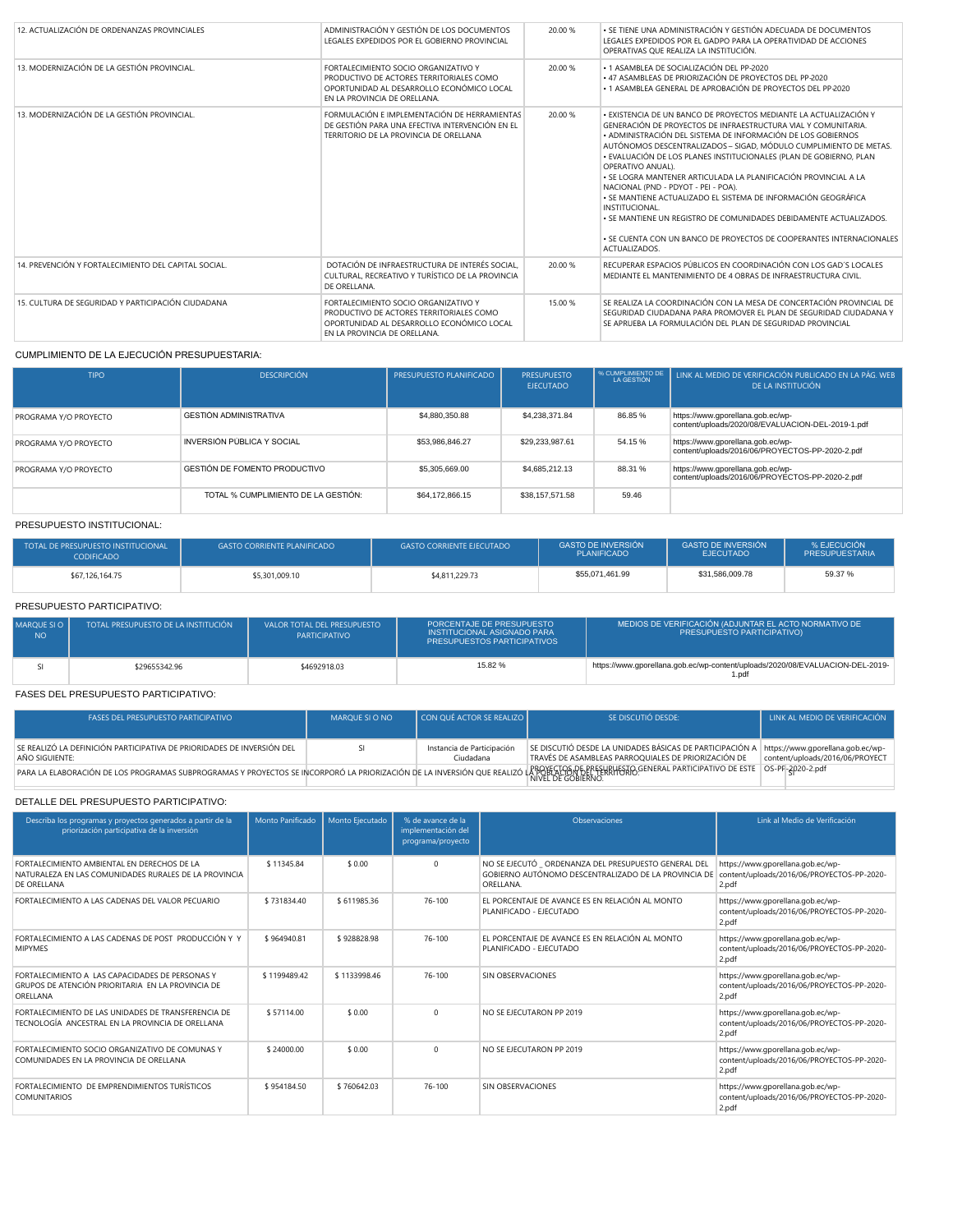| | | | |
|---|---|---|---|
| 12. ACTUALIZACIÓN DE ORDENANZAS PROVINCIALES | ADMINISTRACIÓN Y GESTIÓN DE LOS DOCUMENTOS LEGALES EXPEDIDOS POR EL GOBIERNO PROVINCIAL | 20.00 % | • SE TIENE UNA ADMINISTRACIÓN Y GESTIÓN ADECUADA DE DOCUMENTOS LEGALES EXPEDIDOS POR EL GADPO PARA LA OPERATIVIDAD DE ACCIONES OPERATIVAS QUE REALIZA LA INSTITUCIÓN. |
| 13. MODERNIZACIÓN DE LA GESTIÓN PROVINCIAL. | FORTALECIMIENTO SOCIO ORGANIZATIVO Y PRODUCTIVO DE ACTORES TERRITORIALES COMO OPORTUNIDAD AL DESARROLLO ECONÓMICO LOCAL EN LA PROVINCIA DE ORELLANA. | 20.00 % | • 1 ASAMBLEA DE SOCIALIZACIÓN DEL PP-2020<br>• 47 ASAMBLEAS DE PRIORIZACIÓN DE PROYECTOS DEL PP-2020<br>• 1 ASAMBLEA GENERAL DE APROBACIÓN DE PROYECTOS DEL PP-2020 |
| 13. MODERNIZACIÓN DE LA GESTIÓN PROVINCIAL. | FORMULACIÓN E IMPLEMENTACIÓN DE HERRAMIENTAS DE GESTIÓN PARA UNA EFECTIVA INTERVENCIÓN EN EL TERRITORIO DE LA PROVINCIA DE ORELLANA | 20.00 % | • EXISTENCIA DE UN BANCO DE PROYECTOS MEDIANTE LA ACTUALIZACIÓN Y GENERACIÓN DE PROYECTOS DE INFRAESTRUCTURA VIAL Y COMUNITARIA.<br>• ADMINISTRACIÓN DEL SISTEMA DE INFORMACIÓN DE LOS GOBIERNOS AUTÓNOMOS DESCENTRALIZADOS – SIGAD, MÓDULO CUMPLIMIENTO DE METAS.<br>• EVALUACIÓN DE LOS PLANES INSTITUCIONALES (PLAN DE GOBIERNO, PLAN OPERATIVO ANUAL).<br>• SE LOGRA MANTENER ARTICULADA LA PLANIFICACIÓN PROVINCIAL A LA NACIONAL (PND - PDYOT - PEI - POA).<br>• SE MANTIENE ACTUALIZADO EL SISTEMA DE INFORMACIÓN GEOGRÁFICA INSTITUCIONAL.<br>• SE MANTIENE UN REGISTRO DE COMUNIDADES DEBIDAMENTE ACTUALIZADOS.<br>• SE CUENTA CON UN BANCO DE PROYECTOS DE COOPERANTES INTERNACIONALES ACTUALIZADOS. |
| 14. PREVENCIÓN Y FORTALECIMIENTO DEL CAPITAL SOCIAL. | DOTACIÓN DE INFRAESTRUCTURA DE INTERÉS SOCIAL, CULTURAL, RECREATIVO Y TURÍSTICO DE LA PROVINCIA DE ORELLANA. | 20.00 % | RECUPERAR ESPACIOS PÚBLICOS EN COORDINACIÓN CON LOS GAD´S LOCALES MEDIANTE EL MANTENIMIENTO DE 4 OBRAS DE INFRAESTRUCTURA CIVIL. |
| 15. CULTURA DE SEGURIDAD Y PARTICIPACIÓN CIUDADANA | FORTALECIMIENTO SOCIO ORGANIZATIVO Y PRODUCTIVO DE ACTORES TERRITORIALES COMO OPORTUNIDAD AL DESARROLLO ECONÓMICO LOCAL EN LA PROVINCIA DE ORELLANA. | 15.00 % | SE REALIZA LA COORDINACIÓN CON LA MESA DE CONCERTACIÓN PROVINCIAL DE SEGURIDAD CIUDADANA PARA PROMOVER EL PLAN DE SEGURIDAD CIUDADANA Y SE APRUEBA LA FORMULACIÓN DEL PLAN DE SEGURIDAD PROVINCIAL |

CUMPLIMIENTO DE LA EJECUCIÓN PRESUPUESTARIA:

| TIPO | DESCRIPCIÓN | PRESUPUESTO PLANIFICADO | PRESUPUESTO EJECUTADO | % CUMPLIMIENTO DE LA GESTIÓN | LINK AL MEDIO DE VERIFICACIÓN PUBLICADO EN LA PÁG. WEB DE LA INSTITUCIÓN |
|---|---|---|---|---|---|
| PROGRAMA Y/O PROYECTO | GESTIÓN ADMINISTRATIVA | $4,880,350.88 | $4,238,371.84 | 86.85 % | https://www.gporellana.gob.ec/wp-content/uploads/2020/08/EVALUACION-DEL-2019-1.pdf |
| PROGRAMA Y/O PROYECTO | INVERSIÓN PÚBLICA Y SOCIAL | $53,986,846.27 | $29,233,987.61 | 54.15 % | https://www.gporellana.gob.ec/wp-content/uploads/2016/06/PROYECTOS-PP-2020-2.pdf |
| PROGRAMA Y/O PROYECTO | GESTIÓN DE FOMENTO PRODUCTIVO | $5,305,669.00 | $4,685,212.13 | 88.31 % | https://www.gporellana.gob.ec/wp-content/uploads/2016/06/PROYECTOS-PP-2020-2.pdf |
| | TOTAL % CUMPLIMIENTO DE LA GESTIÓN: | $64,172,866.15 | $38,157,571.58 | 59.46 | |

PRESUPUESTO INSTITUCIONAL:

| TOTAL DE PRESUPUESTO INSTITUCIONAL CODIFICADO | GASTO CORRIENTE PLANIFICADO | GASTO CORRIENTE EJECUTADO | GASTO DE INVERSIÓN PLANIFICADO | GASTO DE INVERSIÓN EJECUTADO | % EJECUCIÓN PRESUPUESTARIA |
|---|---|---|---|---|---|
| $67,126,164.75 | $5,301,009.10 | $4,811,229.73 | $55,071,461.99 | $31,586,009.78 | 59.37 % |

PRESUPUESTO PARTICIPATIVO:

| MARQUE SI O NO | TOTAL PRESUPUESTO DE LA INSTITUCIÓN | VALOR TOTAL DEL PRESUPUESTO PARTICIPATIVO | PORCENTAJE DE PRESUPUESTO INSTITUCIONAL ASIGNADO PARA PRESUPUESTOS PARTICIPATIVOS | MEDIOS DE VERIFICACIÓN (ADJUNTAR EL ACTO NORMATIVO DE PRESUPUESTO PARTICIPATIVO) |
|---|---|---|---|---|
| SI | $29655342.96 | $4692918.03 | 15.82 % | https://www.gporellana.gob.ec/wp-content/uploads/2020/08/EVALUACION-DEL-2019-1.pdf |

FASES DEL PRESUPUESTO PARTICIPATIVO:

| FASES DEL PRESUPUESTO PARTICIPATIVO | MARQUE SI O NO | CON QUÉ ACTOR SE REALIZO | SE DISCUTIÓ DESDE: | LINK AL MEDIO DE VERIFICACIÓN |
|---|---|---|---|---|
| SE REALIZÓ LA DEFINICIÓN PARTICIPATIVA DE PRIORIDADES DE INVERSIÓN DEL AÑO SIGUIENTE: | SI | Instancia de Participación Ciudadana | SE DISCUTIÓ DESDE LA UNIDADES BÁSICAS DE PARTICIPACIÓN A TRAVÉS DE ASAMBLEAS PARROQUIALES DE PRIORIZACIÓN DE PROYECTOS DE PRESUPUESTO GENERAL PARTICIPATIVO DE ESTE NIVEL DE GOBIERNO. | https://www.gporellana.gob.ec/wp-content/uploads/2016/06/PROYECTOS-PP-2020-2.pdf |
| PARA LA ELABORACIÓN DE LOS PROGRAMAS SUBPROGRAMAS Y PROYECTOS SE INCORPORÓ LA PRIORIZACIÓN DE LA INVERSIÓN QUE REALIZÓ LA POBLACIÓN DEL TERRITORIO. | SI | | | |

DETALLE DEL PRESUPUESTO PARTICIPATIVO:

| Describa los programas y proyectos generados a partir de la priorización participativa de la inversión | Monto Panificado | Monto Ejecutado | % de avance de la implementación del programa/proyecto | Observaciones | Link al Medio de Verificación |
|---|---|---|---|---|---|
| FORTALECIMIENTO AMBIENTAL EN DERECHOS DE LA NATURALEZA EN LAS COMUNIDADES RURALES DE LA PROVINCIA DE ORELLANA | $ 11345.84 | $ 0.00 | 0 | NO SE EJECUTÓ _ ORDENANZA DEL PRESUPUESTO GENERAL DEL GOBIERNO AUTÓNOMO DESCENTRALIZADO DE LA PROVINCIA DE ORELLANA. | https://www.gporellana.gob.ec/wp-content/uploads/2016/06/PROYECTOS-PP-2020-2.pdf |
| FORTALECIMIENTO A LAS CADENAS DEL VALOR PECUARIO | $ 731834.40 | $ 611985.36 | 76-100 | EL PORCENTAJE DE AVANCE ES EN RELACIÓN AL MONTO PLANIFICADO - EJECUTADO | https://www.gporellana.gob.ec/wp-content/uploads/2016/06/PROYECTOS-PP-2020-2.pdf |
| FORTALECIMIENTO A LAS CADENAS DE POST PRODUCCIÓN Y Y MIPYMES | $ 964940.81 | $ 928828.98 | 76-100 | EL PORCENTAJE DE AVANCE ES EN RELACIÓN AL MONTO PLANIFICADO - EJECUTADO | https://www.gporellana.gob.ec/wp-content/uploads/2016/06/PROYECTOS-PP-2020-2.pdf |
| FORTALECIMIENTO A LAS CAPACIDADES DE PERSONAS Y GRUPOS DE ATENCIÓN PRIORITARIA EN LA PROVINCIA DE ORELLANA | $ 1199489.42 | $ 1133998.46 | 76-100 | SIN OBSERVACIONES | https://www.gporellana.gob.ec/wp-content/uploads/2016/06/PROYECTOS-PP-2020-2.pdf |
| FORTALECIMIENTO DE LAS UNIDADES DE TRANSFERENCIA DE TECNOLOGÍA ANCESTRAL EN LA PROVINCIA DE ORELLANA | $ 57114.00 | $ 0.00 | 0 | NO SE EJECUTARON PP 2019 | https://www.gporellana.gob.ec/wp-content/uploads/2016/06/PROYECTOS-PP-2020-2.pdf |
| FORTALECIMIENTO SOCIO ORGANIZATIVO DE COMUNAS Y COMUNIDADES EN LA PROVINCIA DE ORELLANA | $ 24000.00 | $ 0.00 | 0 | NO SE EJECUTARON PP 2019 | https://www.gporellana.gob.ec/wp-content/uploads/2016/06/PROYECTOS-PP-2020-2.pdf |
| FORTALECIMIENTO DE EMPRENDIMIENTOS TURÍSTICOS COMUNITARIOS | $ 954184.50 | $ 760642.03 | 76-100 | SIN OBSERVACIONES | https://www.gporellana.gob.ec/wp-content/uploads/2016/06/PROYECTOS-PP-2020-2.pdf |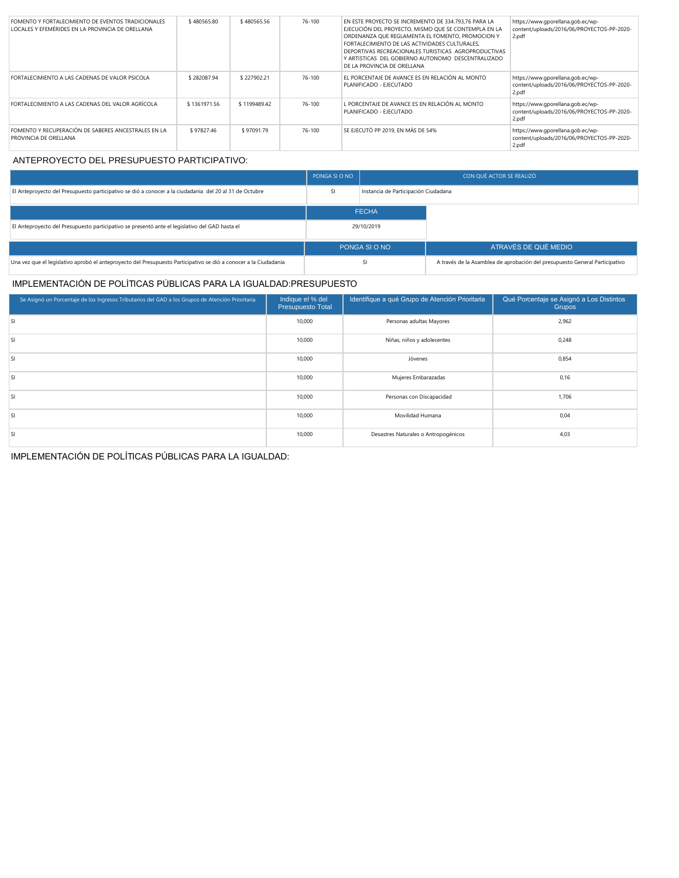| | | | | | |
|---|---|---|---|---|---|
| FOMENTO Y FORTALECIMIENTO DE EVENTOS TRADICIONALES LOCALES Y EFEMÉRIDES EN LA PROVINCIA DE ORELLANA | $ 480565.80 | $ 480565.56 | 76-100 | EN ESTE PROYECTO SE INCREMENTO DE 334.793,76 PARA LA EJECUCIÓN DEL PROYECTO, MISMO QUE SE CONTEMPLA EN LA ORDENANZA QUE REGLAMENTA EL FOMENTO, PROMOCION Y FORTALECIMIENTO DE LAS ACTIVIDADES CULTURALES, DEPORTIVAS RECREACIONALES TURISTICAS AGROPRODUCTIVAS Y ARTISTICAS DEL GOBIERNO AUTONOMO DESCENTRALIZADO DE LA PROVINCIA DE ORELLANA | https://www.gporellana.gob.ec/wp-content/uploads/2016/06/PROYECTOS-PP-2020-2.pdf |
| FORTALECIMIENTO A LAS CADENAS DE VALOR PSICOLA | $ 282087.94 | $ 227902.21 | 76-100 | EL PORCENTAJE DE AVANCE ES EN RELACIÓN AL MONTO PLANIFICADO - EJECUTADO | https://www.gporellana.gob.ec/wp-content/uploads/2016/06/PROYECTOS-PP-2020-2.pdf |
| FORTALECIMIENTO A LAS CADENAS DEL VALOR AGRÍCOLA | $ 1361971.56 | $ 1199489.42 | 76-100 | L PORCENTAJE DE AVANCE ES EN RELACIÓN AL MONTO PLANIFICADO - EJECUTADO | https://www.gporellana.gob.ec/wp-content/uploads/2016/06/PROYECTOS-PP-2020-2.pdf |
| FOMENTO Y RECUPERACIÓN DE SABERES ANCESTRALES EN LA PROVINCIA DE ORELLANA | $ 97827.46 | $ 97091.79 | 76-100 | SE EJECUTÓ PP 2019, EN MÁS DE 54% | https://www.gporellana.gob.ec/wp-content/uploads/2016/06/PROYECTOS-PP-2020-2.pdf |

## ANTEPROYECTO DEL PRESUPUESTO PARTICIPATIVO:

| | PONGA SI O NO | CON QUÉ ACTOR SE REALIZÓ |
|---|---|---|
| El Anteproyecto del Presupuesto participativo se dió a conocer a la ciudadanía del 20 al 31 de Octubre | SI | Instancia de Participación Ciudadana |

| | FECHA |
|---|---|
| El Anteproyecto del Presupuesto participativo se presentó ante el legislativo del GAD hasta el | 29/10/2019 |

| | PONGA SI O NO | ATRAVÉS DE QUÉ MEDIO |
|---|---|---|
| Una vez que el legislativo aprobó el anteproyecto del Presupuesto Participativo se dió a conocer a la Ciudadanía | SI | A través de la Asamblea de aprobación del presupuesto General Participativo |

## IMPLEMENTACIÓN DE POLÍTICAS PÚBLICAS PARA LA IGUALDAD:PRESUPUESTO

| Se Asignó un Porcentaje de los Ingresos Tributarios del GAD a los Grupos de Atención Prioritaria | Indique el % del Presupuesto Total | Identifique a qué Grupo de Atención Prioritaria | Qué Porcentaje se Asignó a Los Distintos Grupos |
|---|---|---|---|
| SI | 10,000 | Personas adultas Mayores | 2,962 |
| SI | 10,000 | Niñas, niños y adolecentes | 0,248 |
| SI | 10,000 | Jóvenes | 0,854 |
| SI | 10,000 | Mujeres Embarazadas | 0,16 |
| SI | 10,000 | Personas con Discapacidad | 1,706 |
| SI | 10,000 | Movilidad Humana | 0,04 |
| SI | 10,000 | Desastres Naturales o Antropogénicos | 4,03 |

## IMPLEMENTACIÓN DE POLÍTICAS PÚBLICAS PARA LA IGUALDAD: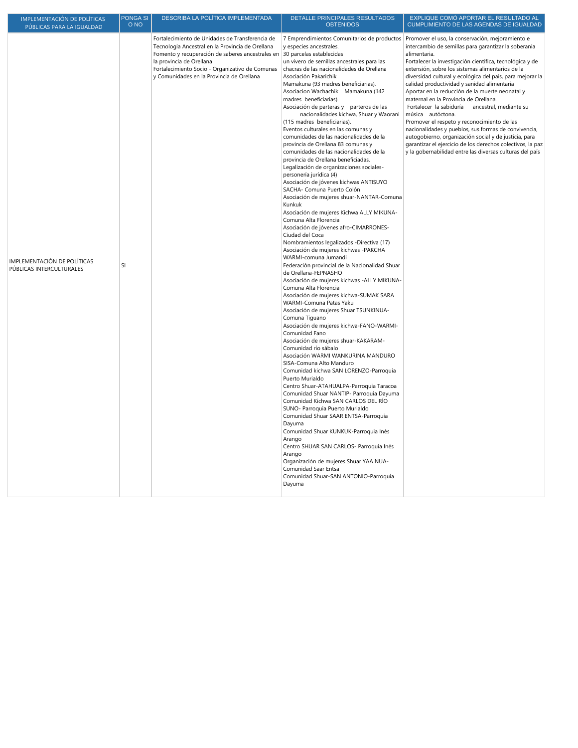| IMPLEMENTACIÓN DE POLÍTICAS PÚBLICAS PARA LA IGUALDAD | PONGA SI O NO | DESCRIBA LA POLÍTICA IMPLEMENTADA | DETALLE PRINCIPALES RESULTADOS OBTENIDOS | EXPLIQUE COMÓ APORTAR EL RESULTADO AL CUMPLIMIENTO DE LAS AGENDAS DE IGUALDAD |
|---|---|---|---|---|
| IMPLEMENTACIÓN DE POLÍTICAS PÚBLICAS INTERCULTURALES | SI | Fortalecimiento de Unidades de Transferencia de Tecnología Ancestral en la Provincia de Orellana<br>Fomento y recuperación de saberes ancestrales en la provincia de Orellana<br>Fortalecimiento Socio - Organizativo de Comunas y Comunidades en la Provincia de Orellana | 7 Emprendimientos Comunitarios de productos y especies ancestrales.<br>30 parcelas establecidas<br>un vivero de semillas ancestrales para las chacras de las nacionalidades de Orellana<br>Asociación Pakarichik<br>Mamakuna (93 madres beneficiarias).<br>Asociacion Wachachik Mamakuna (142 madres beneficiarias).<br>Asociación de parteras y parteros de las nacionalidades kichwa, Shuar y Waorani (115 madres beneficiarias).<br>Eventos culturales en las comunas y comunidades de las nacionalidades de la provincia de Orellana 83 comunas y comunidades de las nacionalidades de la provincia de Orellana beneficiadas.<br>Legalización de organizaciones sociales-personería jurídica (4)<br>Asociación de jóvenes kichwas ANTISUYO SACHA- Comuna Puerto Colón<br>Asociación de mujeres shuar-NANTAR-Comuna Kunkuk<br>Asociación de mujeres Kichwa ALLY MIKUNA- Comuna Alta Florencia<br>Asociación de jóvenes afro-CIMARRONES- Ciudad del Coca<br>Nombramientos legalizados -Directiva (17)<br>Asociación de mujeres kichwas -PAKCHA WARMI-comuna Jumandi<br>Federación provincial de la Nacionalidad Shuar de Orellana-FEPNASHO<br>Asociación de mujeres kichwas -ALLY MIKUNA- Comuna Alta Florencia<br>Asociación de mujeres kichwa-SUMAK SARA WARMI-Comuna Patas Yaku<br>Asociación de mujeres Shuar TSUNKINUA- Comuna Tiguano<br>Asociación de mujeres kichwa-FANO-WARMI- Comunidad Fano<br>Asociación de mujeres shuar-KAKARAM- Comunidad río sábalo<br>Asociación WARMI WANKURINA MANDURO SISA-Comuna Alto Manduro<br>Comunidad kichwa SAN LORENZO-Parroquia Puerto Murialdo<br>Centro Shuar-ATAHUALPA-Parroquia Taracoa<br>Comunidad Shuar NANTIP- Parroquia Dayuma<br>Comunidad Kichwa SAN CARLOS DEL RÍO SUNO- Parroquia Puerto Murialdo<br>Comunidad Shuar SAAR ENTSA-Parroquia Dayuma<br>Comunidad Shuar KUNKUK-Parroquia Inés Arango<br>Centro SHUAR SAN CARLOS- Parroquia Inés Arango<br>Organización de mujeres Shuar YAA NUA- Comunidad Saar Entsa<br>Comunidad Shuar-SAN ANTONIO-Parroquia Dayuma | Promover el uso, la conservación, mejoramiento e intercambio de semillas para garantizar la soberanía alimentaria.<br>Fortalecer la investigación científica, tecnológica y de extensión, sobre los sistemas alimentarios de la diversidad cultural y ecológica del país, para mejorar la calidad productividad y sanidad alimentaria<br>Aportar en la reducción de la muerte neonatal y maternal en la Provincia de Orellana.<br>Fortalecer la sabiduría ancestral, mediante su música autóctona.<br>Promover el respeto y reconocimiento de las nacionalidades y pueblos, sus formas de convivencia, autogobierno, organización social y de justicia, para garantizar el ejercicio de los derechos colectivos, la paz y la gobernabilidad entre las diversas culturas del país |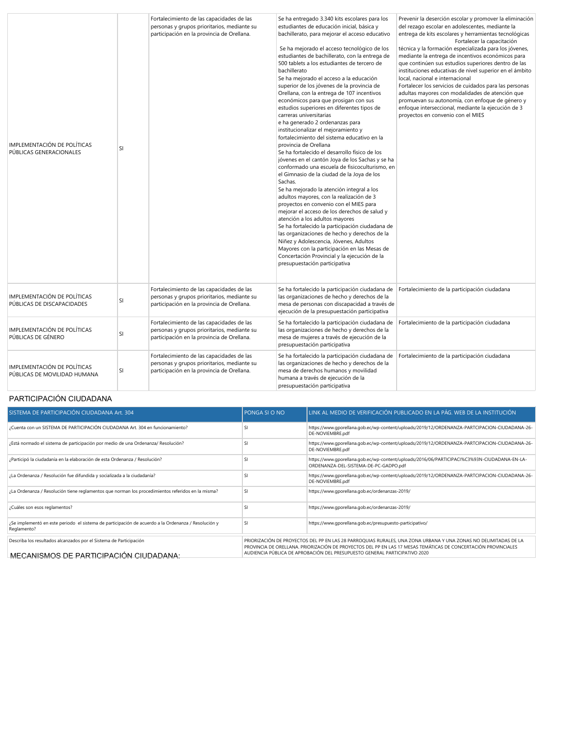| | | | | |
|---|---|---|---|---|
| IMPLEMENTACIÓN DE POLÍTICAS PÚBLICAS GENERACIONALES | SI | Fortalecimiento de las capacidades de las personas y grupos prioritarios, mediante su participación en la provincia de Orellana. | Se ha entregado 3.340 kits escolares para los estudiantes de educación inicial, básica y bachillerato, para mejorar el acceso educativo<br><br>Se ha mejorado el acceso tecnológico de los estudiantes de bachillerato, con la entrega de 500 tablets a los estudiantes de tercero de bachillerato<br>Se ha mejorado el acceso a la educación superior de los jóvenes de la provincia de Orellana, con la entrega de 107 incentivos económicos para que prosigan con sus estudios superiores en diferentes tipos de carreras universitarias<br>e ha generado 2 ordenanzas para institucionalizar el mejoramiento y fortalecimiento del sistema educativo en la provincia de Orellana<br>Se ha fortalecido el desarrollo físico de los jóvenes en el cantón Joya de los Sachas y se ha conformado una escuela de fisicoculturismo, en el Gimnasio de la ciudad de la Joya de los Sachas.<br>Se ha mejorado la atención integral a los adultos mayores, con la realización de 3 proyectos en convenio con el MIES para mejorar el acceso de los derechos de salud y atención a los adultos mayores<br>Se ha fortalecido la participación ciudadana de las organizaciones de hecho y derechos de la Niñez y Adolescencia, Jóvenes, Adultos Mayores con la participación en las Mesas de Concertación Provincial y la ejecución de la presupuestación participativa | Prevenir la deserción escolar y promover la eliminación del rezago escolar en adolescentes, mediante la entrega de kits escolares y herramientas tecnológicas<br>Fortalecer la capacitación técnica y la formación especializada para los jóvenes, mediante la entrega de incentivos económicos para que continúen sus estudios superiores dentro de las instituciones educativas de nivel superior en el ámbito local, nacional e internacional<br>Fortalecer los servicios de cuidados para las personas adultas mayores con modalidades de atención que promuevan su autonomía, con enfoque de género y enfoque interseccional, mediante la ejecución de 3 proyectos en convenio con el MIES |
| IMPLEMENTACIÓN DE POLÍTICAS PÚBLICAS DE DISCAPACIDADES | SI | Fortalecimiento de las capacidades de las personas y grupos prioritarios, mediante su participación en la provincia de Orellana. | Se ha fortalecido la participación ciudadana de las organizaciones de hecho y derechos de la mesa de personas con discapacidad a través de ejecución de la presupuestación participativa | Fortalecimiento de la participación ciudadana |
| IMPLEMENTACIÓN DE POLÍTICAS PÚBLICAS DE GÉNERO | SI | Fortalecimiento de las capacidades de las personas y grupos prioritarios, mediante su participación en la provincia de Orellana. | Se ha fortalecido la participación ciudadana de las organizaciones de hecho y derechos de la mesa de mujeres a través de ejecución de la presupuestación participativa | Fortalecimiento de la participación ciudadana |
| IMPLEMENTACIÓN DE POLÍTICAS PÚBLICAS DE MOVILIDAD HUMANA | SI | Fortalecimiento de las capacidades de las personas y grupos prioritarios, mediante su participación en la provincia de Orellana. | Se ha fortalecido la participación ciudadana de las organizaciones de hecho y derechos de la mesa de derechos humanos y movilidad humana a través de ejecución de la presupuestación participativa | Fortalecimiento de la participación ciudadana |

## PARTICIPACIÓN CIUDADANA

| SISTEMA DE PARTICIPACIÓN CIUDADANA Art. 304 | PONGA SI O NO | LINK AL MEDIO DE VERIFICACIÓN PUBLICADO EN LA PÁG. WEB DE LA INSTITUCIÓN |
|---|---|---|
| ¿Cuenta con un SISTEMA DE PARTICIPACIÓN CIUDADANA Art. 304 en funcionamiento? | SI | https://www.gporellana.gob.ec/wp-content/uploads/2019/12/ORDENANZA-PARTCIPACION-CIUDADANA-26-DE-NOVIEMBRE.pdf |
| ¿Está normado el sistema de participación por medio de una Ordenanza/ Resolución? | SI | https://www.gporellana.gob.ec/wp-content/uploads/2019/12/ORDENANZA-PARTCIPACION-CIUDADANA-26-DE-NOVIEMBRE.pdf |
| ¿Participó la ciudadanía en la elaboración de esta Ordenanza / Resolución? | SI | https://www.gporellana.gob.ec/wp-content/uploads/2016/06/PARTICIPACI%C3%93N-CIUDADANA-EN-LA-ORDENANZA-DEL-SISTEMA-DE-PC-GADPO.pdf |
| ¿La Ordenanza / Resolución fue difundida y socializada a la ciudadanía? | SI | https://www.gporellana.gob.ec/wp-content/uploads/2019/12/ORDENANZA-PARTCIPACION-CIUDADANA-26-DE-NOVIEMBRE.pdf |
| ¿La Ordenanza / Resolución tiene reglamentos que norman los procedimientos referidos en la misma? | SI | https://www.gporellana.gob.ec/ordenanzas-2019/ |
| ¿Cuáles son esos reglamentos? | SI | https://www.gporellana.gob.ec/ordenanzas-2019/ |
| ¿Se implementó en este periodo el sistema de participación de acuerdo a la Ordenanza / Resolución y Reglamento? | SI | https://www.gporellana.gob.ec/presupuesto-participativo/ |
| Describa los resultados alcanzados por el Sistema de Participación | PRIORIZACIÓN DE PROYECTOS DEL PP EN LAS 28 PARROQUIAS RURALES, UNA ZONA URBANA Y UNA ZONAS NO DELIMITADAS DE LA PROVINCIA DE ORELLANA. PRIORIZACIÓN DE PROYECTOS DEL PP EN LAS 17 MESAS TEMÁTICAS DE CONCERTACIÓN PROVINCIALES AUDIENCIA PÚBLICA DE APROBACIÓN DEL PRESUPUESTO GENERAL PARTICIPATIVO 2020 | |

## MECANISMOS DE PARTICIPACIÓN CIUDADANA: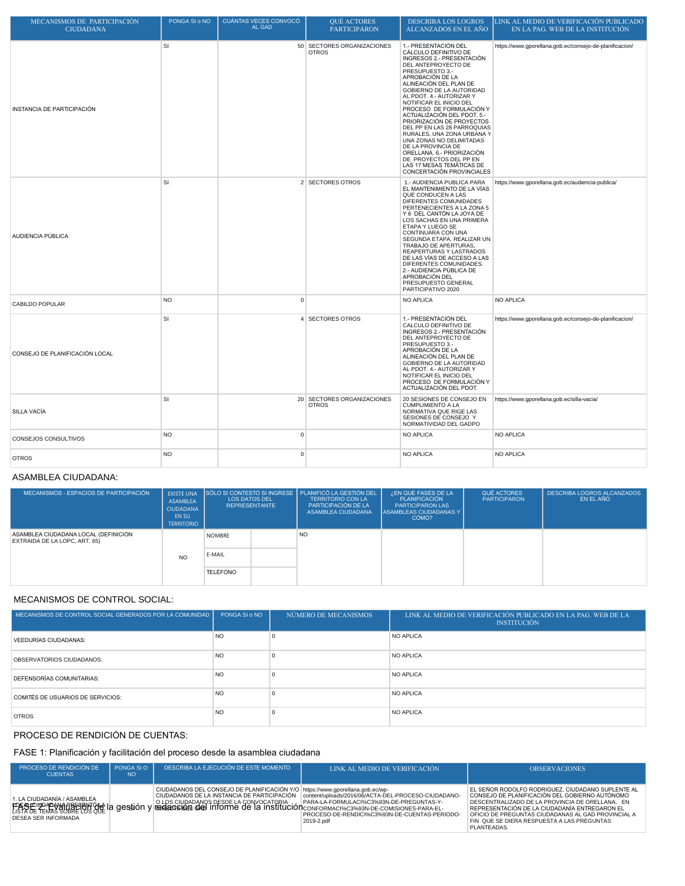| MECANISMOS DE PARTICIPACIÓN CIUDADANA | PONGA SI o NO | CUÁNTAS VECES CONVOCÓ AL GAD | QUÉ ACTORES PARTICIPARON | DESCRIBA LOS LOGROS ALCANZADOS EN EL AÑO | LINK AL MEDIO DE VERIFICACIÓN PUBLICADO EN LA PAG. WEB DE LA INSTITUCIÓN |
|---|---|---|---|---|---|
| INSTANCIA DE PARTICIPACIÓN | SI | 50 | SECTORES ORGANIZACIONES OTROS | 1.- PRESENTACIÓN DEL CÁLCULO DEFINITIVO DE INGRESOS 2.- PRESENTACIÓN DEL ANTEPROYECTO DE PRESUPUESTO 3.- APROBACIÓN DE LA ALINEACIÓN DEL PLAN DE GOBIERNO DE LA AUTORIDAD AL PDOT. 4.- AUTORIZAR Y NOTIFICAR EL INICIO DEL PROCESO DE FORMULACIÓN Y ACTUALIZACIÓN DEL PDOT. 5.- PRIORIZACIÓN DE PROYECTOS DEL PP EN LAS 28 PARROQUIAS RURALES, UNA ZONA URBANA Y UNA ZONAS NO DELIMITADAS DE LA PROVINCIA DE ORELLANA. 6.- PRIORIZACIÓN DE PROYECTOS DEL PP EN LAS 17 MESAS TEMÁTICAS DE CONCERTACIÓN PROVINCIALES | https://www.gporellana.gob.ec/consejo-de-planificacion/ |
| AUDIENCIA PÚBLICA | SI | 2 | SECTORES OTROS | 1.- AUDIENCIA PUBLICA PARA EL MANTENIMIENTO DE LA VÍAS QUE CONDUCEN A LAS DIFERENTES COMUNIDADES PERTENECIENTES A LA ZONA 5 Y 6 DEL CANTÓN LA JOYA DE LOS SACHAS EN UNA PRIMERA ETAPA Y LUEGO SE CONTINUARA CON UNA SEGUNDA ETAPA. REALIZAR UN TRABAJO DE APERTURAS, REAPERTURAS Y LASTRADOS DE LAS VÍAS DE ACCESO A LAS DIFERENTES COMUNIDADES. 2.- AUDIENCIA PÚBLICA DE APROBACIÓN DEL PRESUPUESTO GENERAL PARTICIPATIVO 2020 | https://www.gporellana.gob.ec/audiencia-publica/ |
| CABILDO POPULAR | NO | 0 | | NO APLICA | NO APLICA |
| CONSEJO DE PLANIFICACIÓN LOCAL | SI | 4 | SECTORES OTROS | 1.- PRESENTACIÓN DEL CALCULO DEFINITIVO DE INGRESOS 2.- PRESENTACIÓN DEL ANTEPROYECTO DE PRESUPUESTO 3.- APROBACIÓN DE LA ALINEACIÓN DEL PLAN DE GOBIERNO DE LA AUTORIDAD AL PDOT. 4.- AUTORIZAR Y NOTIFICAR EL INICIO DEL PROCESO DE FORMULACIÓN Y ACTUALIZACIÓN DEL PDOT. | https://www.gporellana.gob.ec/consejo-de-planificacion/ |
| SILLA VACÍA | SI | 20 | SECTORES ORGANIZACIONES OTROS | 20 SESIONES DE CONSEJO EN CUMPLIMIENTO A LA NORMATIVA QUE RIGE LAS SESIONES DE CONSEJO Y NORMATIVIDAD DEL GADPO | https://www.gporellana.gob.ec/silla-vacia/ |
| CONSEJOS CONSULTIVOS | NO | 0 | | NO APLICA | NO APLICA |
| OTROS | NO | 0 | | NO APLICA | NO APLICA |

## ASAMBLEA CIUDADANA:

| MECANISMOS - ESPACIOS DE PARTICIPACIÓN | EXISTE UNA ASAMBLEA CIUDADANA EN SU TERRITORIO | SÓLO SI CONTESTÓ SI INGRESE LOS DATOS DEL REPRESENTANTE | | PLANIFICÓ LA GESTIÓN DEL TERRITORIO CON LA PARTICIPACIÓN DE LA ASAMBLEA CIUDADANA | ¿EN QUE FASES DE LA PLANIFICACIÓN PARTICIPARON LAS ASAMBLEAS CIUDADANAS Y CÓMO? | QUÉ ACTORES PARTICIPARON | DESCRIBA LOGROS ALCANZADOS EN EL AÑO |
|---|---|---|---|---|---|---|---|
| ASAMBLEA CIUDADANA LOCAL (DEFINICIÓN EXTRAIDA DE LA LOPC, ART. 65) | NO | NOMBRE | | NO | | | |
| | | E-MAIL | | | | | |
| | | TELÉFONO | | | | | |

## MECANISMOS DE CONTROL SOCIAL:

| MECANISMOS DE CONTROL SOCIAL GENERADOS POR LA COMUNIDAD | PONGA SI o NO | NÚMERO DE MECANISMOS | LINK AL MEDIO DE VERIFICACIÓN PUBLICADO EN LA PAG. WEB DE LA INSTITUCIÓN |
|---|---|---|---|
| VEEDURÍAS CIUDADANAS: | NO | 0 | NO APLICA |
| OBSERVATORIOS CIUDADANOS: | NO | 0 | NO APLICA |
| DEFENSORÍAS COMUNITARIAS: | NO | 0 | NO APLICA |
| COMITÉS DE USUARIOS DE SERVICIOS: | NO | 0 | NO APLICA |
| OTROS | NO | 0 | NO APLICA |

## PROCESO DE RENDICIÓN DE CUENTAS:

### FASE 1: Planificación y facilitación del proceso desde la asamblea ciudadana

| PROCESO DE RENDICIÓN DE CUENTAS | PONGA SI O NO | DESCRIBA LA EJECUCIÓN DE ESTE MOMENTO | LINK AL MEDIO DE VERIFICACIÓN | OBSERVACIONES |
|---|---|---|---|---|
| 1. LA CIUDADANÍA / ASAMBLEA LOCAL CIUDADANA PRESENTÓ LA LISTA DE TEMAS SOBRE LOS QUE DESEA SER INFORMADA | | CIUDADANOS DEL CONSEJO DE PLANIFICACIÓN Y/O CIUDADANOS DE LA INSTANCIA DE PARTICIPACIÓN O LOS CIUDADANOS DESDE LA CONVOCATORIA ... | https://www.gporellana.gob.ec/wp-content/uploads/2016/06/ACTA-DEL-PROCESO-CIUDADANO-PARA-LA-FORMULACI%C3%93N-DE-PREGUNTAS-Y-CONFORMACI%C3%93N-DE-COMISIONES-PARA-EL-PROCESO-DE-RENDICI%C3%93N-DE-CUENTAS-PERIODO-2019-2.pdf | EL SEÑOR RODOLFO RODRIGUEZ, CIUDADANO SUPLENTE AL CONSEJO DE PLANIFICACIÓN DEL GOBIERNO AUTÓNOMO DESCENTRALIZADO DE LA PROVINCIA DE ORELLANA, EN REPRESENTACIÓN DE LA CIUDADANÍA ENTREGARON EL OFICIO DE PREGUNTAS CIUDADANAS AL GAD PROVINCIAL A FIN QUE SE DIERA RESPUESTA A LAS PREGUNTAS PLANTEADAS. |

### FASE 2: Evaluación de la gestión y redacción del informe de la institución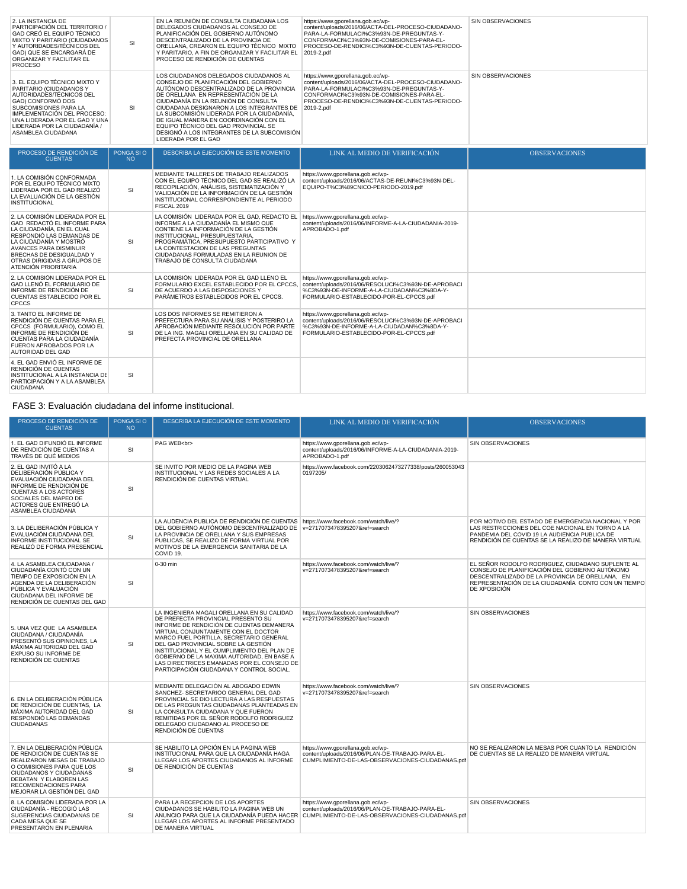| | | | | |
|---|---|---|---|---|
| 2. LA INSTANCIA DE PARTICIPACIÓN DEL TERRITORIO / GAD CREÓ EL EQUIPO TÉCNICO MIXTO Y PARITARIO (CIUDADANOS Y AUTORIDADES/TÉCNICOS DEL GAD) QUE SE ENCARGARÁ DE ORGANIZAR Y FACILITAR EL PROCESO | SI | EN LA REUNIÓN DE CONSULTA CIUDADANA LOS DELEGADOS CIUDADANOS AL CONSEJO DE PLANIFICACIÓN DEL GOBIERNO AUTÓNOMO DESCENTRALIZADO DE LA PROVINCIA DE ORELLANA, CREARON EL EQUIPO TÉCNICO MIXTO Y PARITARIO, A FIN DE ORGANIZAR Y FACILITAR EL PROCESO DE RENDICIÓN DE CUENTAS | https://www.gporellana.gob.ec/wp-content/uploads/2016/06/ACTA-DEL-PROCESO-CIUDADANO-PARA-LA-FORMULACI%C3%93N-DE-PREGUNTAS-Y-CONFORMACI%C3%93N-DE-COMISIONES-PARA-EL-PROCESO-DE-RENDICI%C3%93N-DE-CUENTAS-PERIODO-2019-2.pdf | SIN OBSERVACIONES |
| 3. EL EQUIPO TÉCNICO MIXTO Y PARITARIO (CIUDADANOS Y AUTORIDADES/TÉCNICOS DEL GAD) CONFORMÓ DOS SUBCOMISIONES PARA LA IMPLEMENTACIÓN DEL PROCESO: UNA LIDERADA POR EL GAD Y UNA LIDERADA POR LA CIUDADANÍA / ASAMBLEA CIUDADANA | SI | LOS CIUDADANOS DELEGADOS CIUDADANOS AL CONSEJO DE PLANIFICACIÓN DEL GOBIERNO AUTÓNOMO DESCENTRALIZADO DE LA PROVINCIA DE ORELLANA EN REPRESENTACIÓN DE LA CIUDADANÍA EN LA REUNIÓN DE CONSULTA CIUDADANA DESIGNARON A LOS INTEGRANTES DE LA SUBCOMISIÓN LIDERADA POR LA CIUDADANÍA, DE IGUAL MANERA EN COORDINACIÓN CON EL EQUIPO TÉCNICO DEL GAD PROVINCIAL SE DESIGNÓ A LOS INTEGRANTES DE LA SUBCOMISIÓN LIDERADA POR EL GAD | https://www.gporellana.gob.ec/wp-content/uploads/2016/06/ACTA-DEL-PROCESO-CIUDADANO-PARA-LA-FORMULACI%C3%93N-DE-PREGUNTAS-Y-CONFORMACI%C3%93N-DE-COMISIONES-PARA-EL-PROCESO-DE-RENDICI%C3%93N-DE-CUENTAS-PERIODO-2019-2.pdf | SIN OBSERVACIONES |

| PROCESO DE RENDICIÓN DE CUENTAS | PONGA SI O NO | DESCRIBA LA EJECUCIÓN DE ESTE MOMENTO | LINK AL MEDIO DE VERIFICACIÓN | OBSERVACIONES |
|---|---|---|---|---|
| 1. LA COMISIÓN CONFORMADA POR EL EQUIPO TÉCNICO MIXTO LIDERADA POR EL GAD REALIZÓ LA EVALUACIÓN DE LA GESTIÓN INSTITUCIONAL | SI | MEDIANTE TALLERES DE TRABAJO REALIZADOS CON EL EQUIPO TÉCNICO DEL GAD SE REALIZÓ LA RECOPILACIÓN, ANÁLISIS, SISTEMATIZACIÓN Y VALIDACIÓN DE LA INFORMACIÓN DE LA GESTIÓN INSTITUCIONAL CORRESPONDIENTE AL PERIODO FISCAL 2019 | https://www.gporellana.gob.ec/wp-content/uploads/2016/06/ACTAS-DE-REUNI%C3%93N-DEL-EQUIPO-T%C3%89CNICO-PERIODO-2019.pdf | |
| 2. LA COMISIÓN LIDERADA POR EL GAD REDACTÓ EL INFORME PARA LA CIUDADANÍA, EN EL CUAL RESPONDIÓ LAS DEMANDAS DE LA CIUDADANÍA Y MOSTRÓ AVANCES PARA DISMINUIR BRECHAS DE DESIGUALDAD Y OTRAS DIRIGIDAS A GRUPOS DE ATENCIÓN PRIORITARIA | SI | LA COMISIÓN LIDERADA POR EL GAD, REDACTO EL INFORME A LA CIUDADANÍA EL MISMO QUE CONTIENE LA INFORMACIÓN DE LA GESTIÓN INSTITUCIONAL, PRESUPUESTARIA, PROGRAMÁTICA, PRESUPUESTO PARTICIPATIVO Y LA CONTESTACION DE LAS PREGUNTAS CIUDADANAS FORMULADAS EN LA REUNION DE TRABAJO DE CONSULTA CIUDADANA | https://www.gporellana.gob.ec/wp-content/uploads/2016/06/INFORME-A-LA-CIUDADANIA-2019-APROBADO-1.pdf | |
| 2. LA COMISIÓN LIDERADA POR EL GAD LLENÓ EL FORMULARIO DE INFORME DE RENDICIÓN DE CUENTAS ESTABLECIDO POR EL CPCCS | SI | LA COMISIÓN LIDERADA POR EL GAD LLENO EL FORMULARIO EXCEL ESTABLECIDO POR EL CPCCS, DE ACUERDO A LAS DISPOSICIONES Y PARÁMETROS ESTABLECIDOS POR EL CPCCS. | https://www.gporellana.gob.ec/wp-content/uploads/2016/06/RESOLUCI%C3%93N-DE-APROBACI%C3%93N-DE-INFORME-A-LA-CIUDADAN%C3%8DA-Y-FORMULARIO-ESTABLECIDO-POR-EL-CPCCS.pdf | |
| 3. TANTO EL INFORME DE RENDICIÓN DE CUENTAS PARA EL CPCCS (FORMULARIO), COMO EL INFORME DE RENDICIÓN DE CUENTAS PARA LA CIUDADANÍA FUERON APROBADOS POR LA AUTORIDAD DEL GAD | SI | LOS DOS INFORMES SE REMITIERON A PREFECTURA PARA SU ANÁLISIS Y POSTERIRO LA APROBACIÓN MEDIANTE RESOLUCIÓN POR PARTE DE LA ING. MAGALI ORELLANA EN SU CALIDAD DE PREFECTA PROVINCIAL DE ORELLANA | https://www.gporellana.gob.ec/wp-content/uploads/2016/06/RESOLUCI%C3%93N-DE-APROBACI%C3%93N-DE-INFORME-A-LA-CIUDADAN%C3%8DA-Y-FORMULARIO-ESTABLECIDO-POR-EL-CPCCS.pdf | |
| 4. EL GAD ENVIÓ EL INFORME DE RENDICIÓN DE CUENTAS INSTITUCIONAL A LA INSTANCIA DE PARTICIPACIÓN Y A LA ASAMBLEA CIUDADANA | SI | | | |

FASE 3: Evaluación ciudadana del informe institucional.

| PROCESO DE RENDICIÓN DE CUENTAS | PONGA SI O NO | DESCRIBA LA EJECUCIÓN DE ESTE MOMENTO | LINK AL MEDIO DE VERIFICACIÓN | OBSERVACIONES |
|---|---|---|---|---|
| 1. EL GAD DIFUNDIÓ EL INFORME DE RENDICIÓN DE CUENTAS A TRAVÉS DE QUÉ MEDIOS | SI | PAG WEB<br> | https://www.gporellana.gob.ec/wp-content/uploads/2016/06/INFORME-A-LA-CIUDADANIA-2019-APROBADO-1.pdf | SIN OBSERVACIONES |
| 2. EL GAD INVITÓ A LA DELIBERACIÓN PÚBLICA Y EVALUACIÓN CIUDADANA DEL INFORME DE RENDICIÓN DE CUENTAS A LOS ACTORES SOCIALES DEL MAPEO DE ACTORES QUE ENTREGÓ LA ASAMBLEA CIUDADANA | SI | SE INVITO POR MEDIO DE LA PAGINA WEB INSTITUCIONAL Y LAS REDES SOCIALES A LA RENDICIÓN DE CUENTAS VIRTUAL | https://www.facebook.com/2203062473277338/posts/2600530430197205/ | |
| 3. LA DELIBERACIÓN PÚBLICA Y EVALUACIÓN CIUDADANA DEL INFORME INSTITUCIONAL SE REALIZÓ DE FORMA PRESENCIAL | SI | LA AUDENCIA PUBLICA DE RENDICIÓN DE CUENTAS DEL GOBIERNO AUTÓNOMO DESCENTRALIZADO DE LA PROVINCIA DE ORELLANA Y SUS EMPRESAS PUBLICAS, SE REALIZO DE FORMA VIRTUAL POR MOTIVOS DE LA EMERGENCIA SANITARIA DE LA COVID 19. | https://www.facebook.com/watch/live/?v=2717073478395207&ref=search | POR MOTIVO DEL ESTADO DE EMERGENCIA NACIONAL Y POR LAS RESTRICCIONES DEL COE NACIONAL EN TORNO A LA PANDEMIA DEL COVID 19 LA AUDIENCIA PUBLICA DE RENDICIÓN DE CUENTAS SE LA REALIZO DE MANERA VIRTUAL |
| 4. LA ASAMBLEA CIUDADANA / CIUDADANÍA CONTÓ CON UN TIEMPO DE EXPOSICIÓN EN LA AGENDA DE LA DELIBERACIÓN PÚBLICA Y EVALUACIÓN CIUDADANA DEL INFORME DE RENDICIÓN DE CUENTAS DEL GAD | SI | 0-30 min | https://www.facebook.com/watch/live/?v=2717073478395207&ref=search | EL SEÑOR RODOLFO RODRIGUEZ, CIUDADANO SUPLENTE AL CONSEJO DE PLANIFICACIÓN DEL GOBIERNO AUTÓNOMO DESCENTRALIZADO DE LA PROVINCIA DE ORELLANA, EN REPRESENTACIÓN DE LA CIUDADANÍA CONTO CON UN TIEMPO DE XPOSICIÓN |
| 5. UNA VEZ QUE LA ASAMBLEA CIUDADANA / CIUDADANÍA PRESENTÓ SUS OPINIONES, LA MÁXIMA AUTORIDAD DEL GAD EXPUSO SU INFORME DE RENDICIÓN DE CUENTAS | SI | LA INGENIERA MAGALI ORELLANA EN SU CALIDAD DE PREFECTA PROVINCIAL PRESENTO SU INFORME DE RENDICIÓN DE CUENTAS DEMANERA VIRTUAL CONJUNTAMENTE CON EL DOCTOR MARCO FUEL PORTILLA, SECRETARIO GENERAL DEL GAD PROVINCIAL SOBRE LA GESTIÓN INSTITUCIONAL Y EL CUMPLIMIENTO DEL PLAN DE GOBIERNO DE LA MAXIMA AUTORIDAD, EN BASE A LAS DIRECTRICES EMANADAS POR EL CONSEJO DE PARTICIPACIÓN CIUDADANA Y CONTROL SOCIAL. | https://www.facebook.com/watch/live/?v=2717073478395207&ref=search | SIN OBSERVACIONES |
| 6. EN LA DELIBERACIÓN PÚBLICA DE RENDICIÓN DE CUENTAS, LA MÁXIMA AUTORIDAD DEL GAD RESPONDIÓ LAS DEMANDAS CIUDADANAS | SI | MEDIANTE DELEGACIÓN AL ABOGADO EDWIN SANCHEZ- SECRETARIOO GENERAL DEL GAD PROVINCIAL SE DIO LECTURA A LAS RESPUESTAS DE LAS PREGUNTAS CIUDADANAS PLANTEADAS EN LA CONSULTA CIUDADANA Y QUE FUERON REMITIDAS POR EL SEÑOR RODOLFO RODRIGUEZ DELEGADO CIUDADANO AL PROCESO DE RENDICIÓN DE CUENTAS | https://www.facebook.com/watch/live/?v=2717073478395207&ref=search | SIN OBSERVACIONES |
| 7. EN LA DELIBERACIÓN PÚBLICA DE RENDICIÓN DE CUENTAS SE REALIZARON MESAS DE TRABAJO O COMISIONES PARA QUE LOS CIUDADANOS Y CIUDADANAS DEBATAN Y ELABOREN LAS RECOMENDACIONES PARA MEJORAR LA GESTIÓN DEL GAD | SI | SE HABILITO LA OPCIÓN EN LA PAGINA WEB INSTITUCIONAL PARA QUE LA CIUDADANÍA HAGA LLEGAR LOS APORTES CIUDADANOS AL INFORME DE RENDICIÓN DE CUENTAS | https://www.gporellana.gob.ec/wp-content/uploads/2016/06/PLAN-DE-TRABAJO-PARA-EL-CUMPLIMIENTO-DE-LAS-OBSERVACIONES-CIUDADANAS.pdf | NO SE REALIZARON LA MESAS POR CUANTO LA RENDICIÓN DE CUENTAS SE LA REALIZO DE MANERA VIRTUAL |
| 8. LA COMISIÓN LIDERADA POR LA CIUDADANÍA - RECOGIÓ LAS SUGERENCIAS CIUDADANAS DE CADA MESA QUE SE PRESENTARON EN PLENARIA | SI | PARA LA RECEPCION DE LOS APORTES CIUDADANOS SE HABILITO LA PAGINA WEB UN ANUNCIO PARA QUE LA CIUDADANÍA PUEDA HACER LLEGAR LOS APORTES AL INFORME PRESENTADO DE MANERA VIRTUAL | https://www.gporellana.gob.ec/wp-content/uploads/2016/06/PLAN-DE-TRABAJO-PARA-EL-CUMPLIMIENTO-DE-LAS-OBSERVACIONES-CIUDADANAS.pdf | SIN OBSERVACIONES |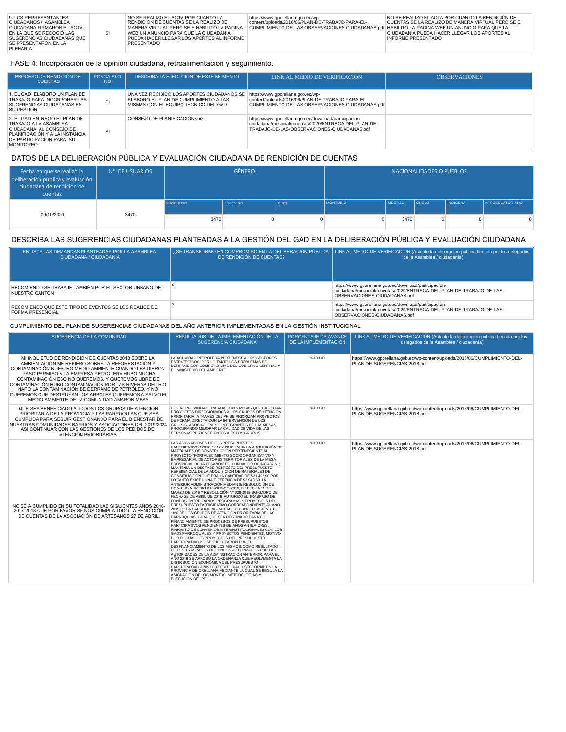| 9. LOS REPRESENTANTES CIUDADANOS / ASAMBLEA CIUDADANA FIRMARON EL ACTA EN LA QUE SE RECOGIÓ LAS SUGERENCIAS CIUDADANAS QUE SE PRESENTARON EN LA PLENARIA | SI | NO SE REALIZO EL ACTA POR CUANTO LA RENDICIÓN DE CUENTAS SE LA REALIZO DE MANERA VIRTUAL PERO SE E HABILITO LA PAGINA WEB UN ANUNCIO PARA QUE LA CIUDADANÍA PUEDA HACER LLEGAR LOS APORTES AL INFORME PRESENTADO | https://www.gporellana.gob.ec/wp-content/uploads/2016/06/PLAN-DE-TRABAJO-PARA-EL-CUMPLIMIENTO-DE-LAS-OBSERVACIONES-CIUDADANAS.pdf | NO SE REALIZO EL ACTA POR CUANTO LA RENDICIÓN DE CUENTAS SE LA REALIZO DE MANERA VIRTUAL PERO SE E HABILITO LA PAGINA WEB UN ANUNCIO PARA QUE LA CIUDADANÍA PUEDA HACER LLEGAR LOS APORTES AL INFORME PRESENTADO |
|---|---|---|---|---|

## FASE 4: Incorporación de la opinión ciudadana, retroalimentación y seguimiento.

| PROCESO DE RENDICIÓN DE CUENTAS | PONGA SI O NO | DESCRIBA LA EJECUCIÓN DE ESTE MOMENTO | LINK AL MEDIO DE VERIFICACIÓN | OBSERVACIONES |
|---|---|---|---|---|
| 1. EL GAD ELABORÓ UN PLAN DE TRABAJO PARA INCORPORAR LAS SUGERENCIAS CIUDADANAS EN SU GESTIÓN | SI | UNA VEZ RECIBIDO LOS APORTES CIUDADANOS SE ELABORO EL PLAN DE CUMPLIMIENTO A LAS MISMAS CON EL EQUIPO TÉCNICO DEL GAD | https://www.gporellana.gob.ec/wp-content/uploads/2016/06/PLAN-DE-TRABAJO-PARA-EL-CUMPLIMIENTO-DE-LAS-OBSERVACIONES-CIUDADANAS.pdf | |
| 2. EL GAD ENTREGÓ EL PLAN DE TRABAJO A LA ASAMBLEA CIUDADANA, AL CONSEJO DE PLANIFICACIÓN Y A LA INSTANCIA DE PARTICIPACIÓN PARA SU MONITOREO | SI | CONSEJO DE PLANIFICACIÓN<br> | https://www.gporellana.gob.ec/download/participacion-ciudadana/mcsocial/rcuentas2020/ENTREGA-DEL-PLAN-DE-TRABAJO-DE-LAS-OBSERVACIONES-CIUDADANAS.pdf | |

## DATOS DE LA DELIBERACIÓN PÚBLICA Y EVALUACIÓN CIUDADANA DE RENDICIÓN DE CUENTAS

| Fecha en que se realizó la deliberación pública y evaluación ciudadana de rendición de cuentas: | N° DE USUARIOS | GÉNERO | | | NACIONALIDADES O PUEBLOS | | | | |
|---|---|---|---|---|---|---|---|---|---|
| | | MASCULINO | FEMENINO | GLBTI | MONTUBIO | MESTIZO | CHOLO | INDIGENA | AFROECUATORIANO |
| 09/10/2020 | 3470 | 3470 | 0 | 0 | 0 | 3470 | 0 | 0 | 0 |

## DESCRIBA LAS SUGERENCIAS CIUDADANAS PLANTEADAS A LA GESTIÓN DEL GAD EN LA DELIBERACIÓN PÚBLICA Y EVALUACIÓN CIUDADANA

| ENLISTE LAS DEMANDAS PLANTEADAS POR LA ASAMBLEA CIUDADANA / CIUDADANÍA | ¿SE TRANSFORMÓ EN COMPROMISO EN LA DELIBERACIÓN PÚBLICA DE RENDICIÓN DE CUENTAS? | LINK AL MEDIO DE VERIFICACIÓN (Acta de la deliberación pública firmada por los delegados de la Asamblea / ciudadanía) |
|---|---|---|
| RECOMIENDO SE TRABAJE TAMBIÉN POR EL SECTOR URBANO DE NUESTRO CANTÓN | SI | https://www.gporellana.gob.ec/download/participacion-ciudadana/mcsocial/rcuentas2020/ENTREGA-DEL-PLAN-DE-TRABAJO-DE-LAS-OBSERVACIONES-CIUDADANAS.pdf |
| RECOMIENDO QUE ESTE TIPO DE EVENTOS SE LOS REALICE DE FORMA PRESENCIAL | SI | https://www.gporellana.gob.ec/download/participacion-ciudadana/mcsocial/rcuentas2020/ENTREGA-DEL-PLAN-DE-TRABAJO-DE-LAS-OBSERVACIONES-CIUDADANAS.pdf |

## CUMPLIMIENTO DEL PLAN DE SUGERENCIAS CIUDADANAS DEL AÑO ANTERIOR IMPLEMENTADAS EN LA GESTIÓN INSTITUCIONAL

| SUGERENCIA DE LA COMUNIDAD | RESULTADOS DE LA IMPLEMENTACIÓN DE LA SUGERENCIA CIUDADANA | PORCENTAJE DE AVANCE DE LA IMPLEMENTACIÓN | LINK AL MEDIO DE VERIFICACIÓN (Acta de la deliberación pública firmada por los delegados de la Asamblea / ciudadanía) |
|---|---|---|---|
| MI INQUIETUD DE RENDICIÓN DE CUENTAS 2018 SOBRE LA AMBIENTACIÓN ME REFIERO SOBRE LA REFORESTACIÓN Y CONTAMINACIÓN NUESTRO MEDIO AMBIENTE CUANDO LES DIERON PASO PERMISO A LA EMPRESA PETROLERA HUBO MUCHA CONTAMINACIÓN ESO NO QUEREMOS. Y QUEREMOS LIBRE DE CONTAMINACIÓN HUBO CONTAMINACIÓN POR LAS RIVERAS DEL RIO NAPO LA CONTAMINACIÓN DE DERRAME DE PETRÓLEO. Y NO QUEREMOS QUE DESTRUYAN LOS ARBOLES QUEREMOS A SALVO EL MEDIO AMBIENTE DE LA COMUNIDAD AMARON MESA. | LA ACTIVIDAD PETROLERA PERTENECE A LOS SECTORES ESTRATÉGICOS, POR LO TANTO LOS PROBLEMAS DE DERRAME SON COMPETENCIAS DEL GOBIERNO CENTRAL Y EL MINISTERIO DEL AMBIENTE | %100.00 | https://www.gporellana.gob.ec/wp-content/uploads/2016/06/CUMPLIMIENTO-DEL-PLAN-DE-SUGERENCIAS-2018.pdf |
| QUE SEA BENEFICIADO A TODOS LOS GRUPOS DE ATENCIÓN PRIORITARIA DE LA PROVINCIA Y LAS PARROQUIAS QUE SEA CUMPLIDA PARA SEGUIR GESTIONANDO PARA EL BIENESTAR DE NUESTRAS COMUNIDADES BARRIOS Y ASOCIACIONES DEL 2019/2024 ASÍ CONTINUAR CON LAS GESTIONES DE LOS PEDIDOS DE ATENCIÓN PRIORITARIAS. | EL GAD PROVINCIAL TRABAJA CON 5 MESAS QUE EJECUTAN PROYECTOS DIRECCIONADOS A LOS GRUPOS DE ATENCIÓN PRIORITARIA. A TRAVÉS DEL PP SE PRIORIZAN PROYECTOS DE FORMA DIRECTA CON LA INTERVENCIÓN DE LOS GRUPOS, ASOCIACIONES E INTEGRANTES DE LAS MESAS, PROCURANDO MEJORAR LA CALIDAD DE VIDA DE LAS PERSONAS PERTENECIENTES A ESTOS GRUPOS. | %100.00 | https://www.gporellana.gob.ec/wp-content/uploads/2016/06/CUMPLIMIENTO-DEL-PLAN-DE-SUGERENCIAS-2018.pdf |
| NO SÉ A CUMPLIDO EN SU TOTALIDAD LAS SIGUIENTES AÑOS 2016-2017-2018 QUE POR FAVOR SE NOS CUMPLA TODO LA RENDICIÓN DE CUENTAS DE LA ASOCIACIÓN DE ARTESANOS 27 DE ABRIL. | LAS ASIGNACIONES DE LOS PRESUPUESTOS PARTICIPATIVOS 2016, 2017 Y 2018, PARA LA ADQUISICIÓN DE MATERIALES DE CONSTRUCCIÓN PERTENECIENTE AL PROYECTO "FORTALECIMIENTO SOCIO ORGANIZATIVO Y EMPRESARIAL DE ACTORES TERRITORIALES DE LA MESA PROVINCIAL DE ARTESANOS" POR UN VALOR DE $18.487,51; MANTENÍA UN DESFASE RESPECTO DEL PRESUPUESTO REFERENCIAL DE LA ADQUISICIÓN DE MATERIALES DE CONSTRUCCIÓN QUE ERA LA CANTIDAD DE $21.427,90 POR LO TANTO EXISTÍA UNA DIFERENCIA DE $2.940,39. LA ANTERIOR ADMINISTRACIÓN MEDIANTE RESOLUCIÓN DE CONSEJO NÚMERO 015-2019-SG-2019, DE FECHA 11 DE MARZO DE 2019 Y RESOLUCIÓN N° 028-2019-SG-GADPO DE FECHA 22 DE ABRIL DE 2019, AUTORIZÓ EL TRASPASO DE FONDOS ENTRE VARIOS PROGRAMAS Y PROYECTOS DEL PRESUPUESTO PARTICIPATIVO CORRESPONDIENTE AL AÑO 2019 DE LA PARROQUIAS, MESAS DE CONCERTACIÓN Y EL 10% DE LOS GRUPOS DE ATENCIÓN PRIORITARIA DE LAS PARROQUIAS, PARA QUE SEA DESTINADO PARA EL FINANCIAMIENTO DE PROCESOS DE PRESUPUESTOS PARTICIPATIVOS PENDIENTES DE AÑOS ANTERIORES, FINIQUITO DE CONVENIOS INTERINSTITUCIONALES CON LOS GADS PARROQUIALES Y PROYECTOS PENDIENTES, MOTIVO POR EL CUAL LOS PROYECTOS DEL PRESUPUESTO PARTICIPATIVO NO SE EJECUTARON POR EL DESFINANCIAMIENTO DE LOS MISMOS, COMO RESULTADO DE LOS TRASPASOS DE FONDOS AUTORIZADOS POR LAS AUTORIDADES DE LA ADMINISTRACIÓN ANTERIOR. PARA EL AÑO 2019 SE APROBÓ LA ORDENANZA QUE REGLAMENTA LA DISTRIBUCIÓN ECONÓMICA DEL PRESUPUESTO PARTICIPATIVO A NIVEL TERRITORIAL Y SECTORIAL EN LA PROVINCIA DE ORELLANA MEDIANTE LA CUAL SE REGULA LA ASIGNACIÓN DE LOS MONTOS, METODOLOGÍAS Y EJECUCIÓN DEL PP. | %100.00 | https://www.gporellana.gob.ec/wp-content/uploads/2016/06/CUMPLIMIENTO-DEL-PLAN-DE-SUGERENCIAS-2018.pdf |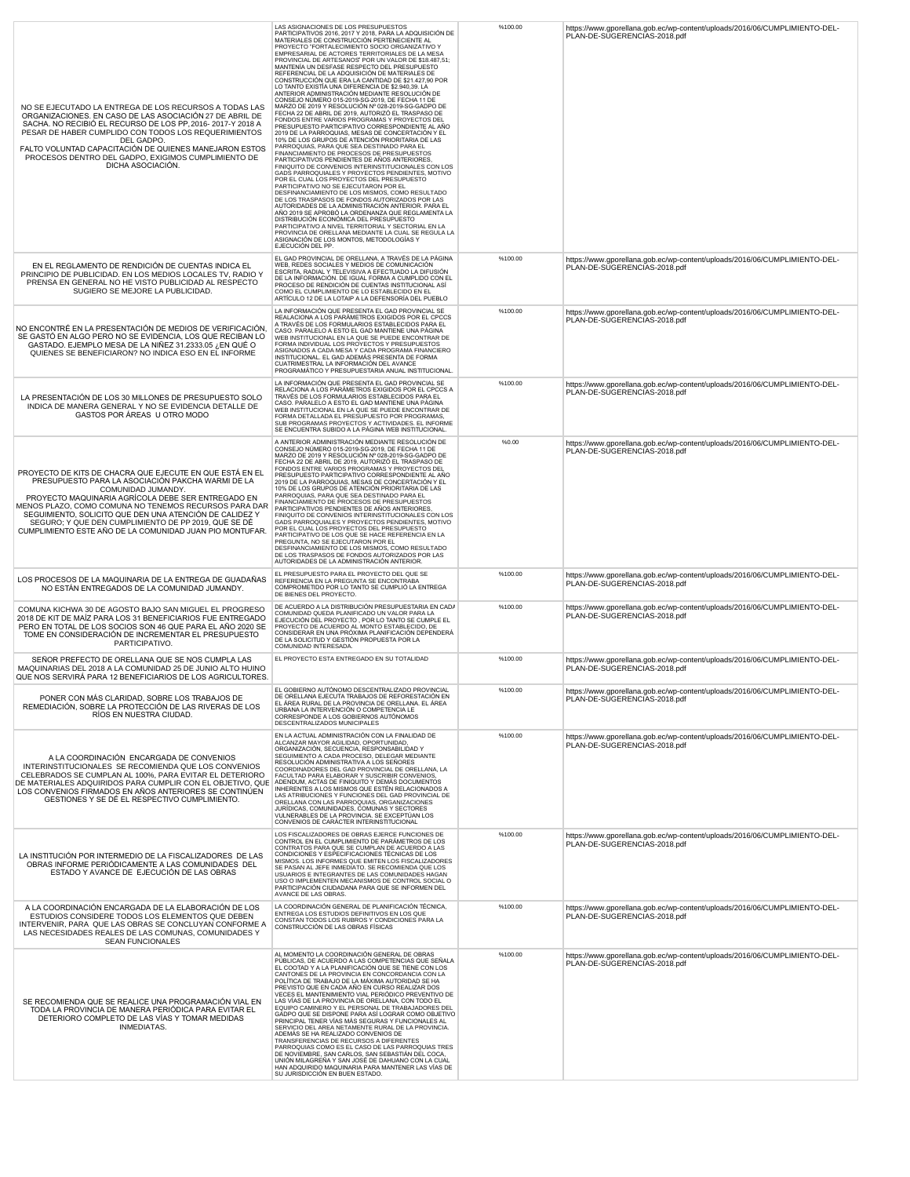| | | | |
|---|---|---|---|
| NO SE EJECUTADO LA ENTREGA DE LOS RECURSOS A TODAS LAS ORGANIZACIONES. EN CASO DE LAS ASOCIACIÓN 27 DE ABRIL DE SACHA. NO RECIBIÓ EL RECURSO DE LOS PP, 2016- 2017-Y 2018 A PESAR DE HABER CUMPLIDO CON TODOS LOS REQUERIMIENTOS DEL GADPO. FALTO VOLUNTAD CAPACITACIÓN DE QUIENES MANEJARON ESTOS PROCESOS DENTRO DEL GADPO, EXIGIMOS CUMPLIMIENTO DE DICHA ASOCIACIÓN. | LAS ASIGNACIONES DE LOS PRESUPUESTOS PARTICIPATIVOS 2016, 2017 Y 2018, PARA LA ADQUISICIÓN DE MATERIALES DE CONSTRUCCIÓN PERTENECIENTE AL PROYECTO "FORTALECIMIENTO SOCIO ORGANIZATIVO Y EMPRESARIAL DE ACTORES TERRITORIALES DE LA MESA PROVINCIAL DE ARTESANOS" POR UN VALOR DE $18.487,51; MANTENÍA UN DESFASE RESPECTO DEL PRESUPUESTO REFERENCIAL DE LA ADQUISICIÓN DE MATERIALES DE CONSTRUCCIÓN QUE ERA LA CANTIDAD DE $21.427,90 POR LO TANTO EXISTÍA UNA DIFERENCIA DE $2.940,39. LA ANTERIOR ADMINISTRACIÓN MEDIANTE RESOLUCIÓN DE CONSEJO NÚMERO 015-2019-SG-2019, DE FECHA 11 DE MARZO DE 2019 Y RESOLUCIÓN Nº 028-2019-SG-GADPO DE FECHA 22 DE ABRIL DE 2019, AUTORIZÓ EL TRASPASO DE FONDOS ENTRE VARIOS PROGRAMAS Y PROYECTOS DEL PRESUPUESTO PARTICIPATIVO CORRESPONDIENTE AL AÑO 2019 DE LA PARROQUIAS, MESAS DE CONCERTACIÓN Y EL 10% DE LOS GRUPOS DE ATENCIÓN PRIORITARIA DE LAS PARROQUIAS, PARA QUE SEA DESTINADO PARA EL FINANCIAMIENTO DE PROCESOS DE PRESUPUESTOS PARTICIPATIVOS PENDIENTES DE AÑOS ANTERIORES, FINIQUITO DE CONVENIOS INTERINSTITUCIONALES CON LOS GADS PARROQUIALES Y PROYECTOS PENDIENTES, MOTIVO POR EL CUAL LOS PROYECTOS DEL PRESUPUESTO PARTICIPATIVO NO SE EJECUTARON POR EL DESFINANCIAMIENTO DE LOS MISMOS, COMO RESULTADO DE LOS TRASPASOS DE FONDOS AUTORIZADOS POR LAS AUTORIDADES DE LA ADMINISTRACIÓN ANTERIOR. PARA EL AÑO 2019 SE APROBÓ LA ORDENANZA QUE REGLAMENTA LA DISTRIBUCIÓN ECONÓMICA DEL PRESUPUESTO PARTICIPATIVO A NIVEL TERRITORIAL Y SECTORIAL EN LA PROVINCIA DE ORELLANA MEDIANTE LA CUAL SE REGULA LA ASIGNACIÓN DE LOS MONTOS, METODOLOGÍAS Y EJECUCIÓN DEL PP. | %100.00 | https://www.gporellana.gob.ec/wp-content/uploads/2016/06/CUMPLIMIENTO-DEL-PLAN-DE-SUGERENCIAS-2018.pdf |
| EN EL REGLAMENTO DE RENDICIÓN DE CUENTAS INDICA EL PRINCIPIO DE PUBLICIDAD. EN LOS MEDIOS LOCALES TV, RADIO Y PRENSA EN GENERAL NO HE VISTO PUBLICIDAD AL RESPECTO SUGIERO SE MEJORE LA PUBLICIDAD. | EL GAD PROVINCIAL DE ORELLANA, A TRAVÉS DE LA PÁGINA WEB, REDES SOCIALES Y MEDIOS DE COMUNICACIÓN ESCRITA, RADIAL Y TELEVISIVA A EFECTUADO LA DIFUSIÓN DE LA INFORMACIÓN. DE IGUAL FORMA A CUMPLIDO CON EL PROCESO DE RENDICIÓN DE CUENTAS INSTITUCIONAL ASÍ COMO EL CUMPLIMIENTO DE LO ESTABLECIDO EN EL ARTÍCULO 12 DE LA LOTAIP A LA DEFENSORÍA DEL PUEBLO | %100.00 | https://www.gporellana.gob.ec/wp-content/uploads/2016/06/CUMPLIMIENTO-DEL-PLAN-DE-SUGERENCIAS-2018.pdf |
| NO ENCONTRÉ EN LA PRESENTACIÓN DE MEDIOS DE VERIFICACIÓN, SE GASTÓ EN ALGO PERO NO SE EVIDENCIA, LOS QUE RECIBAN LO GASTADO. EJEMPLO MESA DE LA NIÑEZ 31.2333.05 ¿EN QUÉ O QUIENES SE BENEFICIARON? NO INDICA ESO EN EL INFORME | LA INFORMACIÓN QUE PRESENTA EL GAD PROVINCIAL SE REALACIONA A LOS PARÁMETROS EXIGIDOS POR EL CPCCS A TRAVÉS DE LOS FORMULARIOS ESTABLECIDOS PARA EL CASO. PARALELO A ESTO EL GAD MANTIENE UNA PÁGINA WEB INSTITUCIONAL EN LA QUE SE PUEDE ENCONTRAR DE FORMA INDIVIDUAL LOS PROYECTOS Y PRESUPUESTOS ASIGNADOS A CADA MESA Y CADA PROGRAMA FINANCIERO INSTITUCIONAL. EL GAD ADEMÁS PRESENTA DE FORMA CUATRIMESTRAL LA INFORMACIÓN DEL AVANCE PROGRAMÁTICO Y PRESUPUESTARIA ANUAL INSTITUCIONAL. | %100.00 | https://www.gporellana.gob.ec/wp-content/uploads/2016/06/CUMPLIMIENTO-DEL-PLAN-DE-SUGERENCIAS-2018.pdf |
| LA PRESENTACIÓN DE LOS 30 MILLONES DE PRESUPUESTO SOLO INDICA DE MANERA GENERAL Y NO SE EVIDENCIA DETALLE DE GASTOS POR ÁREAS U OTRO MODO | LA INFORMACIÓN QUE PRESENTA EL GAD PROVINCIAL SE RELACIONA A LOS PARÁMETROS EXIGIDOS POR EL CPCCS A TRAVÉS DE LOS FORMULARIOS ESTABLECIDOS PARA EL CASO. PARALELO A ESTO EL GAD MANTIENE UNA PÁGINA WEB INSTITUCIONAL EN LA QUE SE PUEDE ENCONTRAR DE FORMA DETALLADA EL PRESUPUESTO POR PROGRAMAS, SUB PROGRAMAS PROYECTOS Y ACTIVIDADES. EL INFORME SE ENCUENTRA SUBIDO A LA PÁGINA WEB INSTITUCIONAL. | %100.00 | https://www.gporellana.gob.ec/wp-content/uploads/2016/06/CUMPLIMIENTO-DEL-PLAN-DE-SUGERENCIAS-2018.pdf |
| PROYECTO DE KITS DE CHACRA QUE EJECUTE EN QUE ESTÁ EN EL PRESUPUESTO PARA LA ASOCIACIÓN PAKCHA WARMI DE LA COMUNIDAD JUMANDY. PROYECTO MAQUINARIA AGRÍCOLA DEBE SER ENTREGADO EN MENOS PLAZO, COMO COMUNA NO TENEMOS RECURSOS PARA DAR SEGUIMIENTO, SOLICITO QUE DEN UNA ATENCIÓN DE CALIDEZ Y SEGURO; Y QUE DEN CUMPLIMIENTO DE PP 2019, QUE SE DÉ CUMPLIMIENTO ESTE AÑO DE LA COMUNIDAD JUAN PIO MONTUFAR. | A ANTERIOR ADMINISTRACIÓN MEDIANTE RESOLUCIÓN DE CONSEJO NÚMERO 015-2019-SG-2019, DE FECHA 11 DE MARZO DE 2019 Y RESOLUCIÓN Nº 028-2019-SG-GADPO DE FECHA 22 DE ABRIL DE 2019, AUTORIZÓ EL TRASPASO DE FONDOS ENTRE VARIOS PROGRAMAS Y PROYECTOS DEL PRESUPUESTO PARTICIPATIVO CORRESPONDIENTE AL AÑO 2019 DE LA PARROQUIAS, MESAS DE CONCERTACIÓN Y EL 10% DE LOS GRUPOS DE ATENCIÓN PRIORITARIA DE LAS PARROQUIAS, PARA QUE SEA DESTINADO PARA EL FINANCIAMIENTO DE PROCESOS DE PRESUPUESTOS PARTICIPATIVOS PENDIENTES DE AÑOS ANTERIORES, FINIQUITO DE CONVENIOS INTERINSTITUCIONALES CON LOS GADS PARROQUIALES Y PROYECTOS PENDIENTES, MOTIVO POR EL CUAL LOS PROYECTOS DEL PRESUPUESTO PARTICIPATIVO DE LOS QUE SE HACE REFERENCIA EN LA PREGUNTA, NO SE EJECUTARON POR EL DESFINANCIAMIENTO DE LOS MISMOS, COMO RESULTADO DE LOS TRASPASOS DE FONDOS AUTORIZADOS POR LAS AUTORIDADES DE LA ADMINISTRACIÓN ANTERIOR. | %0.00 | https://www.gporellana.gob.ec/wp-content/uploads/2016/06/CUMPLIMIENTO-DEL-PLAN-DE-SUGERENCIAS-2018.pdf |
| LOS PROCESOS DE LA MAQUINARIA DE LA ENTREGA DE GUADAÑAS NO ESTÁN ENTREGADOS DE LA COMUNIDAD JUMANDY. | EL PRESUPUESTO PARA EL PROYECTO DEL QUE SE REFERENCIA EN LA PREGUNTA SE ENCONTRABA COMPROMETIDO POR LO TANTO SE CUMPLIÓ LA ENTREGA DE BIENES DEL PROYECTO. | %100.00 | https://www.gporellana.gob.ec/wp-content/uploads/2016/06/CUMPLIMIENTO-DEL-PLAN-DE-SUGERENCIAS-2018.pdf |
| COMUNA KICHWA 30 DE AGOSTO BAJO SAN MIGUEL EL PROGRESO 2018 DE KIT DE MAÍZ PARA LOS 31 BENEFICIARIOS FUE ENTREGADO PERO EN TOTAL DE LOS SOCIOS SON 46 QUE PARA EL AÑO 2020 SE TOME EN CONSIDERACIÓN DE INCREMENTAR EL PRESUPUESTO PARTICIPATIVO. | DE ACUERDO A LA DISTRIBUCIÓN PRESUPUESTARIA EN CADA COMUNIDAD QUEDA PLANIFICADO UN VALOR PARA LA EJECUCIÓN DEL PROYECTO , POR LO TANTO SE CUMPLE EL PROYECTO DE ACUERDO AL MONTO ESTABLECIDO, DE CONSIDERAR EN UNA PRÓXIMA PLANIFICACIÓN DEPENDERÁ DE LA SOLICITUD Y GESTIÓN PROPUESTA POR LA COMUNIDAD INTERESADA. | %100.00 | https://www.gporellana.gob.ec/wp-content/uploads/2016/06/CUMPLIMIENTO-DEL-PLAN-DE-SUGERENCIAS-2018.pdf |
| SEÑOR PREFECTO DE ORELLANA QUE SE NOS CUMPLA LAS MAQUINARIAS DEL 2018 A LA COMUNIDAD 25 DE JUNIO ALTO HUINO QUE NOS SERVIRÁ PARA 12 BENEFICIARIOS DE LOS AGRICULTORES. | EL PROYECTO ESTA ENTREGADO EN SU TOTALIDAD | %100.00 | https://www.gporellana.gob.ec/wp-content/uploads/2016/06/CUMPLIMIENTO-DEL-PLAN-DE-SUGERENCIAS-2018.pdf |
| PONER CON MÁS CLARIDAD, SOBRE LOS TRABAJOS DE REMEDIACIÓN, SOBRE LA PROTECCIÓN DE LAS RIVERAS DE LOS RÍOS EN NUESTRA CIUDAD. | EL GOBIERNO AUTÓNOMO DESCENTRALIZADO PROVINCIAL DE ORELLANA EJECUTA TRABAJOS DE REFORESTACIÓN EN EL ÁREA RURAL DE LA PROVINCIA DE ORELLANA. EL ÁREA URBANA LA INTERVENCIÓN O COMPETENCIA LE CORRESPONDE A LOS GOBIERNOS AUTÓNOMOS DESCENTRALIZADOS MUNICIPALES | %100.00 | https://www.gporellana.gob.ec/wp-content/uploads/2016/06/CUMPLIMIENTO-DEL-PLAN-DE-SUGERENCIAS-2018.pdf |
| A LA COORDINACIÓN ENCARGADA DE CONVENIOS INTERINSTITUCIONALES SE RECOMIENDA QUE LOS CONVENIOS CELEBRADOS SE CUMPLAN AL 100%, PARA EVITAR EL DETERIORO DE MATERIALES ADQUIRIDOS PARA CUMPLIR CON EL OBJETIVO, QUE LOS CONVENIOS FIRMADOS EN AÑOS ANTERIORES SE CONTINÚEN GESTIONES Y SE DÉ EL RESPECTIVO CUMPLIMIENTO. | EN LA ACTUAL ADMINISTRACIÓN CON LA FINALIDAD DE ALCANZAR MAYOR AGILIDAD, OPORTUNIDAD, ORGANIZACIÓN, SECUENCIA, RESPONSABILIDAD Y SEGUIMIENTO A CADA PROCESO, DELEGAR MEDIANTE RESOLUCIÓN ADMINISTRATIVA A LOS SEÑORES COORDINADORES DEL GAD PROVINCIAL DE ORELLANA, LA FACULTAD PARA ELABORAR Y SUSCRIBIR CONVENIOS, ADENDUM, ACTAS DE FINIQUITO Y DEMÁS DOCUMENTOS INHERENTES A LOS MISMOS QUE ESTÉN RELACIONADOS A LAS ATRIBUCIONES Y FUNCIONES DEL GAD PROVINCIAL DE ORELLANA CON LAS PARROQUIAS, ORGANIZACIONES JURÍDICAS, COMUNIDADES, COMUNAS Y SECTORES VULNERABLES DE LA PROVINCIA. SE EXCEPTÚAN LOS CONVENIOS DE CARÁCTER INTERINSTITUCIONAL | %100.00 | https://www.gporellana.gob.ec/wp-content/uploads/2016/06/CUMPLIMIENTO-DEL-PLAN-DE-SUGERENCIAS-2018.pdf |
| LA INSTITUCIÓN POR INTERMEDIO DE LA FISCALIZADORES DE LAS OBRAS INFORME PERIÓDICAMENTE A LAS COMUNIDADES DEL ESTADO Y AVANCE DE EJECUCIÓN DE LAS OBRAS | LOS FISCALIZADORES DE OBRAS EJERCE FUNCIONES DE CONTROL EN EL CUMPLIMIENTO DE PARÁMETROS DE LOS CONTRATOS PARA QUE SE CUMPLAN DE ACUERDO A LAS CONDICIONES Y ESPECIFICACIONES TÉCNICAS DE LOS MISMOS. LOS INFORMES QUE EMITEN LOS FISCALIZADORES SE PASAN AL JEFE INMEDIATO. SE RECOMIENDA QUE LOS USUARIOS E INTEGRANTES DE LAS COMUNIDADES HAGAN USO O IMPLEMENTEN MECANISMOS DE CONTROL SOCIAL O PARTICIPACIÓN CIUDADANA PARA QUE SE INFORMEN DEL AVANCE DE LAS OBRAS. | %100.00 | https://www.gporellana.gob.ec/wp-content/uploads/2016/06/CUMPLIMIENTO-DEL-PLAN-DE-SUGERENCIAS-2018.pdf |
| A LA COORDINACIÓN ENCARGADA DE LA ELABORACIÓN DE LOS ESTUDIOS CONSIDERE TODOS LOS ELEMENTOS QUE DEBEN INTERVENIR, PARA QUE LAS OBRAS SE CONCLUYAN CONFORME A LAS NECESIDADES REALES DE LAS COMUNAS, COMUNIDADES Y SEAN FUNCIONALES | LA COORDINACIÓN GENERAL DE PLANIFICACIÓN TÉCNICA, ENTREGA LOS ESTUDIOS DEFINITIVOS EN LOS QUE CONSTAN TODOS LOS RUBROS Y CONDICIONES PARA LA CONSTRUCCIÓN DE LAS OBRAS FÍSICAS | %100.00 | https://www.gporellana.gob.ec/wp-content/uploads/2016/06/CUMPLIMIENTO-DEL-PLAN-DE-SUGERENCIAS-2018.pdf |
| SE RECOMIENDA QUE SE REALICE UNA PROGRAMACIÓN VIAL EN TODA LA PROVINCIA DE MANERA PERIÓDICA PARA EVITAR EL DETERIORO COMPLETO DE LAS VÍAS Y TOMAR MEDIDAS INMEDIATAS. | AL MOMENTO LA COORDINACIÓN GENERAL DE OBRAS PÚBLICAS, DE ACUERDO A LAS COMPETENCIAS QUE SEÑALA EL COOTAD Y A LA PLANIFICACIÓN QUE SE TIENE CON LOS CANTONES DE LA PROVINCIA EN CONCORDANCIA CON LA POLÍTICA DE TRABAJO DE LA MÁXIMA AUTORIDAD SE HA PREVISTO QUE EN CADA AÑO EN CURSO REALIZAR DOS VECES EL MANTENIMIENTO VIAL PERIÓDICO PREVENTIVO DE LAS VÍAS DE LA PROVINCIA DE ORELLANA, CON TODO EL EQUIPO CAMINERO Y EL PERSONAL DE TRABAJADORES DEL GADPO QUE SE DISPONE PARA ASÍ LOGRAR COMO OBJETIVO PRINCIPAL TENER VÍAS MÁS SEGURAS Y FUNCIONALES AL SERVICIO DEL ÁREA NETAMENTE RURAL DE LA PROVINCIA. ADEMÁS SE HA REALIZADO CONVENIOS DE TRANSFERENCIAS DE RECURSOS A DIFERENTES PARROQUIAS COMO ES EL CASO DE LAS PARROQUIAS TRES DE NOVIEMBRE, SAN CARLOS, SAN SEBASTIÁN DEL COCA, UNIÓN MILAGREÑA Y SAN JOSÉ DE DAHUANO CON LA CUAL HAN ADQUIRIDO MAQUINARIA PARA MANTENER LAS VÍAS DE SU JURISDICCIÓN EN BUEN ESTADO. | %100.00 | https://www.gporellana.gob.ec/wp-content/uploads/2016/06/CUMPLIMIENTO-DEL-PLAN-DE-SUGERENCIAS-2018.pdf |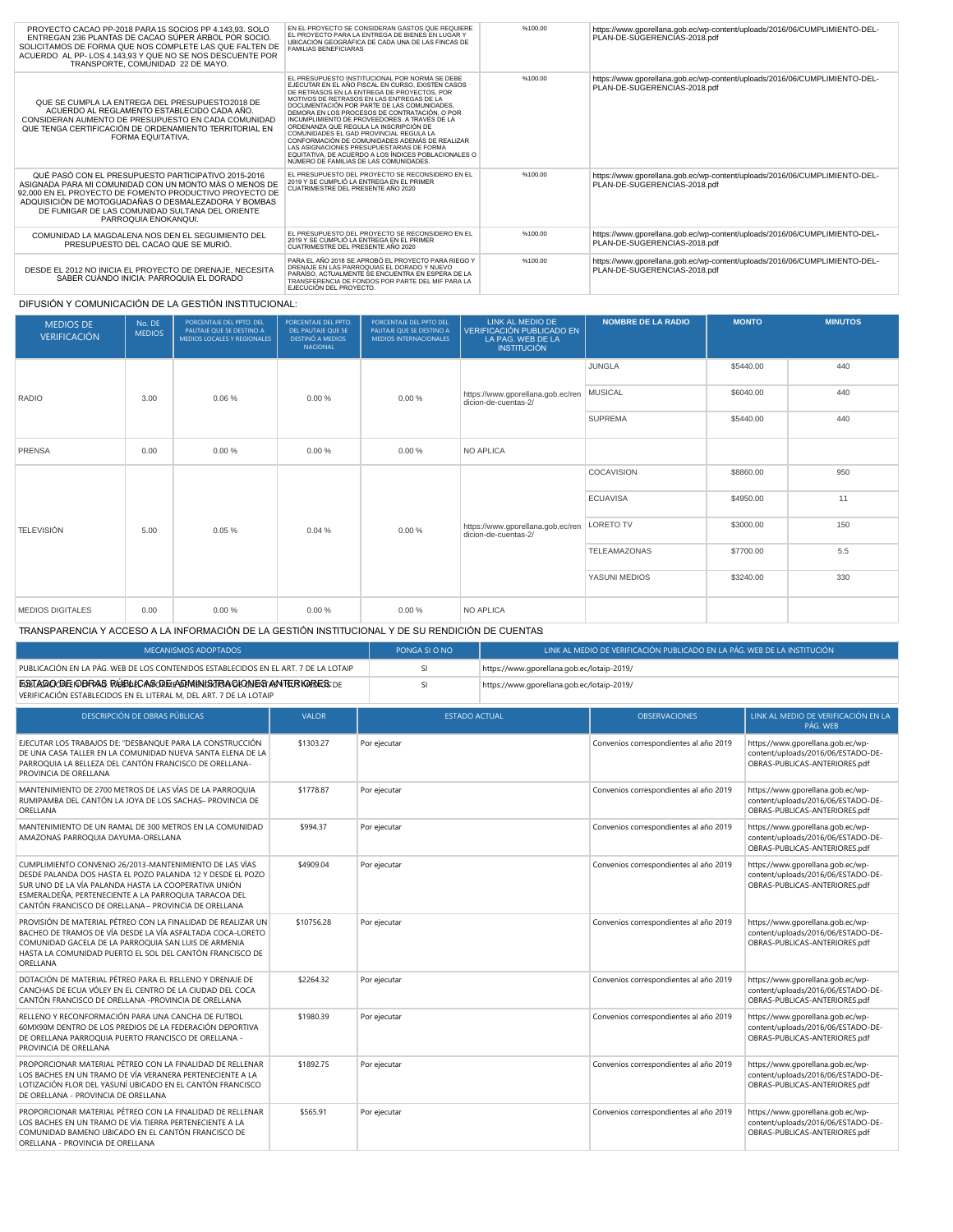| | | | |
|---|---|---|---|
| PROYECTO CACAO PP-2018 PARA 15 SOCIOS PP 4.143,93. SOLO ENTREGAN 236 PLANTAS DE CACAO SÚPER ÁRBOL POR SOCIO. SOLICITAMOS DE FORMA QUE NOS COMPLETE LAS QUE FALTEN DE ACUERDO AL PP- LOS 4.143,93 Y QUE NO SE NOS DESCUENTE POR TRANSPORTE, COMUNIDAD 22 DE MAYO. | EN EL PROYECTO SE CONSIDERAN GASTOS QUE REQUIERE EL PROYECTO PARA LA ENTREGA DE BIENES EN LUGAR Y UBICACIÓN GEOGRÁFICA DE CADA UNA DE LAS FINCAS DE FAMILIAS BENEFICIARIAS | %100.00 | https://www.gporellana.gob.ec/wp-content/uploads/2016/06/CUMPLIMIENTO-DEL-PLAN-DE-SUGERENCIAS-2018.pdf |
| QUE SE CUMPLA LA ENTREGA DEL PRESUPUESTO2018 DE ACUERDO AL REGLAMENTO ESTABLECIDO CADA AÑO. CONSIDERAN AUMENTO DE PRESUPUESTO EN CADA COMUNIDAD QUE TENGA CERTIFICACIÓN DE ORDENAMIENTO TERRITORIAL EN FORMA EQUITATIVA. | EL PRESUPUESTO INSTITUCIONAL POR NORMA SE DEBE EJECUTAR EN EL AÑO FISCAL EN CURSO, EXISTEN CASOS DE RETRASOS EN LA ENTREGA DE PROYECTOS, POR MOTIVOS DE RETRASOS EN LAS ENTREGAS DE LA DOCUMENTACIÓN POR PARTE DE LAS COMUNIDADES, DEMORA EN LOS PROCESOS DE CONTRATACIÓN, O POR INCUMPLIMIENTO DE PROVEEDORES. A TRAVÉS DE LA ORDENANZA QUE REGULA LA INSCRIPCIÓN DE COMUNIDADES EL GAD PROVINCIAL REGULA LA CONFORMACIÓN DE COMUNIDADES ADEMÁS DE REALIZAR LAS ASIGNACIONES PRESUPUESTARIAS DE FORMA EQUITATIVA, DE ACUERDO A LOS ÍNDICES POBLACIONALES O NÚMERO DE FAMILIAS DE LAS COMUNIDADES. | %100.00 | https://www.gporellana.gob.ec/wp-content/uploads/2016/06/CUMPLIMIENTO-DEL-PLAN-DE-SUGERENCIAS-2018.pdf |
| QUÉ PASÓ CON EL PRESUPUESTO PARTICIPATIVO 2015-2016 ASIGNADA PARA MI COMUNIDAD CON UN MONTO MÁS O MENOS DE 92.000 EN EL PROYECTO DE FOMENTO PRODUCTIVO PROYECTO DE ADQUISICIÓN DE MOTOGUADAÑAS O DESMALEZADORA Y BOMBAS DE FUMIGAR DE LAS COMUNIDAD SULTANA DEL ORIENTE PARROQUIA ENOKANQUI. | EL PRESUPUESTO DEL PROYECTO SE RECONSIDERO EN EL 2019 Y SE CUMPLIÓ LA ENTREGA EN EL PRIMER CUATRIMESTRE DEL PRESENTE AÑO 2020 | %100.00 | https://www.gporellana.gob.ec/wp-content/uploads/2016/06/CUMPLIMIENTO-DEL-PLAN-DE-SUGERENCIAS-2018.pdf |
| COMUNIDAD LA MAGDALENA NOS DEN EL SEGUIMIENTO DEL PRESUPUESTO DEL CACAO QUE SE MURIÓ. | EL PRESUPUESTO DEL PROYECTO SE RECONSIDERO EN EL 2019 Y SE CUMPLIÓ LA ENTREGA EN EL PRIMER CUATRIMESTRE DEL PRESENTE AÑO 2020 | %100.00 | https://www.gporellana.gob.ec/wp-content/uploads/2016/06/CUMPLIMIENTO-DEL-PLAN-DE-SUGERENCIAS-2018.pdf |
| DESDE EL 2012 NO INICIA EL PROYECTO DE DRENAJE, NECESITA SABER CUÁNDO INICIA: PARROQUIA EL DORADO | PARA EL AÑO 2018 SE APROBÓ EL PROYECTO PARA RIEGO Y DRENAJE EN LAS PARROQUIAS EL DORADO Y NUEVO PARAÍSO, ACTUALMENTE SE ENCUENTRA EN ESPERA DE LA TRANSFERENCIA DE FONDOS POR PARTE DEL MIF PARA LA EJECUCIÓN DEL PROYECTO. | %100.00 | https://www.gporellana.gob.ec/wp-content/uploads/2016/06/CUMPLIMIENTO-DEL-PLAN-DE-SUGERENCIAS-2018.pdf |

## DIFUSIÓN Y COMUNICACIÓN DE LA GESTIÓN INSTITUCIONAL:

| MEDIOS DE VERIFICACIÓN | No. DE MEDIOS | PORCENTAJE DEL PPTO. DEL PAUTAJE QUE SE DESTINO A MEDIOS LOCALES Y REGIONALES | PORCENTAJE DEL PPTO. DEL PAUTAJE QUE SE DESTINÓ A MEDIOS NACIONAL | PORCENTAJE DEL PPTO DEL PAUTAJE QUE SE DESTINO A MEDIOS INTERNACIONALES | LINK AL MEDIO DE VERIFICACIÓN PUBLICADO EN LA PAG. WEB DE LA INSTITUCIÓN | NOMBRE DE LA RADIO | MONTO | MINUTOS |
|---|---|---|---|---|---|---|---|---|
| RADIO | 3.00 | 0.06 % | 0.00 % | 0.00 % | https://www.gporellana.gob.ec/rendicion-de-cuentas-2/ | JUNGLA | $5440.00 | 440 |
| | | | | | | MUSICAL | $6040.00 | 440 |
| | | | | | | SUPREMA | $5440.00 | 440 |
| PRENSA | 0.00 | 0.00 % | 0.00 % | 0.00 % | NO APLICA | | | |
| TELEVISIÓN | 5.00 | 0.05 % | 0.04 % | 0.00 % | https://www.gporellana.gob.ec/rendicion-de-cuentas-2/ | COCAVISION | $8860.00 | 950 |
| | | | | | | ECUAVISA | $4950.00 | 11 |
| | | | | | | LORETO TV | $3000.00 | 150 |
| | | | | | | TELEAMAZONAS | $7700.00 | 5.5 |
| | | | | | | YASUNI MEDIOS | $3240.00 | 330 |
| MEDIOS DIGITALES | 0.00 | 0.00 % | 0.00 % | 0.00 % | NO APLICA | | | |

## TRANSPARENCIA Y ACCESO A LA INFORMACIÓN DE LA GESTIÓN INSTITUCIONAL Y DE SU RENDICIÓN DE CUENTAS

| MECANISMOS ADOPTADOS | PONGA SI O NO | LINK AL MEDIO DE VERIFICACIÓN PUBLICADO EN LA PÁG. WEB DE LA INSTITUCIÓN |
|---|---|---|
| PUBLICACIÓN EN LA PÁG. WEB DE LOS CONTENIDOS ESTABLECIDOS EN EL ART. 7 DE LA LOTAIP | SI | https://www.gporellana.gob.ec/lotaip-2019/ |
| PUBLICACIÓN EN LA PÁG. WEB DEL INFORME DE RENDICIÓN DE CUENTAS Y SUS MEDIOS DE VERIFICACIÓN ESTABLECIDOS EN EL LITERAL M, DEL ART. 7 DE LA LOTAIP | SI | https://www.gporellana.gob.ec/lotaip-2019/ |

## ESTADO DE OBRAS PÚBLICAS DE ADMINISTRACIONES ANTERIORES

| DESCRIPCIÓN DE OBRAS PÚBLICAS | VALOR | ESTADO ACTUAL | OBSERVACIONES | LINK AL MEDIO DE VERIFICACIÓN EN LA PÁG. WEB |
|---|---|---|---|---|
| EJECUTAR LOS TRABAJOS DE: "DESBANQUE PARA LA CONSTRUCCIÓN DE UNA CASA TALLER EN LA COMUNIDAD NUEVA SANTA ELENA DE LA PARROQUIA LA BELLEZA DEL CANTÓN FRANCISCO DE ORELLANA-PROVINCIA DE ORELLANA | $1303.27 | Por ejecutar | Convenios correspondientes al año 2019 | https://www.gporellana.gob.ec/wp-content/uploads/2016/06/ESTADO-DE-OBRAS-PUBLICAS-ANTERIORES.pdf |
| MANTENIMIENTO DE 2700 METROS DE LAS VÍAS DE LA PARROQUIA RUMIPAMBA DEL CANTÓN LA JOYA DE LOS SACHAS– PROVINCIA DE ORELLANA | $1778.87 | Por ejecutar | Convenios correspondientes al año 2019 | https://www.gporellana.gob.ec/wp-content/uploads/2016/06/ESTADO-DE-OBRAS-PUBLICAS-ANTERIORES.pdf |
| MANTENIMIENTO DE UN RAMAL DE 300 METROS EN LA COMUNIDAD AMAZONAS PARROQUIA DAYUMA-ORELLANA | $994.37 | Por ejecutar | Convenios correspondientes al año 2019 | https://www.gporellana.gob.ec/wp-content/uploads/2016/06/ESTADO-DE-OBRAS-PUBLICAS-ANTERIORES.pdf |
| CUMPLIMIENTO CONVENIO 26/2013-MANTENIMIENTO DE LAS VÍAS DESDE PALANDA DOS HASTA EL POZO PALANDA 12 Y DESDE EL POZO SUR UNO DE LA VÍA PALANDA HASTA LA COOPERATIVA UNIÓN ESMERALDEÑA, PERTENECIENTE A LA PARROQUIA TARACOA DEL CANTÓN FRANCISCO DE ORELLANA – PROVINCIA DE ORELLANA | $4909.04 | Por ejecutar | Convenios correspondientes al año 2019 | https://www.gporellana.gob.ec/wp-content/uploads/2016/06/ESTADO-DE-OBRAS-PUBLICAS-ANTERIORES.pdf |
| PROVISIÓN DE MATERIAL PÉTREO CON LA FINALIDAD DE REALIZAR UN BACHEO DE TRAMOS DE VÍA DESDE LA VÍA ASFALTADA COCA-LORETO COMUNIDAD GACELA DE LA PARROQUIA SAN LUIS DE ARMENIA HASTA LA COMUNIDAD PUERTO EL SOL DEL CANTÓN FRANCISCO DE ORELLANA | $10756.28 | Por ejecutar | Convenios correspondientes al año 2019 | https://www.gporellana.gob.ec/wp-content/uploads/2016/06/ESTADO-DE-OBRAS-PUBLICAS-ANTERIORES.pdf |
| DOTACIÓN DE MATERIAL PÉTREO PARA EL RELLENO Y DRENAJE DE CANCHAS DE ECUA VÓLEY EN EL CENTRO DE LA CIUDAD DEL COCA CANTÓN FRANCISCO DE ORELLANA -PROVINCIA DE ORELLANA | $2264.32 | Por ejecutar | Convenios correspondientes al año 2019 | https://www.gporellana.gob.ec/wp-content/uploads/2016/06/ESTADO-DE-OBRAS-PUBLICAS-ANTERIORES.pdf |
| RELLENO Y RECONFORMACIÓN PARA UNA CANCHA DE FUTBOL 60MX90M DENTRO DE LOS PREDIOS DE LA FEDERACIÓN DEPORTIVA DE ORELLANA PARROQUIA PUERTO FRANCISCO DE ORELLANA - PROVINCIA DE ORELLANA | $1980.39 | Por ejecutar | Convenios correspondientes al año 2019 | https://www.gporellana.gob.ec/wp-content/uploads/2016/06/ESTADO-DE-OBRAS-PUBLICAS-ANTERIORES.pdf |
| PROPORCIONAR MATERIAL PÉTREO CON LA FINALIDAD DE RELLENAR LOS BACHES EN UN TRAMO DE VÍA VERANERA PERTENECIENTE A LA LOTIZACIÓN FLOR DEL YASUNÍ UBICADO EN EL CANTÓN FRANCISCO DE ORELLANA - PROVINCIA DE ORELLANA | $1892.75 | Por ejecutar | Convenios correspondientes al año 2019 | https://www.gporellana.gob.ec/wp-content/uploads/2016/06/ESTADO-DE-OBRAS-PUBLICAS-ANTERIORES.pdf |
| PROPORCIONAR MATERIAL PÉTREO CON LA FINALIDAD DE RELLENAR LOS BACHES EN UN TRAMO DE VÍA TIERRA PERTENECIENTE A LA COMUNIDAD BAMENO UBICADO EN EL CANTÓN FRANCISCO DE ORELLANA - PROVINCIA DE ORELLANA | $565.91 | Por ejecutar | Convenios correspondientes al año 2019 | https://www.gporellana.gob.ec/wp-content/uploads/2016/06/ESTADO-DE-OBRAS-PUBLICAS-ANTERIORES.pdf |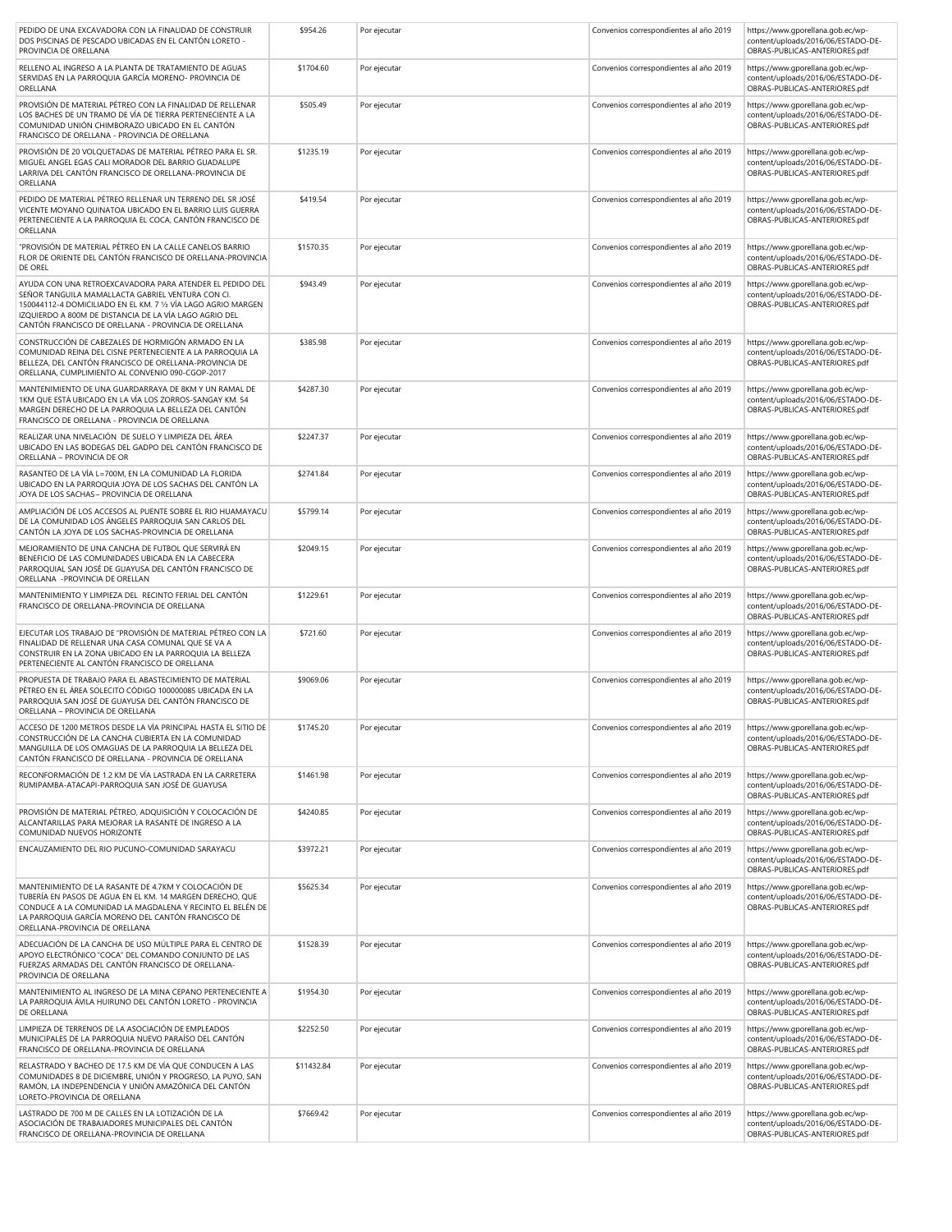| | | | | |
|---|---|---|---|---|
| PEDIDO DE UNA EXCAVADORA CON LA FINALIDAD DE CONSTRUIR DOS PISCINAS DE PESCADO UBICADAS EN EL CANTÓN LORETO - PROVINCIA DE ORELLANA | $954.26 | Por ejecutar | Convenios correspondientes al año 2019 | https://www.gporellana.gob.ec/wp-content/uploads/2016/06/ESTADO-DE-OBRAS-PUBLICAS-ANTERIORES.pdf |
| RELLENO AL INGRESO A LA PLANTA DE TRATAMIENTO DE AGUAS SERVIDAS EN LA PARROQUIA GARCÍA MORENO- PROVINCIA DE ORELLANA | $1704.60 | Por ejecutar | Convenios correspondientes al año 2019 | https://www.gporellana.gob.ec/wp-content/uploads/2016/06/ESTADO-DE-OBRAS-PUBLICAS-ANTERIORES.pdf |
| PROVISIÓN DE MATERIAL PÉTREO CON LA FINALIDAD DE RELLENAR LOS BACHES DE UN TRAMO DE VÍA DE TIERRA PERTENECIENTE A LA COMUNIDAD UNIÓN CHIMBORAZO UBICADO EN EL CANTÓN FRANCISCO DE ORELLANA - PROVINCIA DE ORELLANA | $505.49 | Por ejecutar | Convenios correspondientes al año 2019 | https://www.gporellana.gob.ec/wp-content/uploads/2016/06/ESTADO-DE-OBRAS-PUBLICAS-ANTERIORES.pdf |
| PROVISIÓN DE 20 VOLQUETADAS DE MATERIAL PÉTREO PARA EL SR. MIGUEL ANGEL EGAS CALI MORADOR DEL BARRIO GUADALUPE LARRIVA DEL CANTÓN FRANCISCO DE ORELLANA-PROVINCIA DE ORELLANA | $1235.19 | Por ejecutar | Convenios correspondientes al año 2019 | https://www.gporellana.gob.ec/wp-content/uploads/2016/06/ESTADO-DE-OBRAS-PUBLICAS-ANTERIORES.pdf |
| PEDIDO DE MATERIAL PÉTREO RELLENAR UN TERRENO DEL SR JOSÉ VICENTE MOYANO QUINATOA UBICADO EN EL BARRIO LUIS GUERRA PERTENECIENTE A LA PARROQUIA EL COCA, CANTÓN FRANCISCO DE ORELLANA | $419.54 | Por ejecutar | Convenios correspondientes al año 2019 | https://www.gporellana.gob.ec/wp-content/uploads/2016/06/ESTADO-DE-OBRAS-PUBLICAS-ANTERIORES.pdf |
| "PROVISIÓN DE MATERIAL PÉTREO EN LA CALLE CANELOS BARRIO FLOR DE ORIENTE DEL CANTÓN FRANCISCO DE ORELLANA-PROVINCIA DE OREL | $1570.35 | Por ejecutar | Convenios correspondientes al año 2019 | https://www.gporellana.gob.ec/wp-content/uploads/2016/06/ESTADO-DE-OBRAS-PUBLICAS-ANTERIORES.pdf |
| AYUDA CON UNA RETROEXCAVADORA PARA ATENDER EL PEDIDO DEL SEÑOR TANGUILA MAMALLACTA GABRIEL VENTURA CON CI. 150044112-4 DOMICILIADO EN EL KM. 7 ½ VÍA LAGO AGRIO MARGEN IZQUIERDO A 800M DE DISTANCIA DE LA VÍA LAGO AGRIO DEL CANTÓN FRANCISCO DE ORELLANA - PROVINCIA DE ORELLANA | $943.49 | Por ejecutar | Convenios correspondientes al año 2019 | https://www.gporellana.gob.ec/wp-content/uploads/2016/06/ESTADO-DE-OBRAS-PUBLICAS-ANTERIORES.pdf |
| CONSTRUCCIÓN DE CABEZALES DE HORMIGÓN ARMADO EN LA COMUNIDAD REINA DEL CISNE PERTENECIENTE A LA PARROQUIA LA BELLEZA, DEL CANTÓN FRANCISCO DE ORELLANA-PROVINCIA DE ORELLANA, CUMPLIMIENTO AL CONVENIO 090-CGOP-2017 | $385.98 | Por ejecutar | Convenios correspondientes al año 2019 | https://www.gporellana.gob.ec/wp-content/uploads/2016/06/ESTADO-DE-OBRAS-PUBLICAS-ANTERIORES.pdf |
| MANTENIMIENTO DE UNA GUARDARRAYA DE 8KM Y UN RAMAL DE 1KM QUE ESTÁ UBICADO EN LA VÍA LOS ZORROS-SANGAY KM. 54 MARGEN DERECHO DE LA PARROQUIA LA BELLEZA DEL CANTÓN FRANCISCO DE ORELLANA - PROVINCIA DE ORELLANA | $4287.30 | Por ejecutar | Convenios correspondientes al año 2019 | https://www.gporellana.gob.ec/wp-content/uploads/2016/06/ESTADO-DE-OBRAS-PUBLICAS-ANTERIORES.pdf |
| REALIZAR UNA NIVELACIÓN DE SUELO Y LIMPIEZA DEL ÁREA UBICADO EN LAS BODEGAS DEL GADPO DEL CANTÓN FRANCISCO DE ORELLANA – PROVINCIA DE OR | $2247.37 | Por ejecutar | Convenios correspondientes al año 2019 | https://www.gporellana.gob.ec/wp-content/uploads/2016/06/ESTADO-DE-OBRAS-PUBLICAS-ANTERIORES.pdf |
| RASANTEO DE LA VÍA L=700M, EN LA COMUNIDAD LA FLORIDA UBICADO EN LA PARROQUIA JOYA DE LOS SACHAS DEL CANTÓN LA JOYA DE LOS SACHAS– PROVINCIA DE ORELLANA | $2741.84 | Por ejecutar | Convenios correspondientes al año 2019 | https://www.gporellana.gob.ec/wp-content/uploads/2016/06/ESTADO-DE-OBRAS-PUBLICAS-ANTERIORES.pdf |
| AMPLIACIÓN DE LOS ACCESOS AL PUENTE SOBRE EL RIO HUAMAYACU DE LA COMUNIDAD LOS ÁNGELES PARROQUIA SAN CARLOS DEL CANTÓN LA JOYA DE LOS SACHAS-PROVINCIA DE ORELLANA | $5799.14 | Por ejecutar | Convenios correspondientes al año 2019 | https://www.gporellana.gob.ec/wp-content/uploads/2016/06/ESTADO-DE-OBRAS-PUBLICAS-ANTERIORES.pdf |
| MEJORAMIENTO DE UNA CANCHA DE FUTBOL QUE SERVIRÁ EN BENEFICIO DE LAS COMUNIDADES UBICADA EN LA CABECERA PARROQUIAL SAN JOSÉ DE GUAYUSA DEL CANTÓN FRANCISCO DE ORELLANA -PROVINCIA DE ORELLAN | $2049.15 | Por ejecutar | Convenios correspondientes al año 2019 | https://www.gporellana.gob.ec/wp-content/uploads/2016/06/ESTADO-DE-OBRAS-PUBLICAS-ANTERIORES.pdf |
| MANTENIMIENTO Y LIMPIEZA DEL RECINTO FERIAL DEL CANTÓN FRANCISCO DE ORELLANA-PROVINCIA DE ORELLANA | $1229.61 | Por ejecutar | Convenios correspondientes al año 2019 | https://www.gporellana.gob.ec/wp-content/uploads/2016/06/ESTADO-DE-OBRAS-PUBLICAS-ANTERIORES.pdf |
| EJECUTAR LOS TRABAJO DE "PROVISIÓN DE MATERIAL PÉTREO CON LA FINALIDAD DE RELLENAR UNA CASA COMUNAL QUE SE VA A CONSTRUIR EN LA ZONA UBICADO EN LA PARROQUIA LA BELLEZA PERTENECIENTE AL CANTÓN FRANCISCO DE ORELLANA | $721.60 | Por ejecutar | Convenios correspondientes al año 2019 | https://www.gporellana.gob.ec/wp-content/uploads/2016/06/ESTADO-DE-OBRAS-PUBLICAS-ANTERIORES.pdf |
| PROPUESTA DE TRABAJO PARA EL ABASTECIMIENTO DE MATERIAL PÉTREO EN EL ÁREA SOLECITO CÓDIGO 100000085 UBICADA EN LA PARROQUIA SAN JOSÉ DE GUAYUSA DEL CANTÓN FRANCISCO DE ORELLANA – PROVINCIA DE ORELLANA | $9069.06 | Por ejecutar | Convenios correspondientes al año 2019 | https://www.gporellana.gob.ec/wp-content/uploads/2016/06/ESTADO-DE-OBRAS-PUBLICAS-ANTERIORES.pdf |
| ACCESO DE 1200 METROS DESDE LA VÍA PRINCIPAL HASTA EL SITIO DE CONSTRUCCIÓN DE LA CANCHA CUBIERTA EN LA COMUNIDAD MANGUILLA DE LOS OMAGUAS DE LA PARROQUIA LA BELLEZA DEL CANTÓN FRANCISCO DE ORELLANA - PROVINCIA DE ORELLANA | $1745.20 | Por ejecutar | Convenios correspondientes al año 2019 | https://www.gporellana.gob.ec/wp-content/uploads/2016/06/ESTADO-DE-OBRAS-PUBLICAS-ANTERIORES.pdf |
| RECONFORMACIÓN DE 1.2 KM DE VÍA LASTRADA EN LA CARRETERA RUMIPAMBA-ATACAPI-PARROQUIA SAN JOSÉ DE GUAYUSA | $1461.98 | Por ejecutar | Convenios correspondientes al año 2019 | https://www.gporellana.gob.ec/wp-content/uploads/2016/06/ESTADO-DE-OBRAS-PUBLICAS-ANTERIORES.pdf |
| PROVISIÓN DE MATERIAL PÉTREO, ADQUISICIÓN Y COLOCACIÓN DE ALCANTARILLAS PARA MEJORAR LA RASANTE DE INGRESO A LA COMUNIDAD NUEVOS HORIZONTE | $4240.85 | Por ejecutar | Convenios correspondientes al año 2019 | https://www.gporellana.gob.ec/wp-content/uploads/2016/06/ESTADO-DE-OBRAS-PUBLICAS-ANTERIORES.pdf |
| ENCAUZAMIENTO DEL RIO PUCUNO-COMUNIDAD SARAYACU | $3972.21 | Por ejecutar | Convenios correspondientes al año 2019 | https://www.gporellana.gob.ec/wp-content/uploads/2016/06/ESTADO-DE-OBRAS-PUBLICAS-ANTERIORES.pdf |
| MANTENIMIENTO DE LA RASANTE DE 4.7KM Y COLOCACIÓN DE TUBERÍA EN PASOS DE AGUA EN EL KM. 14 MARGEN DERECHO, QUE CONDUCE A LA COMUNIDAD LA MAGDALENA Y RECINTO EL BELÉN DE LA PARROQUIA GARCÍA MORENO DEL CANTÓN FRANCISCO DE ORELLANA-PROVINCIA DE ORELLANA | $5625.34 | Por ejecutar | Convenios correspondientes al año 2019 | https://www.gporellana.gob.ec/wp-content/uploads/2016/06/ESTADO-DE-OBRAS-PUBLICAS-ANTERIORES.pdf |
| ADECUACIÓN DE LA CANCHA DE USO MÚLTIPLE PARA EL CENTRO DE APOYO ELECTRÓNICO "COCA" DEL COMANDO CONJUNTO DE LAS FUERZAS ARMADAS DEL CANTÓN FRANCISCO DE ORELLANA-PROVINCIA DE ORELLANA | $1528.39 | Por ejecutar | Convenios correspondientes al año 2019 | https://www.gporellana.gob.ec/wp-content/uploads/2016/06/ESTADO-DE-OBRAS-PUBLICAS-ANTERIORES.pdf |
| MANTENIMIENTO AL INGRESO DE LA MINA CEPANO PERTENECIENTE A LA PARROQUIA ÁVILA HUIRUNO DEL CANTÓN LORETO - PROVINCIA DE ORELLANA | $1954.30 | Por ejecutar | Convenios correspondientes al año 2019 | https://www.gporellana.gob.ec/wp-content/uploads/2016/06/ESTADO-DE-OBRAS-PUBLICAS-ANTERIORES.pdf |
| LIMPIEZA DE TERRENOS DE LA ASOCIACIÓN DE EMPLEADOS MUNICIPALES DE LA PARROQUIA NUEVO PARAÍSO DEL CANTÓN FRANCISCO DE ORELLANA-PROVINCIA DE ORELLANA | $2252.50 | Por ejecutar | Convenios correspondientes al año 2019 | https://www.gporellana.gob.ec/wp-content/uploads/2016/06/ESTADO-DE-OBRAS-PUBLICAS-ANTERIORES.pdf |
| RELASTRADO Y BACHEO DE 17.5 KM DE VÍA QUE CONDUCEN A LAS COMUNIDADES 8 DE DICIEMBRE, UNIÓN Y PROGRESO, LA PUYO, SAN RAMÓN, LA INDEPENDENCIA Y UNIÓN AMAZÓNICA DEL CANTÓN LORETO-PROVINCIA DE ORELLANA | $11432.84 | Por ejecutar | Convenios correspondientes al año 2019 | https://www.gporellana.gob.ec/wp-content/uploads/2016/06/ESTADO-DE-OBRAS-PUBLICAS-ANTERIORES.pdf |
| LASTRADO DE 700 M DE CALLES EN LA LOTIZACIÓN DE LA ASOCIACIÓN DE TRABAJADORES MUNICIPALES DEL CANTÓN FRANCISCO DE ORELLANA-PROVINCIA DE ORELLANA | $7669.42 | Por ejecutar | Convenios correspondientes al año 2019 | https://www.gporellana.gob.ec/wp-content/uploads/2016/06/ESTADO-DE-OBRAS-PUBLICAS-ANTERIORES.pdf |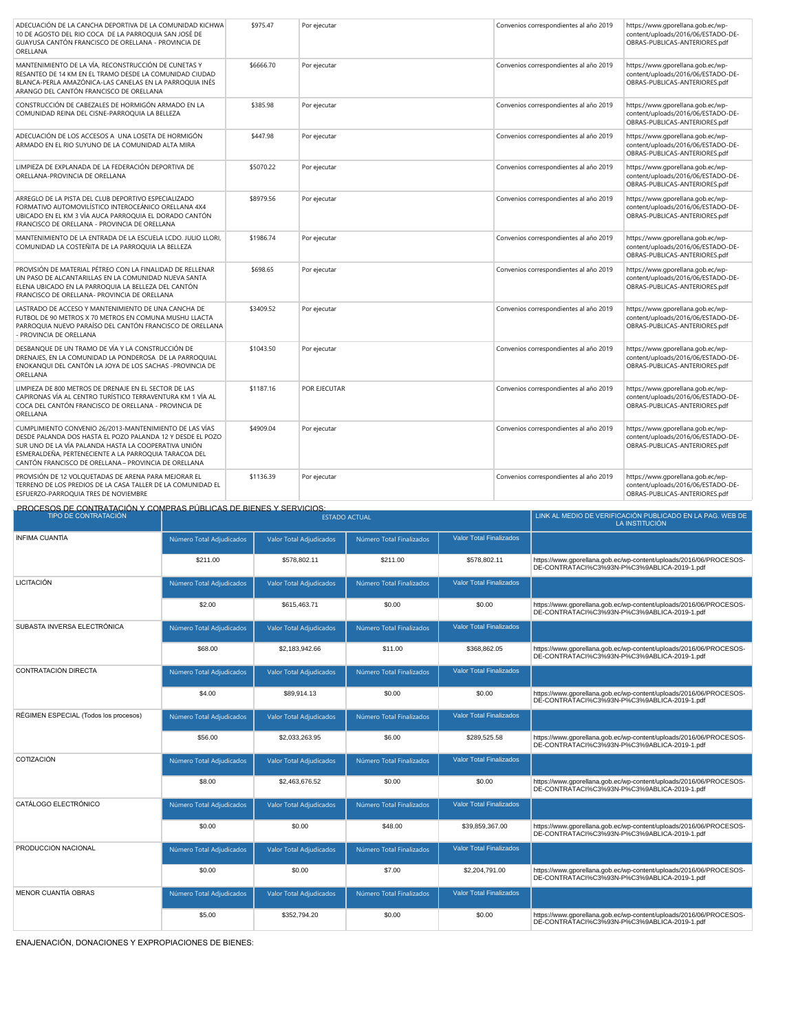| | | | | | |
|---|---|---|---|---|---|
| ADECUACIÓN DE LA CANCHA DEPORTIVA DE LA COMUNIDAD KICHWA 10 DE AGOSTO DEL RIO COCA DE LA PARROQUIA SAN JOSÉ DE GUAYUSA CANTÓN FRANCISCO DE ORELLANA - PROVINCIA DE ORELLANA | $975.47 | Por ejecutar | | Convenios correspondientes al año 2019 | https://www.gporellana.gob.ec/wp-content/uploads/2016/06/ESTADO-DE-OBRAS-PUBLICAS-ANTERIORES.pdf |
| MANTENIMIENTO DE LA VÍA, RECONSTRUCCIÓN DE CUNETAS Y RESANTEO DE 14 KM EN EL TRAMO DESDE LA COMUNIDAD CIUDAD BLANCA-PERLA AMAZÓNICA-LAS CANELAS EN LA PARROQUIA INÉS ARANGO DEL CANTÓN FRANCISCO DE ORELLANA | $6666.70 | Por ejecutar | | Convenios correspondientes al año 2019 | https://www.gporellana.gob.ec/wp-content/uploads/2016/06/ESTADO-DE-OBRAS-PUBLICAS-ANTERIORES.pdf |
| CONSTRUCCIÓN DE CABEZALES DE HORMIGÓN ARMADO EN LA COMUNIDAD REINA DEL CISNE-PARROQUIA LA BELLEZA | $385.98 | Por ejecutar | | Convenios correspondientes al año 2019 | https://www.gporellana.gob.ec/wp-content/uploads/2016/06/ESTADO-DE-OBRAS-PUBLICAS-ANTERIORES.pdf |
| ADECUACIÓN DE LOS ACCESOS A UNA LOSETA DE HORMIGÓN ARMADO EN EL RIO SUYUNO DE LA COMUNIDAD ALTA MIRA | $447.98 | Por ejecutar | | Convenios correspondientes al año 2019 | https://www.gporellana.gob.ec/wp-content/uploads/2016/06/ESTADO-DE-OBRAS-PUBLICAS-ANTERIORES.pdf |
| LIMPIEZA DE EXPLANADA DE LA FEDERACIÓN DEPORTIVA DE ORELLANA-PROVINCIA DE ORELLANA | $5070.22 | Por ejecutar | | Convenios correspondientes al año 2019 | https://www.gporellana.gob.ec/wp-content/uploads/2016/06/ESTADO-DE-OBRAS-PUBLICAS-ANTERIORES.pdf |
| ARREGLO DE LA PISTA DEL CLUB DEPORTIVO ESPECIALIZADO FORMATIVO AUTOMOVILÍSTICO INTEROCEÁNICO ORELLANA 4X4 UBICADO EN EL KM 3 VÍA AUCA PARROQUIA EL DORADO CANTÓN FRANCISCO DE ORELLANA - PROVINCIA DE ORELLANA | $8979.56 | Por ejecutar | | Convenios correspondientes al año 2019 | https://www.gporellana.gob.ec/wp-content/uploads/2016/06/ESTADO-DE-OBRAS-PUBLICAS-ANTERIORES.pdf |
| MANTENIMIENTO DE LA ENTRADA DE LA ESCUELA LCDO. JULIO LLORI, COMUNIDAD LA COSTEÑITA DE LA PARROQUIA LA BELLEZA | $1986.74 | Por ejecutar | | Convenios correspondientes al año 2019 | https://www.gporellana.gob.ec/wp-content/uploads/2016/06/ESTADO-DE-OBRAS-PUBLICAS-ANTERIORES.pdf |
| PROVISIÓN DE MATERIAL PÉTREO CON LA FINALIDAD DE RELLENAR UN PASO DE ALCANTARILLAS EN LA COMUNIDAD NUEVA SANTA ELENA UBICADO EN LA PARROQUIA LA BELLEZA DEL CANTÓN FRANCISCO DE ORELLANA- PROVINCIA DE ORELLANA | $698.65 | Por ejecutar | | Convenios correspondientes al año 2019 | https://www.gporellana.gob.ec/wp-content/uploads/2016/06/ESTADO-DE-OBRAS-PUBLICAS-ANTERIORES.pdf |
| LASTRADO DE ACCESO Y MANTENIMIENTO DE UNA CANCHA DE FUTBOL DE 90 METROS X 70 METROS EN COMUNA MUSHU LLACTA PARROQUIA NUEVO PARAÍSO DEL CANTÓN FRANCISCO DE ORELLANA - PROVINCIA DE ORELLANA | $3409.52 | Por ejecutar | | Convenios correspondientes al año 2019 | https://www.gporellana.gob.ec/wp-content/uploads/2016/06/ESTADO-DE-OBRAS-PUBLICAS-ANTERIORES.pdf |
| DESBANQUE DE UN TRAMO DE VÍA Y LA CONSTRUCCIÓN DE DRENAJES, EN LA COMUNIDAD LA PONDEROSA DE LA PARROQUIAL ENOKANQUI DEL CANTÓN LA JOYA DE LOS SACHAS -PROVINCIA DE ORELLANA | $1043.50 | Por ejecutar | | Convenios correspondientes al año 2019 | https://www.gporellana.gob.ec/wp-content/uploads/2016/06/ESTADO-DE-OBRAS-PUBLICAS-ANTERIORES.pdf |
| LIMPIEZA DE 800 METROS DE DRENAJE EN EL SECTOR DE LAS CAPIRONAS VÍA AL CENTRO TURÍSTICO TERRAVENTURA KM 1 VÍA AL COCA DEL CANTÓN FRANCISCO DE ORELLANA - PROVINCIA DE ORELLANA | $1187.16 | POR EJECUTAR | | Convenios correspondientes al año 2019 | https://www.gporellana.gob.ec/wp-content/uploads/2016/06/ESTADO-DE-OBRAS-PUBLICAS-ANTERIORES.pdf |
| CUMPLIMIENTO CONVENIO 26/2013-MANTENIMIENTO DE LAS VÍAS DESDE PALANDA DOS HASTA EL POZO PALANDA 12 Y DESDE EL POZO SUR UNO DE LA VÍA PALANDA HASTA LA COOPERATIVA UNIÓN ESMERALDEÑA, PERTENECIENTE A LA PARROQUIA TARACOA DEL CANTÓN FRANCISCO DE ORELLANA – PROVINCIA DE ORELLANA | $4909.04 | Por ejecutar | | Convenios correspondientes al año 2019 | https://www.gporellana.gob.ec/wp-content/uploads/2016/06/ESTADO-DE-OBRAS-PUBLICAS-ANTERIORES.pdf |
| PROVISIÓN DE 12 VOLQUETADAS DE ARENA PARA MEJORAR EL TERRENO DE LOS PREDIOS DE LA CASA TALLER DE LA COMUNIDAD EL ESFUERZO-PARROQUIA TRES DE NOVIEMBRE | $1136.39 | Por ejecutar | | Convenios correspondientes al año 2019 | https://www.gporellana.gob.ec/wp-content/uploads/2016/06/ESTADO-DE-OBRAS-PUBLICAS-ANTERIORES.pdf |

PROCESOS DE CONTRATACIÓN Y COMPRAS PÚBLICAS DE BIENES Y SERVICIOS:

| TIPO DE CONTRATACIÓN | ESTADO ACTUAL | | | | LINK AL MEDIO DE VERIFICACIÓN PUBLICADO EN LA PAG. WEB DE LA INSTITUCIÓN |
|---|---|---|---|---|---|
| ÍNFIMA CUANTÍA | Número Total Adjudicados | Valor Total Adjudicados | Número Total Finalizados | Valor Total Finalizados | |
| | $211.00 | $578,802.11 | $211.00 | $578,802.11 | https://www.gporellana.gob.ec/wp-content/uploads/2016/06/PROCESOS-DE-CONTRATACI%C3%93N-P%C3%9ABLICA-2019-1.pdf |
| LICITACIÓN | Número Total Adjudicados | Valor Total Adjudicados | Número Total Finalizados | Valor Total Finalizados | |
| | $2.00 | $615,463.71 | $0.00 | $0.00 | https://www.gporellana.gob.ec/wp-content/uploads/2016/06/PROCESOS-DE-CONTRATACI%C3%93N-P%C3%9ABLICA-2019-1.pdf |
| SUBASTA INVERSA ELECTRÓNICA | Número Total Adjudicados | Valor Total Adjudicados | Número Total Finalizados | Valor Total Finalizados | |
| | $68.00 | $2,183,942.66 | $11.00 | $368,862.05 | https://www.gporellana.gob.ec/wp-content/uploads/2016/06/PROCESOS-DE-CONTRATACI%C3%93N-P%C3%9ABLICA-2019-1.pdf |
| CONTRATACIÓN DIRECTA | Número Total Adjudicados | Valor Total Adjudicados | Número Total Finalizados | Valor Total Finalizados | |
| | $4.00 | $89,914.13 | $0.00 | $0.00 | https://www.gporellana.gob.ec/wp-content/uploads/2016/06/PROCESOS-DE-CONTRATACI%C3%93N-P%C3%9ABLICA-2019-1.pdf |
| RÉGIMEN ESPECIAL (Todos los procesos) | Número Total Adjudicados | Valor Total Adjudicados | Número Total Finalizados | Valor Total Finalizados | |
| | $56.00 | $2,033,263.95 | $6.00 | $289,525.58 | https://www.gporellana.gob.ec/wp-content/uploads/2016/06/PROCESOS-DE-CONTRATACI%C3%93N-P%C3%9ABLICA-2019-1.pdf |
| COTIZACIÓN | Número Total Adjudicados | Valor Total Adjudicados | Número Total Finalizados | Valor Total Finalizados | |
| | $8.00 | $2,463,676.52 | $0.00 | $0.00 | https://www.gporellana.gob.ec/wp-content/uploads/2016/06/PROCESOS-DE-CONTRATACI%C3%93N-P%C3%9ABLICA-2019-1.pdf |
| CATÁLOGO ELECTRÓNICO | Número Total Adjudicados | Valor Total Adjudicados | Número Total Finalizados | Valor Total Finalizados | |
| | $0.00 | $0.00 | $48.00 | $39,859,367.00 | https://www.gporellana.gob.ec/wp-content/uploads/2016/06/PROCESOS-DE-CONTRATACI%C3%93N-P%C3%9ABLICA-2019-1.pdf |
| PRODUCCIÓN NACIONAL | Número Total Adjudicados | Valor Total Adjudicados | Número Total Finalizados | Valor Total Finalizados | |
| | $0.00 | $0.00 | $7.00 | $2,204,791.00 | https://www.gporellana.gob.ec/wp-content/uploads/2016/06/PROCESOS-DE-CONTRATACI%C3%93N-P%C3%9ABLICA-2019-1.pdf |
| MENOR CUANTÍA OBRAS | Número Total Adjudicados | Valor Total Adjudicados | Número Total Finalizados | Valor Total Finalizados | |
| | $5.00 | $352,794.20 | $0.00 | $0.00 | https://www.gporellana.gob.ec/wp-content/uploads/2016/06/PROCESOS-DE-CONTRATACI%C3%93N-P%C3%9ABLICA-2019-1.pdf |

ENAJENACIÓN, DONACIONES Y EXPROPIACIONES DE BIENES: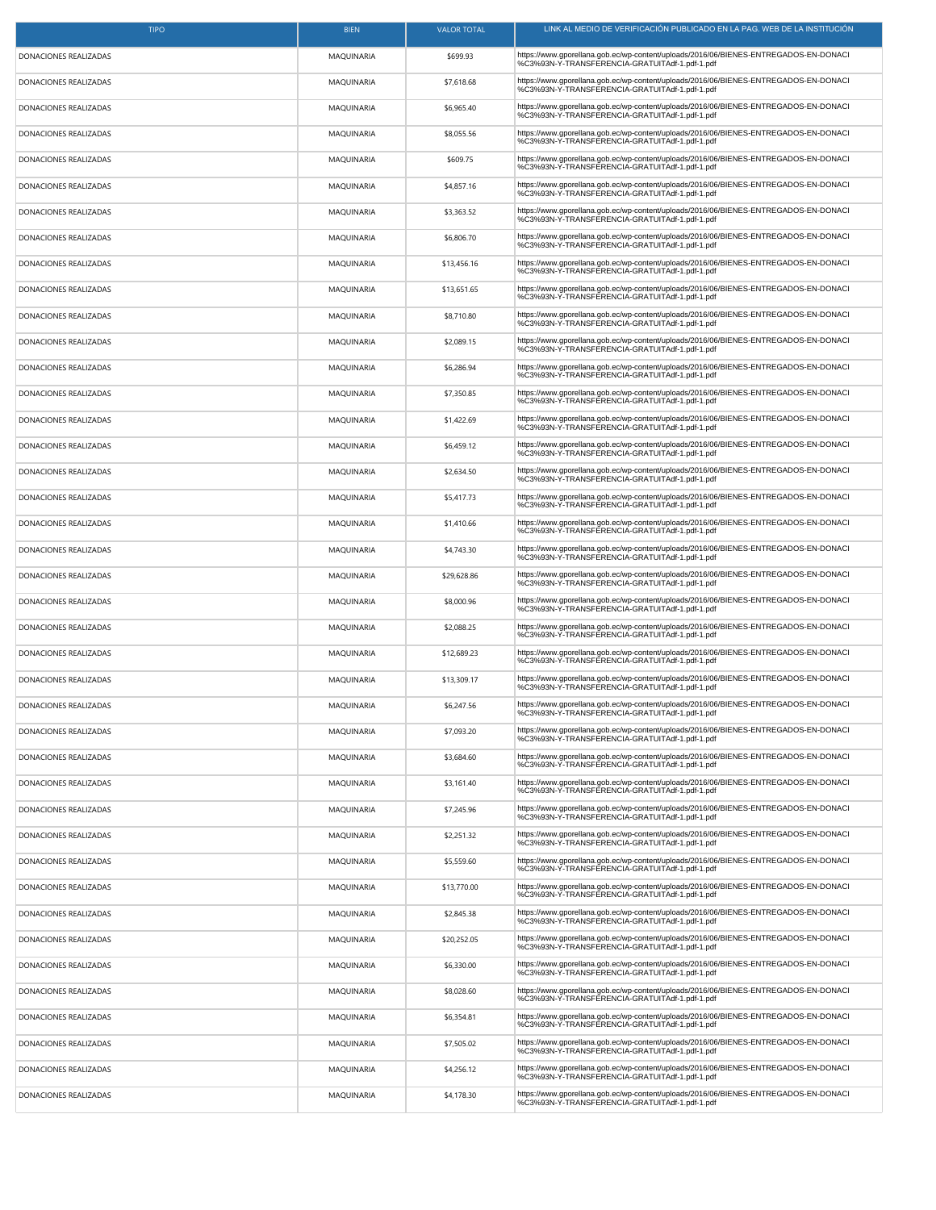| TIPO | BIEN | VALOR TOTAL | LINK AL MEDIO DE VERIFICACIÓN PUBLICADO EN LA PAG. WEB DE LA INSTITUCIÓN |
|---|---|---|---|
| DONACIONES REALIZADAS | MAQUINARIA | $699.93 | https://www.gporellana.gob.ec/wp-content/uploads/2016/06/BIENES-ENTREGADOS-EN-DONACI%C3%93N-Y-TRANSFERENCIA-GRATUITAdf-1.pdf-1.pdf |
| DONACIONES REALIZADAS | MAQUINARIA | $7,618.68 | https://www.gporellana.gob.ec/wp-content/uploads/2016/06/BIENES-ENTREGADOS-EN-DONACI%C3%93N-Y-TRANSFERENCIA-GRATUITAdf-1.pdf-1.pdf |
| DONACIONES REALIZADAS | MAQUINARIA | $6,965.40 | https://www.gporellana.gob.ec/wp-content/uploads/2016/06/BIENES-ENTREGADOS-EN-DONACI%C3%93N-Y-TRANSFERENCIA-GRATUITAdf-1.pdf-1.pdf |
| DONACIONES REALIZADAS | MAQUINARIA | $8,055.56 | https://www.gporellana.gob.ec/wp-content/uploads/2016/06/BIENES-ENTREGADOS-EN-DONACI%C3%93N-Y-TRANSFERENCIA-GRATUITAdf-1.pdf-1.pdf |
| DONACIONES REALIZADAS | MAQUINARIA | $609.75 | https://www.gporellana.gob.ec/wp-content/uploads/2016/06/BIENES-ENTREGADOS-EN-DONACI%C3%93N-Y-TRANSFERENCIA-GRATUITAdf-1.pdf-1.pdf |
| DONACIONES REALIZADAS | MAQUINARIA | $4,857.16 | https://www.gporellana.gob.ec/wp-content/uploads/2016/06/BIENES-ENTREGADOS-EN-DONACI%C3%93N-Y-TRANSFERENCIA-GRATUITAdf-1.pdf-1.pdf |
| DONACIONES REALIZADAS | MAQUINARIA | $3,363.52 | https://www.gporellana.gob.ec/wp-content/uploads/2016/06/BIENES-ENTREGADOS-EN-DONACI%C3%93N-Y-TRANSFERENCIA-GRATUITAdf-1.pdf-1.pdf |
| DONACIONES REALIZADAS | MAQUINARIA | $6,806.70 | https://www.gporellana.gob.ec/wp-content/uploads/2016/06/BIENES-ENTREGADOS-EN-DONACI%C3%93N-Y-TRANSFERENCIA-GRATUITAdf-1.pdf-1.pdf |
| DONACIONES REALIZADAS | MAQUINARIA | $13,456.16 | https://www.gporellana.gob.ec/wp-content/uploads/2016/06/BIENES-ENTREGADOS-EN-DONACI%C3%93N-Y-TRANSFERENCIA-GRATUITAdf-1.pdf-1.pdf |
| DONACIONES REALIZADAS | MAQUINARIA | $13,651.65 | https://www.gporellana.gob.ec/wp-content/uploads/2016/06/BIENES-ENTREGADOS-EN-DONACI%C3%93N-Y-TRANSFERENCIA-GRATUITAdf-1.pdf-1.pdf |
| DONACIONES REALIZADAS | MAQUINARIA | $8,710.80 | https://www.gporellana.gob.ec/wp-content/uploads/2016/06/BIENES-ENTREGADOS-EN-DONACI%C3%93N-Y-TRANSFERENCIA-GRATUITAdf-1.pdf-1.pdf |
| DONACIONES REALIZADAS | MAQUINARIA | $2,089.15 | https://www.gporellana.gob.ec/wp-content/uploads/2016/06/BIENES-ENTREGADOS-EN-DONACI%C3%93N-Y-TRANSFERENCIA-GRATUITAdf-1.pdf-1.pdf |
| DONACIONES REALIZADAS | MAQUINARIA | $6,286.94 | https://www.gporellana.gob.ec/wp-content/uploads/2016/06/BIENES-ENTREGADOS-EN-DONACI%C3%93N-Y-TRANSFERENCIA-GRATUITAdf-1.pdf-1.pdf |
| DONACIONES REALIZADAS | MAQUINARIA | $7,350.85 | https://www.gporellana.gob.ec/wp-content/uploads/2016/06/BIENES-ENTREGADOS-EN-DONACI%C3%93N-Y-TRANSFERENCIA-GRATUITAdf-1.pdf-1.pdf |
| DONACIONES REALIZADAS | MAQUINARIA | $1,422.69 | https://www.gporellana.gob.ec/wp-content/uploads/2016/06/BIENES-ENTREGADOS-EN-DONACI%C3%93N-Y-TRANSFERENCIA-GRATUITAdf-1.pdf-1.pdf |
| DONACIONES REALIZADAS | MAQUINARIA | $6,459.12 | https://www.gporellana.gob.ec/wp-content/uploads/2016/06/BIENES-ENTREGADOS-EN-DONACI%C3%93N-Y-TRANSFERENCIA-GRATUITAdf-1.pdf-1.pdf |
| DONACIONES REALIZADAS | MAQUINARIA | $2,634.50 | https://www.gporellana.gob.ec/wp-content/uploads/2016/06/BIENES-ENTREGADOS-EN-DONACI%C3%93N-Y-TRANSFERENCIA-GRATUITAdf-1.pdf-1.pdf |
| DONACIONES REALIZADAS | MAQUINARIA | $5,417.73 | https://www.gporellana.gob.ec/wp-content/uploads/2016/06/BIENES-ENTREGADOS-EN-DONACI%C3%93N-Y-TRANSFERENCIA-GRATUITAdf-1.pdf-1.pdf |
| DONACIONES REALIZADAS | MAQUINARIA | $1,410.66 | https://www.gporellana.gob.ec/wp-content/uploads/2016/06/BIENES-ENTREGADOS-EN-DONACI%C3%93N-Y-TRANSFERENCIA-GRATUITAdf-1.pdf-1.pdf |
| DONACIONES REALIZADAS | MAQUINARIA | $4,743.30 | https://www.gporellana.gob.ec/wp-content/uploads/2016/06/BIENES-ENTREGADOS-EN-DONACI%C3%93N-Y-TRANSFERENCIA-GRATUITAdf-1.pdf-1.pdf |
| DONACIONES REALIZADAS | MAQUINARIA | $29,628.86 | https://www.gporellana.gob.ec/wp-content/uploads/2016/06/BIENES-ENTREGADOS-EN-DONACI%C3%93N-Y-TRANSFERENCIA-GRATUITAdf-1.pdf-1.pdf |
| DONACIONES REALIZADAS | MAQUINARIA | $8,000.96 | https://www.gporellana.gob.ec/wp-content/uploads/2016/06/BIENES-ENTREGADOS-EN-DONACI%C3%93N-Y-TRANSFERENCIA-GRATUITAdf-1.pdf-1.pdf |
| DONACIONES REALIZADAS | MAQUINARIA | $2,088.25 | https://www.gporellana.gob.ec/wp-content/uploads/2016/06/BIENES-ENTREGADOS-EN-DONACI%C3%93N-Y-TRANSFERENCIA-GRATUITAdf-1.pdf-1.pdf |
| DONACIONES REALIZADAS | MAQUINARIA | $12,689.23 | https://www.gporellana.gob.ec/wp-content/uploads/2016/06/BIENES-ENTREGADOS-EN-DONACI%C3%93N-Y-TRANSFERENCIA-GRATUITAdf-1.pdf-1.pdf |
| DONACIONES REALIZADAS | MAQUINARIA | $13,309.17 | https://www.gporellana.gob.ec/wp-content/uploads/2016/06/BIENES-ENTREGADOS-EN-DONACI%C3%93N-Y-TRANSFERENCIA-GRATUITAdf-1.pdf-1.pdf |
| DONACIONES REALIZADAS | MAQUINARIA | $6,247.56 | https://www.gporellana.gob.ec/wp-content/uploads/2016/06/BIENES-ENTREGADOS-EN-DONACI%C3%93N-Y-TRANSFERENCIA-GRATUITAdf-1.pdf-1.pdf |
| DONACIONES REALIZADAS | MAQUINARIA | $7,093.20 | https://www.gporellana.gob.ec/wp-content/uploads/2016/06/BIENES-ENTREGADOS-EN-DONACI%C3%93N-Y-TRANSFERENCIA-GRATUITAdf-1.pdf-1.pdf |
| DONACIONES REALIZADAS | MAQUINARIA | $3,684.60 | https://www.gporellana.gob.ec/wp-content/uploads/2016/06/BIENES-ENTREGADOS-EN-DONACI%C3%93N-Y-TRANSFERENCIA-GRATUITAdf-1.pdf-1.pdf |
| DONACIONES REALIZADAS | MAQUINARIA | $3,161.40 | https://www.gporellana.gob.ec/wp-content/uploads/2016/06/BIENES-ENTREGADOS-EN-DONACI%C3%93N-Y-TRANSFERENCIA-GRATUITAdf-1.pdf-1.pdf |
| DONACIONES REALIZADAS | MAQUINARIA | $7,245.96 | https://www.gporellana.gob.ec/wp-content/uploads/2016/06/BIENES-ENTREGADOS-EN-DONACI%C3%93N-Y-TRANSFERENCIA-GRATUITAdf-1.pdf-1.pdf |
| DONACIONES REALIZADAS | MAQUINARIA | $2,251.32 | https://www.gporellana.gob.ec/wp-content/uploads/2016/06/BIENES-ENTREGADOS-EN-DONACI%C3%93N-Y-TRANSFERENCIA-GRATUITAdf-1.pdf-1.pdf |
| DONACIONES REALIZADAS | MAQUINARIA | $5,559.60 | https://www.gporellana.gob.ec/wp-content/uploads/2016/06/BIENES-ENTREGADOS-EN-DONACI%C3%93N-Y-TRANSFERENCIA-GRATUITAdf-1.pdf-1.pdf |
| DONACIONES REALIZADAS | MAQUINARIA | $13,770.00 | https://www.gporellana.gob.ec/wp-content/uploads/2016/06/BIENES-ENTREGADOS-EN-DONACI%C3%93N-Y-TRANSFERENCIA-GRATUITAdf-1.pdf-1.pdf |
| DONACIONES REALIZADAS | MAQUINARIA | $2,845.38 | https://www.gporellana.gob.ec/wp-content/uploads/2016/06/BIENES-ENTREGADOS-EN-DONACI%C3%93N-Y-TRANSFERENCIA-GRATUITAdf-1.pdf-1.pdf |
| DONACIONES REALIZADAS | MAQUINARIA | $20,252.05 | https://www.gporellana.gob.ec/wp-content/uploads/2016/06/BIENES-ENTREGADOS-EN-DONACI%C3%93N-Y-TRANSFERENCIA-GRATUITAdf-1.pdf-1.pdf |
| DONACIONES REALIZADAS | MAQUINARIA | $6,330.00 | https://www.gporellana.gob.ec/wp-content/uploads/2016/06/BIENES-ENTREGADOS-EN-DONACI%C3%93N-Y-TRANSFERENCIA-GRATUITAdf-1.pdf-1.pdf |
| DONACIONES REALIZADAS | MAQUINARIA | $8,028.60 | https://www.gporellana.gob.ec/wp-content/uploads/2016/06/BIENES-ENTREGADOS-EN-DONACI%C3%93N-Y-TRANSFERENCIA-GRATUITAdf-1.pdf-1.pdf |
| DONACIONES REALIZADAS | MAQUINARIA | $6,354.81 | https://www.gporellana.gob.ec/wp-content/uploads/2016/06/BIENES-ENTREGADOS-EN-DONACI%C3%93N-Y-TRANSFERENCIA-GRATUITAdf-1.pdf-1.pdf |
| DONACIONES REALIZADAS | MAQUINARIA | $7,505.02 | https://www.gporellana.gob.ec/wp-content/uploads/2016/06/BIENES-ENTREGADOS-EN-DONACI%C3%93N-Y-TRANSFERENCIA-GRATUITAdf-1.pdf-1.pdf |
| DONACIONES REALIZADAS | MAQUINARIA | $4,256.12 | https://www.gporellana.gob.ec/wp-content/uploads/2016/06/BIENES-ENTREGADOS-EN-DONACI%C3%93N-Y-TRANSFERENCIA-GRATUITAdf-1.pdf-1.pdf |
| DONACIONES REALIZADAS | MAQUINARIA | $4,178.30 | https://www.gporellana.gob.ec/wp-content/uploads/2016/06/BIENES-ENTREGADOS-EN-DONACI%C3%93N-Y-TRANSFERENCIA-GRATUITAdf-1.pdf-1.pdf |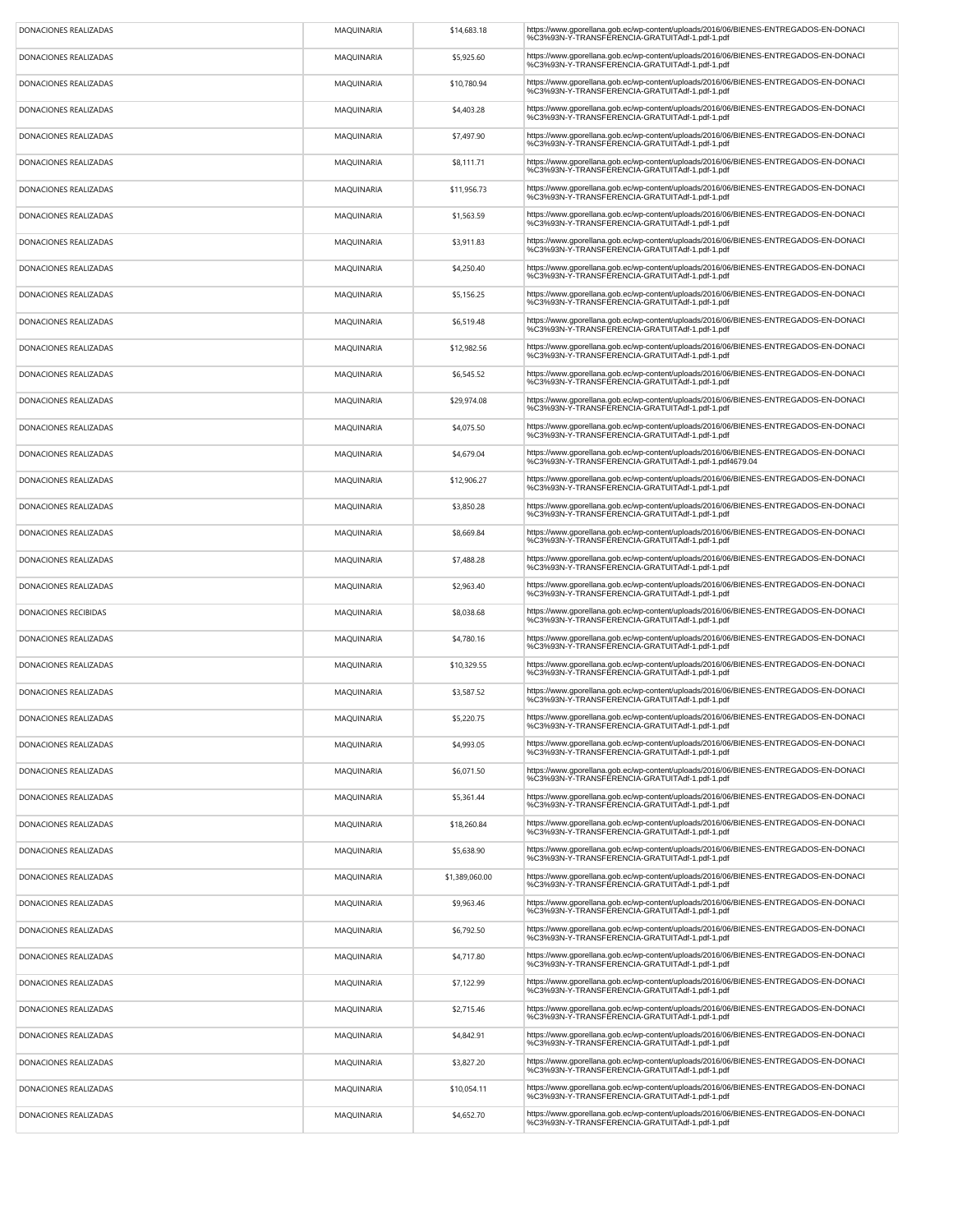| | | | |
|---|---|---|---|
| DONACIONES REALIZADAS | MAQUINARIA | $14,683.18 | https://www.gporellana.gob.ec/wp-content/uploads/2016/06/BIENES-ENTREGADOS-EN-DONACI %C3%93N-Y-TRANSFERENCIA-GRATUITAdf-1.pdf-1.pdf |
| DONACIONES REALIZADAS | MAQUINARIA | $5,925.60 | https://www.gporellana.gob.ec/wp-content/uploads/2016/06/BIENES-ENTREGADOS-EN-DONACI %C3%93N-Y-TRANSFERENCIA-GRATUITAdf-1.pdf-1.pdf |
| DONACIONES REALIZADAS | MAQUINARIA | $10,780.94 | https://www.gporellana.gob.ec/wp-content/uploads/2016/06/BIENES-ENTREGADOS-EN-DONACI %C3%93N-Y-TRANSFERENCIA-GRATUITAdf-1.pdf-1.pdf |
| DONACIONES REALIZADAS | MAQUINARIA | $4,403.28 | https://www.gporellana.gob.ec/wp-content/uploads/2016/06/BIENES-ENTREGADOS-EN-DONACI %C3%93N-Y-TRANSFERENCIA-GRATUITAdf-1.pdf-1.pdf |
| DONACIONES REALIZADAS | MAQUINARIA | $7,497.90 | https://www.gporellana.gob.ec/wp-content/uploads/2016/06/BIENES-ENTREGADOS-EN-DONACI %C3%93N-Y-TRANSFERENCIA-GRATUITAdf-1.pdf-1.pdf |
| DONACIONES REALIZADAS | MAQUINARIA | $8,111.71 | https://www.gporellana.gob.ec/wp-content/uploads/2016/06/BIENES-ENTREGADOS-EN-DONACI %C3%93N-Y-TRANSFERENCIA-GRATUITAdf-1.pdf-1.pdf |
| DONACIONES REALIZADAS | MAQUINARIA | $11,956.73 | https://www.gporellana.gob.ec/wp-content/uploads/2016/06/BIENES-ENTREGADOS-EN-DONACI %C3%93N-Y-TRANSFERENCIA-GRATUITAdf-1.pdf-1.pdf |
| DONACIONES REALIZADAS | MAQUINARIA | $1,563.59 | https://www.gporellana.gob.ec/wp-content/uploads/2016/06/BIENES-ENTREGADOS-EN-DONACI %C3%93N-Y-TRANSFERENCIA-GRATUITAdf-1.pdf-1.pdf |
| DONACIONES REALIZADAS | MAQUINARIA | $3,911.83 | https://www.gporellana.gob.ec/wp-content/uploads/2016/06/BIENES-ENTREGADOS-EN-DONACI %C3%93N-Y-TRANSFERENCIA-GRATUITAdf-1.pdf-1.pdf |
| DONACIONES REALIZADAS | MAQUINARIA | $4,250.40 | https://www.gporellana.gob.ec/wp-content/uploads/2016/06/BIENES-ENTREGADOS-EN-DONACI %C3%93N-Y-TRANSFERENCIA-GRATUITAdf-1.pdf-1.pdf |
| DONACIONES REALIZADAS | MAQUINARIA | $5,156.25 | https://www.gporellana.gob.ec/wp-content/uploads/2016/06/BIENES-ENTREGADOS-EN-DONACI %C3%93N-Y-TRANSFERENCIA-GRATUITAdf-1.pdf-1.pdf |
| DONACIONES REALIZADAS | MAQUINARIA | $6,519.48 | https://www.gporellana.gob.ec/wp-content/uploads/2016/06/BIENES-ENTREGADOS-EN-DONACI %C3%93N-Y-TRANSFERENCIA-GRATUITAdf-1.pdf-1.pdf |
| DONACIONES REALIZADAS | MAQUINARIA | $12,982.56 | https://www.gporellana.gob.ec/wp-content/uploads/2016/06/BIENES-ENTREGADOS-EN-DONACI %C3%93N-Y-TRANSFERENCIA-GRATUITAdf-1.pdf-1.pdf |
| DONACIONES REALIZADAS | MAQUINARIA | $6,545.52 | https://www.gporellana.gob.ec/wp-content/uploads/2016/06/BIENES-ENTREGADOS-EN-DONACI %C3%93N-Y-TRANSFERENCIA-GRATUITAdf-1.pdf-1.pdf |
| DONACIONES REALIZADAS | MAQUINARIA | $29,974.08 | https://www.gporellana.gob.ec/wp-content/uploads/2016/06/BIENES-ENTREGADOS-EN-DONACI %C3%93N-Y-TRANSFERENCIA-GRATUITAdf-1.pdf-1.pdf |
| DONACIONES REALIZADAS | MAQUINARIA | $4,075.50 | https://www.gporellana.gob.ec/wp-content/uploads/2016/06/BIENES-ENTREGADOS-EN-DONACI %C3%93N-Y-TRANSFERENCIA-GRATUITAdf-1.pdf-1.pdf |
| DONACIONES REALIZADAS | MAQUINARIA | $4,679.04 | https://www.gporellana.gob.ec/wp-content/uploads/2016/06/BIENES-ENTREGADOS-EN-DONACI %C3%93N-Y-TRANSFERENCIA-GRATUITAdf-1.pdf-1.pdf4679.04 |
| DONACIONES REALIZADAS | MAQUINARIA | $12,906.27 | https://www.gporellana.gob.ec/wp-content/uploads/2016/06/BIENES-ENTREGADOS-EN-DONACI %C3%93N-Y-TRANSFERENCIA-GRATUITAdf-1.pdf-1.pdf |
| DONACIONES REALIZADAS | MAQUINARIA | $3,850.28 | https://www.gporellana.gob.ec/wp-content/uploads/2016/06/BIENES-ENTREGADOS-EN-DONACI %C3%93N-Y-TRANSFERENCIA-GRATUITAdf-1.pdf-1.pdf |
| DONACIONES REALIZADAS | MAQUINARIA | $8,669.84 | https://www.gporellana.gob.ec/wp-content/uploads/2016/06/BIENES-ENTREGADOS-EN-DONACI %C3%93N-Y-TRANSFERENCIA-GRATUITAdf-1.pdf-1.pdf |
| DONACIONES REALIZADAS | MAQUINARIA | $7,488.28 | https://www.gporellana.gob.ec/wp-content/uploads/2016/06/BIENES-ENTREGADOS-EN-DONACI %C3%93N-Y-TRANSFERENCIA-GRATUITAdf-1.pdf-1.pdf |
| DONACIONES REALIZADAS | MAQUINARIA | $2,963.40 | https://www.gporellana.gob.ec/wp-content/uploads/2016/06/BIENES-ENTREGADOS-EN-DONACI %C3%93N-Y-TRANSFERENCIA-GRATUITAdf-1.pdf-1.pdf |
| DONACIONES RECIBIDAS | MAQUINARIA | $8,038.68 | https://www.gporellana.gob.ec/wp-content/uploads/2016/06/BIENES-ENTREGADOS-EN-DONACI %C3%93N-Y-TRANSFERENCIA-GRATUITAdf-1.pdf-1.pdf |
| DONACIONES REALIZADAS | MAQUINARIA | $4,780.16 | https://www.gporellana.gob.ec/wp-content/uploads/2016/06/BIENES-ENTREGADOS-EN-DONACI %C3%93N-Y-TRANSFERENCIA-GRATUITAdf-1.pdf-1.pdf |
| DONACIONES REALIZADAS | MAQUINARIA | $10,329.55 | https://www.gporellana.gob.ec/wp-content/uploads/2016/06/BIENES-ENTREGADOS-EN-DONACI %C3%93N-Y-TRANSFERENCIA-GRATUITAdf-1.pdf-1.pdf |
| DONACIONES REALIZADAS | MAQUINARIA | $3,587.52 | https://www.gporellana.gob.ec/wp-content/uploads/2016/06/BIENES-ENTREGADOS-EN-DONACI %C3%93N-Y-TRANSFERENCIA-GRATUITAdf-1.pdf-1.pdf |
| DONACIONES REALIZADAS | MAQUINARIA | $5,220.75 | https://www.gporellana.gob.ec/wp-content/uploads/2016/06/BIENES-ENTREGADOS-EN-DONACI %C3%93N-Y-TRANSFERENCIA-GRATUITAdf-1.pdf-1.pdf |
| DONACIONES REALIZADAS | MAQUINARIA | $4,993.05 | https://www.gporellana.gob.ec/wp-content/uploads/2016/06/BIENES-ENTREGADOS-EN-DONACI %C3%93N-Y-TRANSFERENCIA-GRATUITAdf-1.pdf-1.pdf |
| DONACIONES REALIZADAS | MAQUINARIA | $6,071.50 | https://www.gporellana.gob.ec/wp-content/uploads/2016/06/BIENES-ENTREGADOS-EN-DONACI %C3%93N-Y-TRANSFERENCIA-GRATUITAdf-1.pdf-1.pdf |
| DONACIONES REALIZADAS | MAQUINARIA | $5,361.44 | https://www.gporellana.gob.ec/wp-content/uploads/2016/06/BIENES-ENTREGADOS-EN-DONACI %C3%93N-Y-TRANSFERENCIA-GRATUITAdf-1.pdf-1.pdf |
| DONACIONES REALIZADAS | MAQUINARIA | $18,260.84 | https://www.gporellana.gob.ec/wp-content/uploads/2016/06/BIENES-ENTREGADOS-EN-DONACI %C3%93N-Y-TRANSFERENCIA-GRATUITAdf-1.pdf-1.pdf |
| DONACIONES REALIZADAS | MAQUINARIA | $5,638.90 | https://www.gporellana.gob.ec/wp-content/uploads/2016/06/BIENES-ENTREGADOS-EN-DONACI %C3%93N-Y-TRANSFERENCIA-GRATUITAdf-1.pdf-1.pdf |
| DONACIONES REALIZADAS | MAQUINARIA | $1,389,060.00 | https://www.gporellana.gob.ec/wp-content/uploads/2016/06/BIENES-ENTREGADOS-EN-DONACI %C3%93N-Y-TRANSFERENCIA-GRATUITAdf-1.pdf-1.pdf |
| DONACIONES REALIZADAS | MAQUINARIA | $9,963.46 | https://www.gporellana.gob.ec/wp-content/uploads/2016/06/BIENES-ENTREGADOS-EN-DONACI %C3%93N-Y-TRANSFERENCIA-GRATUITAdf-1.pdf-1.pdf |
| DONACIONES REALIZADAS | MAQUINARIA | $6,792.50 | https://www.gporellana.gob.ec/wp-content/uploads/2016/06/BIENES-ENTREGADOS-EN-DONACI %C3%93N-Y-TRANSFERENCIA-GRATUITAdf-1.pdf-1.pdf |
| DONACIONES REALIZADAS | MAQUINARIA | $4,717.80 | https://www.gporellana.gob.ec/wp-content/uploads/2016/06/BIENES-ENTREGADOS-EN-DONACI %C3%93N-Y-TRANSFERENCIA-GRATUITAdf-1.pdf-1.pdf |
| DONACIONES REALIZADAS | MAQUINARIA | $7,122.99 | https://www.gporellana.gob.ec/wp-content/uploads/2016/06/BIENES-ENTREGADOS-EN-DONACI %C3%93N-Y-TRANSFERENCIA-GRATUITAdf-1.pdf-1.pdf |
| DONACIONES REALIZADAS | MAQUINARIA | $2,715.46 | https://www.gporellana.gob.ec/wp-content/uploads/2016/06/BIENES-ENTREGADOS-EN-DONACI %C3%93N-Y-TRANSFERENCIA-GRATUITAdf-1.pdf-1.pdf |
| DONACIONES REALIZADAS | MAQUINARIA | $4,842.91 | https://www.gporellana.gob.ec/wp-content/uploads/2016/06/BIENES-ENTREGADOS-EN-DONACI %C3%93N-Y-TRANSFERENCIA-GRATUITAdf-1.pdf-1.pdf |
| DONACIONES REALIZADAS | MAQUINARIA | $3,827.20 | https://www.gporellana.gob.ec/wp-content/uploads/2016/06/BIENES-ENTREGADOS-EN-DONACI %C3%93N-Y-TRANSFERENCIA-GRATUITAdf-1.pdf-1.pdf |
| DONACIONES REALIZADAS | MAQUINARIA | $10,054.11 | https://www.gporellana.gob.ec/wp-content/uploads/2016/06/BIENES-ENTREGADOS-EN-DONACI %C3%93N-Y-TRANSFERENCIA-GRATUITAdf-1.pdf-1.pdf |
| DONACIONES REALIZADAS | MAQUINARIA | $4,652.70 | https://www.gporellana.gob.ec/wp-content/uploads/2016/06/BIENES-ENTREGADOS-EN-DONACI %C3%93N-Y-TRANSFERENCIA-GRATUITAdf-1.pdf-1.pdf |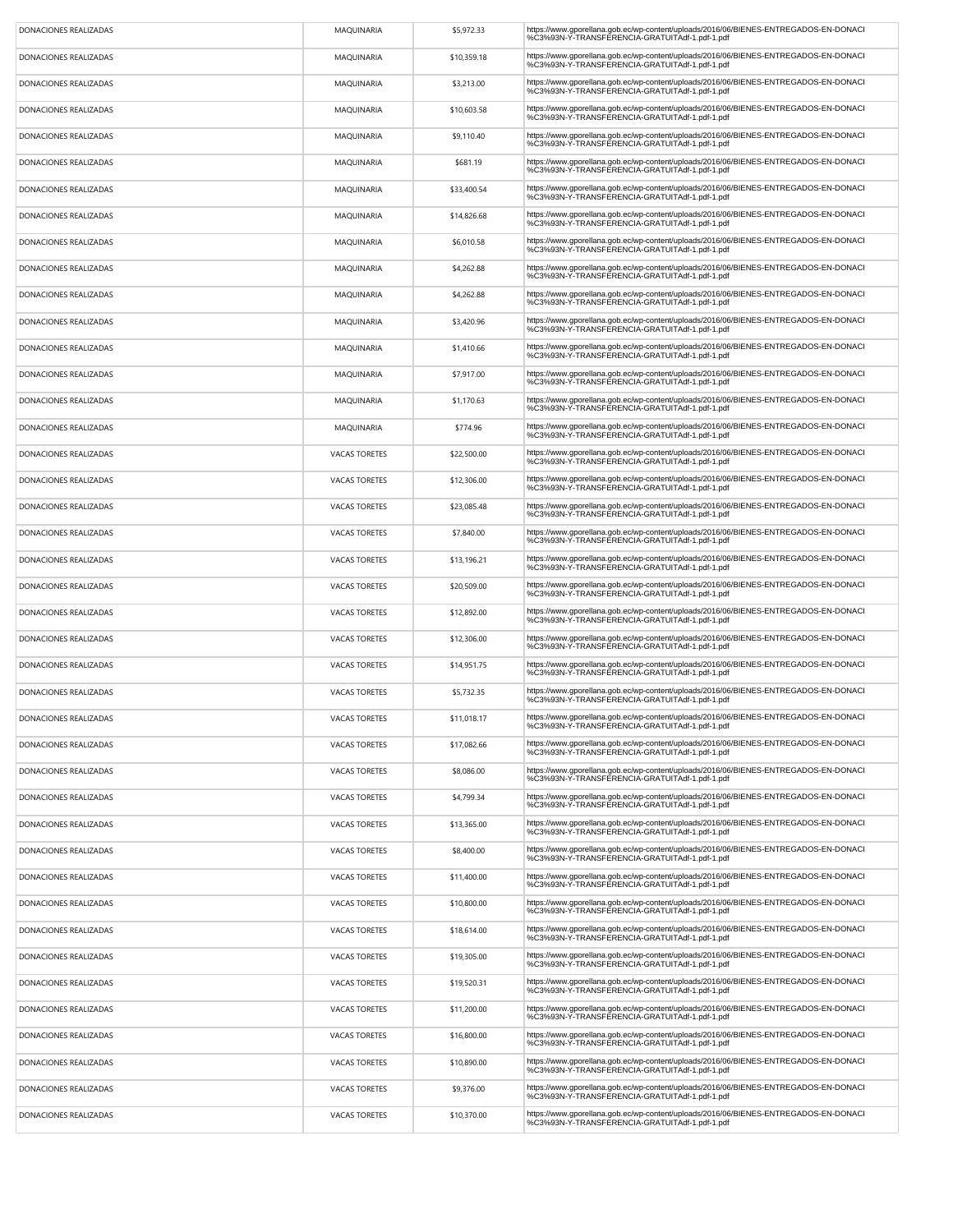| | | | |
|---|---|---|---|
| DONACIONES REALIZADAS | MAQUINARIA | $5,972.33 | https://www.gporellana.gob.ec/wp-content/uploads/2016/06/BIENES-ENTREGADOS-EN-DONACI%C3%93N-Y-TRANSFERENCIA-GRATUITAdf-1.pdf-1.pdf |
| DONACIONES REALIZADAS | MAQUINARIA | $10,359.18 | https://www.gporellana.gob.ec/wp-content/uploads/2016/06/BIENES-ENTREGADOS-EN-DONACI%C3%93N-Y-TRANSFERENCIA-GRATUITAdf-1.pdf-1.pdf |
| DONACIONES REALIZADAS | MAQUINARIA | $3,213.00 | https://www.gporellana.gob.ec/wp-content/uploads/2016/06/BIENES-ENTREGADOS-EN-DONACI%C3%93N-Y-TRANSFERENCIA-GRATUITAdf-1.pdf-1.pdf |
| DONACIONES REALIZADAS | MAQUINARIA | $10,603.58 | https://www.gporellana.gob.ec/wp-content/uploads/2016/06/BIENES-ENTREGADOS-EN-DONACI%C3%93N-Y-TRANSFERENCIA-GRATUITAdf-1.pdf-1.pdf |
| DONACIONES REALIZADAS | MAQUINARIA | $9,110.40 | https://www.gporellana.gob.ec/wp-content/uploads/2016/06/BIENES-ENTREGADOS-EN-DONACI%C3%93N-Y-TRANSFERENCIA-GRATUITAdf-1.pdf-1.pdf |
| DONACIONES REALIZADAS | MAQUINARIA | $681.19 | https://www.gporellana.gob.ec/wp-content/uploads/2016/06/BIENES-ENTREGADOS-EN-DONACI%C3%93N-Y-TRANSFERENCIA-GRATUITAdf-1.pdf-1.pdf |
| DONACIONES REALIZADAS | MAQUINARIA | $33,400.54 | https://www.gporellana.gob.ec/wp-content/uploads/2016/06/BIENES-ENTREGADOS-EN-DONACI%C3%93N-Y-TRANSFERENCIA-GRATUITAdf-1.pdf-1.pdf |
| DONACIONES REALIZADAS | MAQUINARIA | $14,826.68 | https://www.gporellana.gob.ec/wp-content/uploads/2016/06/BIENES-ENTREGADOS-EN-DONACI%C3%93N-Y-TRANSFERENCIA-GRATUITAdf-1.pdf-1.pdf |
| DONACIONES REALIZADAS | MAQUINARIA | $6,010.58 | https://www.gporellana.gob.ec/wp-content/uploads/2016/06/BIENES-ENTREGADOS-EN-DONACI%C3%93N-Y-TRANSFERENCIA-GRATUITAdf-1.pdf-1.pdf |
| DONACIONES REALIZADAS | MAQUINARIA | $4,262.88 | https://www.gporellana.gob.ec/wp-content/uploads/2016/06/BIENES-ENTREGADOS-EN-DONACI%C3%93N-Y-TRANSFERENCIA-GRATUITAdf-1.pdf-1.pdf |
| DONACIONES REALIZADAS | MAQUINARIA | $4,262.88 | https://www.gporellana.gob.ec/wp-content/uploads/2016/06/BIENES-ENTREGADOS-EN-DONACI%C3%93N-Y-TRANSFERENCIA-GRATUITAdf-1.pdf-1.pdf |
| DONACIONES REALIZADAS | MAQUINARIA | $3,420.96 | https://www.gporellana.gob.ec/wp-content/uploads/2016/06/BIENES-ENTREGADOS-EN-DONACI%C3%93N-Y-TRANSFERENCIA-GRATUITAdf-1.pdf-1.pdf |
| DONACIONES REALIZADAS | MAQUINARIA | $1,410.66 | https://www.gporellana.gob.ec/wp-content/uploads/2016/06/BIENES-ENTREGADOS-EN-DONACI%C3%93N-Y-TRANSFERENCIA-GRATUITAdf-1.pdf-1.pdf |
| DONACIONES REALIZADAS | MAQUINARIA | $7,917.00 | https://www.gporellana.gob.ec/wp-content/uploads/2016/06/BIENES-ENTREGADOS-EN-DONACI%C3%93N-Y-TRANSFERENCIA-GRATUITAdf-1.pdf-1.pdf |
| DONACIONES REALIZADAS | MAQUINARIA | $1,170.63 | https://www.gporellana.gob.ec/wp-content/uploads/2016/06/BIENES-ENTREGADOS-EN-DONACI%C3%93N-Y-TRANSFERENCIA-GRATUITAdf-1.pdf-1.pdf |
| DONACIONES REALIZADAS | MAQUINARIA | $774.96 | https://www.gporellana.gob.ec/wp-content/uploads/2016/06/BIENES-ENTREGADOS-EN-DONACI%C3%93N-Y-TRANSFERENCIA-GRATUITAdf-1.pdf-1.pdf |
| DONACIONES REALIZADAS | VACAS TORETES | $22,500.00 | https://www.gporellana.gob.ec/wp-content/uploads/2016/06/BIENES-ENTREGADOS-EN-DONACI%C3%93N-Y-TRANSFERENCIA-GRATUITAdf-1.pdf-1.pdf |
| DONACIONES REALIZADAS | VACAS TORETES | $12,306.00 | https://www.gporellana.gob.ec/wp-content/uploads/2016/06/BIENES-ENTREGADOS-EN-DONACI%C3%93N-Y-TRANSFERENCIA-GRATUITAdf-1.pdf-1.pdf |
| DONACIONES REALIZADAS | VACAS TORETES | $23,085.48 | https://www.gporellana.gob.ec/wp-content/uploads/2016/06/BIENES-ENTREGADOS-EN-DONACI%C3%93N-Y-TRANSFERENCIA-GRATUITAdf-1.pdf-1.pdf |
| DONACIONES REALIZADAS | VACAS TORETES | $7,840.00 | https://www.gporellana.gob.ec/wp-content/uploads/2016/06/BIENES-ENTREGADOS-EN-DONACI%C3%93N-Y-TRANSFERENCIA-GRATUITAdf-1.pdf-1.pdf |
| DONACIONES REALIZADAS | VACAS TORETES | $13,196.21 | https://www.gporellana.gob.ec/wp-content/uploads/2016/06/BIENES-ENTREGADOS-EN-DONACI%C3%93N-Y-TRANSFERENCIA-GRATUITAdf-1.pdf-1.pdf |
| DONACIONES REALIZADAS | VACAS TORETES | $20,509.00 | https://www.gporellana.gob.ec/wp-content/uploads/2016/06/BIENES-ENTREGADOS-EN-DONACI%C3%93N-Y-TRANSFERENCIA-GRATUITAdf-1.pdf-1.pdf |
| DONACIONES REALIZADAS | VACAS TORETES | $12,892.00 | https://www.gporellana.gob.ec/wp-content/uploads/2016/06/BIENES-ENTREGADOS-EN-DONACI%C3%93N-Y-TRANSFERENCIA-GRATUITAdf-1.pdf-1.pdf |
| DONACIONES REALIZADAS | VACAS TORETES | $12,306.00 | https://www.gporellana.gob.ec/wp-content/uploads/2016/06/BIENES-ENTREGADOS-EN-DONACI%C3%93N-Y-TRANSFERENCIA-GRATUITAdf-1.pdf-1.pdf |
| DONACIONES REALIZADAS | VACAS TORETES | $14,951.75 | https://www.gporellana.gob.ec/wp-content/uploads/2016/06/BIENES-ENTREGADOS-EN-DONACI%C3%93N-Y-TRANSFERENCIA-GRATUITAdf-1.pdf-1.pdf |
| DONACIONES REALIZADAS | VACAS TORETES | $5,732.35 | https://www.gporellana.gob.ec/wp-content/uploads/2016/06/BIENES-ENTREGADOS-EN-DONACI%C3%93N-Y-TRANSFERENCIA-GRATUITAdf-1.pdf-1.pdf |
| DONACIONES REALIZADAS | VACAS TORETES | $11,018.17 | https://www.gporellana.gob.ec/wp-content/uploads/2016/06/BIENES-ENTREGADOS-EN-DONACI%C3%93N-Y-TRANSFERENCIA-GRATUITAdf-1.pdf-1.pdf |
| DONACIONES REALIZADAS | VACAS TORETES | $17,082.66 | https://www.gporellana.gob.ec/wp-content/uploads/2016/06/BIENES-ENTREGADOS-EN-DONACI%C3%93N-Y-TRANSFERENCIA-GRATUITAdf-1.pdf-1.pdf |
| DONACIONES REALIZADAS | VACAS TORETES | $8,086.00 | https://www.gporellana.gob.ec/wp-content/uploads/2016/06/BIENES-ENTREGADOS-EN-DONACI%C3%93N-Y-TRANSFERENCIA-GRATUITAdf-1.pdf-1.pdf |
| DONACIONES REALIZADAS | VACAS TORETES | $4,799.34 | https://www.gporellana.gob.ec/wp-content/uploads/2016/06/BIENES-ENTREGADOS-EN-DONACI%C3%93N-Y-TRANSFERENCIA-GRATUITAdf-1.pdf-1.pdf |
| DONACIONES REALIZADAS | VACAS TORETES | $13,365.00 | https://www.gporellana.gob.ec/wp-content/uploads/2016/06/BIENES-ENTREGADOS-EN-DONACI%C3%93N-Y-TRANSFERENCIA-GRATUITAdf-1.pdf-1.pdf |
| DONACIONES REALIZADAS | VACAS TORETES | $8,400.00 | https://www.gporellana.gob.ec/wp-content/uploads/2016/06/BIENES-ENTREGADOS-EN-DONACI%C3%93N-Y-TRANSFERENCIA-GRATUITAdf-1.pdf-1.pdf |
| DONACIONES REALIZADAS | VACAS TORETES | $11,400.00 | https://www.gporellana.gob.ec/wp-content/uploads/2016/06/BIENES-ENTREGADOS-EN-DONACI%C3%93N-Y-TRANSFERENCIA-GRATUITAdf-1.pdf-1.pdf |
| DONACIONES REALIZADAS | VACAS TORETES | $10,800.00 | https://www.gporellana.gob.ec/wp-content/uploads/2016/06/BIENES-ENTREGADOS-EN-DONACI%C3%93N-Y-TRANSFERENCIA-GRATUITAdf-1.pdf-1.pdf |
| DONACIONES REALIZADAS | VACAS TORETES | $18,614.00 | https://www.gporellana.gob.ec/wp-content/uploads/2016/06/BIENES-ENTREGADOS-EN-DONACI%C3%93N-Y-TRANSFERENCIA-GRATUITAdf-1.pdf-1.pdf |
| DONACIONES REALIZADAS | VACAS TORETES | $19,305.00 | https://www.gporellana.gob.ec/wp-content/uploads/2016/06/BIENES-ENTREGADOS-EN-DONACI%C3%93N-Y-TRANSFERENCIA-GRATUITAdf-1.pdf-1.pdf |
| DONACIONES REALIZADAS | VACAS TORETES | $19,520.31 | https://www.gporellana.gob.ec/wp-content/uploads/2016/06/BIENES-ENTREGADOS-EN-DONACI%C3%93N-Y-TRANSFERENCIA-GRATUITAdf-1.pdf-1.pdf |
| DONACIONES REALIZADAS | VACAS TORETES | $11,200.00 | https://www.gporellana.gob.ec/wp-content/uploads/2016/06/BIENES-ENTREGADOS-EN-DONACI%C3%93N-Y-TRANSFERENCIA-GRATUITAdf-1.pdf-1.pdf |
| DONACIONES REALIZADAS | VACAS TORETES | $16,800.00 | https://www.gporellana.gob.ec/wp-content/uploads/2016/06/BIENES-ENTREGADOS-EN-DONACI%C3%93N-Y-TRANSFERENCIA-GRATUITAdf-1.pdf-1.pdf |
| DONACIONES REALIZADAS | VACAS TORETES | $10,890.00 | https://www.gporellana.gob.ec/wp-content/uploads/2016/06/BIENES-ENTREGADOS-EN-DONACI%C3%93N-Y-TRANSFERENCIA-GRATUITAdf-1.pdf-1.pdf |
| DONACIONES REALIZADAS | VACAS TORETES | $9,376.00 | https://www.gporellana.gob.ec/wp-content/uploads/2016/06/BIENES-ENTREGADOS-EN-DONACI%C3%93N-Y-TRANSFERENCIA-GRATUITAdf-1.pdf-1.pdf |
| DONACIONES REALIZADAS | VACAS TORETES | $10,370.00 | https://www.gporellana.gob.ec/wp-content/uploads/2016/06/BIENES-ENTREGADOS-EN-DONACI%C3%93N-Y-TRANSFERENCIA-GRATUITAdf-1.pdf-1.pdf |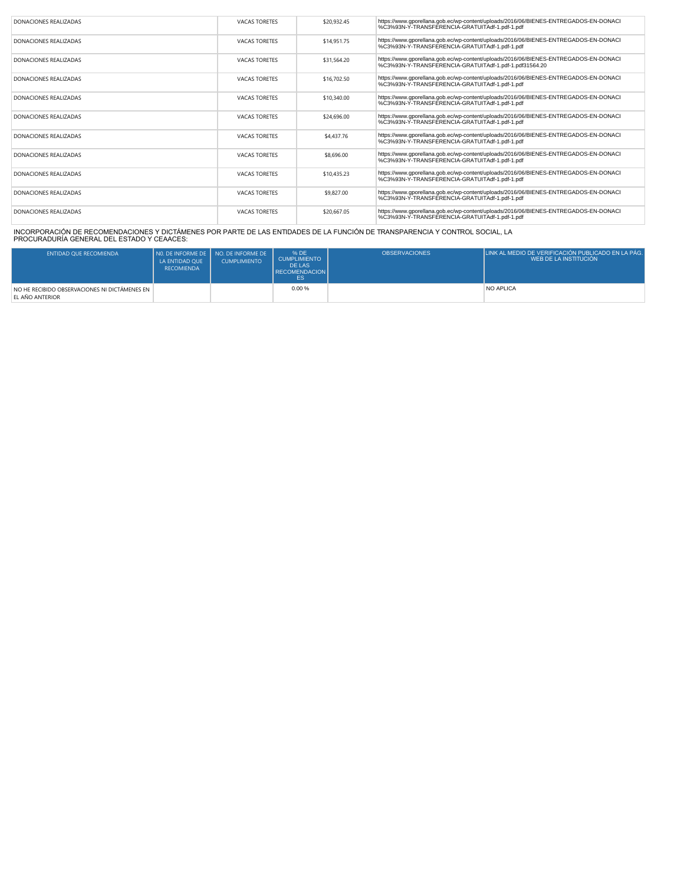| | | | |
|---|---|---|---|
| DONACIONES REALIZADAS | VACAS TORETES | $20,932.45 | https://www.gporellana.gob.ec/wp-content/uploads/2016/06/BIENES-ENTREGADOS-EN-DONACI%C3%93N-Y-TRANSFERENCIA-GRATUITAdf-1.pdf-1.pdf |
| DONACIONES REALIZADAS | VACAS TORETES | $14,951.75 | https://www.gporellana.gob.ec/wp-content/uploads/2016/06/BIENES-ENTREGADOS-EN-DONACI%C3%93N-Y-TRANSFERENCIA-GRATUITAdf-1.pdf-1.pdf |
| DONACIONES REALIZADAS | VACAS TORETES | $31,564.20 | https://www.gporellana.gob.ec/wp-content/uploads/2016/06/BIENES-ENTREGADOS-EN-DONACI%C3%93N-Y-TRANSFERENCIA-GRATUITAdf-1.pdf-1.pdf31564.20 |
| DONACIONES REALIZADAS | VACAS TORETES | $16,702.50 | https://www.gporellana.gob.ec/wp-content/uploads/2016/06/BIENES-ENTREGADOS-EN-DONACI%C3%93N-Y-TRANSFERENCIA-GRATUITAdf-1.pdf-1.pdf |
| DONACIONES REALIZADAS | VACAS TORETES | $10,340.00 | https://www.gporellana.gob.ec/wp-content/uploads/2016/06/BIENES-ENTREGADOS-EN-DONACI%C3%93N-Y-TRANSFERENCIA-GRATUITAdf-1.pdf-1.pdf |
| DONACIONES REALIZADAS | VACAS TORETES | $24,696.00 | https://www.gporellana.gob.ec/wp-content/uploads/2016/06/BIENES-ENTREGADOS-EN-DONACI%C3%93N-Y-TRANSFERENCIA-GRATUITAdf-1.pdf-1.pdf |
| DONACIONES REALIZADAS | VACAS TORETES | $4,437.76 | https://www.gporellana.gob.ec/wp-content/uploads/2016/06/BIENES-ENTREGADOS-EN-DONACI%C3%93N-Y-TRANSFERENCIA-GRATUITAdf-1.pdf-1.pdf |
| DONACIONES REALIZADAS | VACAS TORETES | $8,696.00 | https://www.gporellana.gob.ec/wp-content/uploads/2016/06/BIENES-ENTREGADOS-EN-DONACI%C3%93N-Y-TRANSFERENCIA-GRATUITAdf-1.pdf-1.pdf |
| DONACIONES REALIZADAS | VACAS TORETES | $10,435.23 | https://www.gporellana.gob.ec/wp-content/uploads/2016/06/BIENES-ENTREGADOS-EN-DONACI%C3%93N-Y-TRANSFERENCIA-GRATUITAdf-1.pdf-1.pdf |
| DONACIONES REALIZADAS | VACAS TORETES | $9,827.00 | https://www.gporellana.gob.ec/wp-content/uploads/2016/06/BIENES-ENTREGADOS-EN-DONACI%C3%93N-Y-TRANSFERENCIA-GRATUITAdf-1.pdf-1.pdf |
| DONACIONES REALIZADAS | VACAS TORETES | $20,667.05 | https://www.gporellana.gob.ec/wp-content/uploads/2016/06/BIENES-ENTREGADOS-EN-DONACI%C3%93N-Y-TRANSFERENCIA-GRATUITAdf-1.pdf-1.pdf |

INCORPORACIÓN DE RECOMENDACIONES Y DICTÁMENES POR PARTE DE LAS ENTIDADES DE LA FUNCIÓN DE TRANSPARENCIA Y CONTROL SOCIAL, LA PROCURADURÍA GENERAL DEL ESTADO Y CEAACES:

| ENTIDAD QUE RECOMIENDA | N0. DE INFORME DE LA ENTIDAD QUE RECOMIENDA | NO. DE INFORME DE CUMPLIMIENTO | % DE CUMPLIMIENTO DE LAS RECOMENDACIONES | OBSERVACIONES | LINK AL MEDIO DE VERIFICACIÓN PUBLICADO EN LA PÁG. WEB DE LA INSTITUCIÓN |
|---|---|---|---|---|---|
| NO HE RECIBIDO OBSERVACIONES NI DICTÁMENES EN EL AÑO ANTERIOR | | | 0.00 % | | NO APLICA |